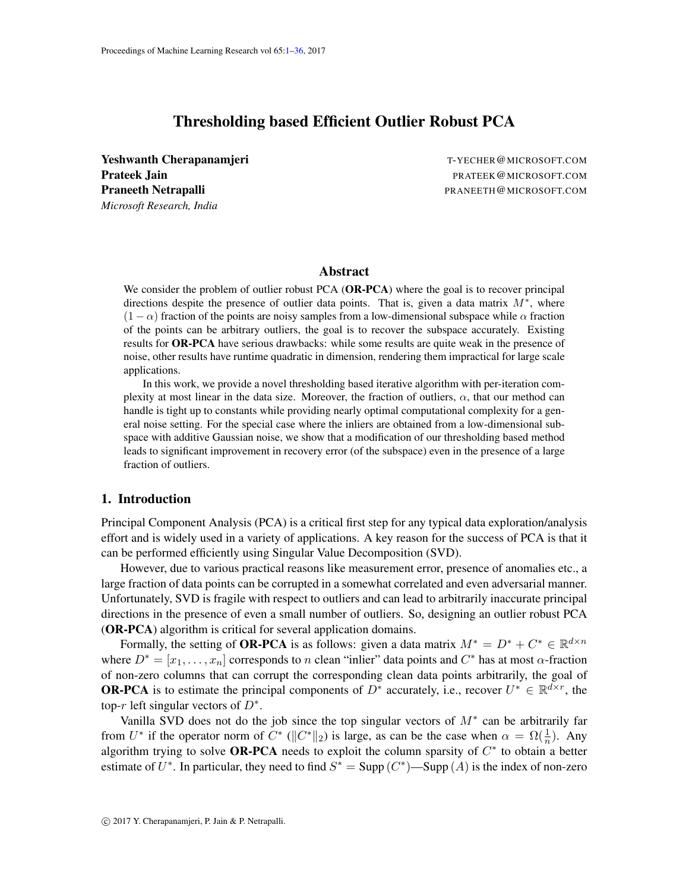# Thresholding based Efficient Outlier Robust PCA

**Yeshwanth Cherapanamjeri** T-YECHER@MICROSOFT.COM
**Prateek Jain** PRATEEK@MICROSOFT.COM
**Praneeth Netrapalli** PRANEETH@MICROSOFT.COM
*Microsoft Research, India*

## Abstract

We consider the problem of outlier robust PCA (**OR-PCA**) where the goal is to recover principal directions despite the presence of outlier data points. That is, given a data matrix $M^*$, where $(1-\alpha)$ fraction of the points are noisy samples from a low-dimensional subspace while $\alpha$ fraction of the points can be arbitrary outliers, the goal is to recover the subspace accurately. Existing results for **OR-PCA** have serious drawbacks: while some results are quite weak in the presence of noise, other results have runtime quadratic in dimension, rendering them impractical for large scale applications.

In this work, we provide a novel thresholding based iterative algorithm with per-iteration complexity at most linear in the data size. Moreover, the fraction of outliers, $\alpha$, that our method can handle is tight up to constants while providing nearly optimal computational complexity for a general noise setting. For the special case where the inliers are obtained from a low-dimensional subspace with additive Gaussian noise, we show that a modification of our thresholding based method leads to significant improvement in recovery error (of the subspace) even in the presence of a large fraction of outliers.

## 1. Introduction

Principal Component Analysis (PCA) is a critical first step for any typical data exploration/analysis effort and is widely used in a variety of applications. A key reason for the success of PCA is that it can be performed efficiently using Singular Value Decomposition (SVD).

However, due to various practical reasons like measurement error, presence of anomalies etc., a large fraction of data points can be corrupted in a somewhat correlated and even adversarial manner. Unfortunately, SVD is fragile with respect to outliers and can lead to arbitrarily inaccurate principal directions in the presence of even a small number of outliers. So, designing an outlier robust PCA (**OR-PCA**) algorithm is critical for several application domains.

Formally, the setting of **OR-PCA** is as follows: given a data matrix $M^* = D^* + C^* \in \mathbb{R}^{d\times n}$ where $D^* = [x_1, \ldots, x_n]$ corresponds to $n$ clean "inlier" data points and $C^*$ has at most $\alpha$-fraction of non-zero columns that can corrupt the corresponding clean data points arbitrarily, the goal of **OR-PCA** is to estimate the principal components of $D^*$ accurately, i.e., recover $U^* \in \mathbb{R}^{d\times r}$, the top-$r$ left singular vectors of $D^*$.

Vanilla SVD does not do the job since the top singular vectors of $M^*$ can be arbitrarily far from $U^*$ if the operator norm of $C^*$ ($\|C^*\|_2$) is large, as can be the case when $\alpha = \Omega(\frac{1}{n})$. Any algorithm trying to solve **OR-PCA** needs to exploit the column sparsity of $C^*$ to obtain a better estimate of $U^*$. In particular, they need to find $S^* = \mathrm{Supp}\,(C^*)$—$\mathrm{Supp}\,(A)$ is the index of non-zero

© 2017 Y. Cherapanamjeri, P. Jain & P. Netrapalli.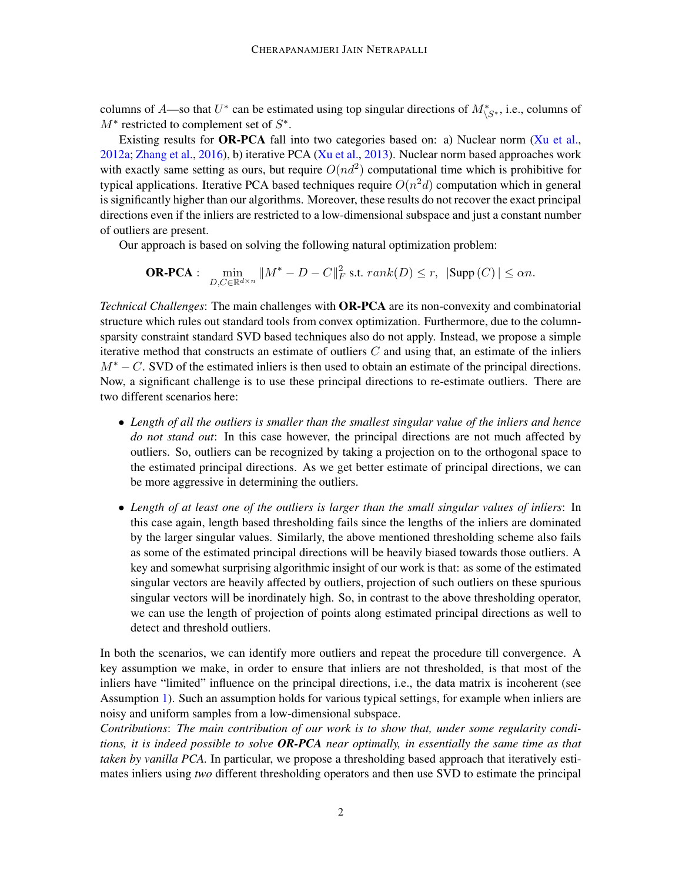columns of $A$—so that $U^*$ can be estimated using top singular directions of $M^*_{\setminus S^*}$, i.e., columns of $M^*$ restricted to complement set of $S^*$.

Existing results for **OR-PCA** fall into two categories based on: a) Nuclear norm (Xu et al., 2012a; Zhang et al., 2016), b) iterative PCA (Xu et al., 2013). Nuclear norm based approaches work with exactly same setting as ours, but require $O(nd^2)$ computational time which is prohibitive for typical applications. Iterative PCA based techniques require $O(n^2d)$ computation which in general is significantly higher than our algorithms. Moreover, these results do not recover the exact principal directions even if the inliers are restricted to a low-dimensional subspace and just a constant number of outliers are present.

Our approach is based on solving the following natural optimization problem:

$$\textbf{OR-PCA}: \quad \min_{D,C \in \mathbb{R}^{d \times n}} \|M^* - D - C\|_F^2 \text{ s.t. } rank(D) \leq r, \ \ |\text{Supp}\,(C)| \leq \alpha n.$$

*Technical Challenges*: The main challenges with **OR-PCA** are its non-convexity and combinatorial structure which rules out standard tools from convex optimization. Furthermore, due to the column-sparsity constraint standard SVD based techniques also do not apply. Instead, we propose a simple iterative method that constructs an estimate of outliers $C$ and using that, an estimate of the inliers $M^* - C$. SVD of the estimated inliers is then used to obtain an estimate of the principal directions. Now, a significant challenge is to use these principal directions to re-estimate outliers. There are two different scenarios here:

- *Length of all the outliers is smaller than the smallest singular value of the inliers and hence do not stand out*: In this case however, the principal directions are not much affected by outliers. So, outliers can be recognized by taking a projection on to the orthogonal space to the estimated principal directions. As we get better estimate of principal directions, we can be more aggressive in determining the outliers.
- *Length of at least one of the outliers is larger than the small singular values of inliers*: In this case again, length based thresholding fails since the lengths of the inliers are dominated by the larger singular values. Similarly, the above mentioned thresholding scheme also fails as some of the estimated principal directions will be heavily biased towards those outliers. A key and somewhat surprising algorithmic insight of our work is that: as some of the estimated singular vectors are heavily affected by outliers, projection of such outliers on these spurious singular vectors will be inordinately high. So, in contrast to the above thresholding operator, we can use the length of projection of points along estimated principal directions as well to detect and threshold outliers.

In both the scenarios, we can identify more outliers and repeat the procedure till convergence. A key assumption we make, in order to ensure that inliers are not thresholded, is that most of the inliers have "limited" influence on the principal directions, i.e., the data matrix is incoherent (see Assumption 1). Such an assumption holds for various typical settings, for example when inliers are noisy and uniform samples from a low-dimensional subspace.

*Contributions*: *The main contribution of our work is to show that, under some regularity conditions, it is indeed possible to solve **OR-PCA** near optimally, in essentially the same time as that taken by vanilla PCA.* In particular, we propose a thresholding based approach that iteratively estimates inliers using *two* different thresholding operators and then use SVD to estimate the principal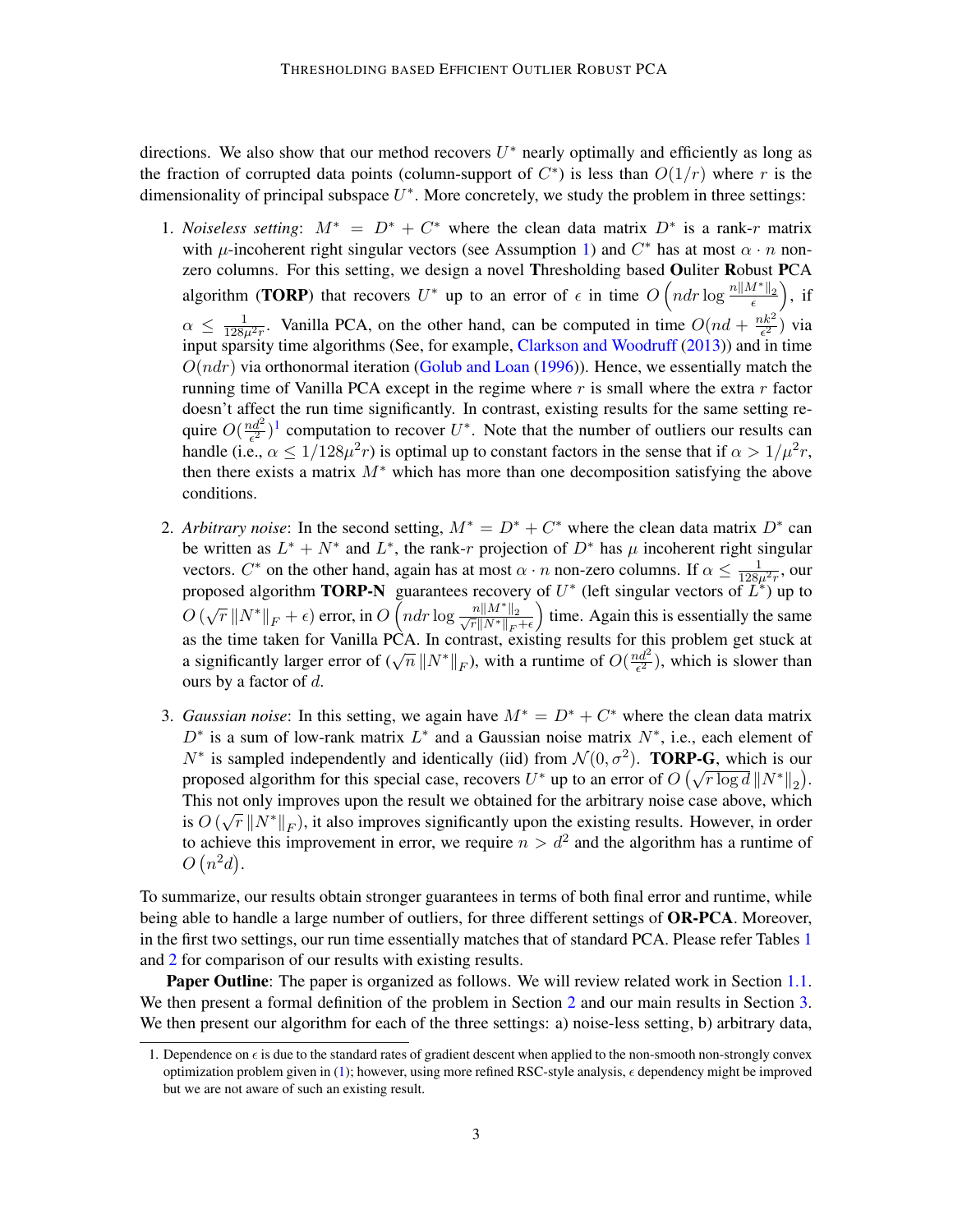directions. We also show that our method recovers $U^*$ nearly optimally and efficiently as long as the fraction of corrupted data points (column-support of $C^*$) is less than $O(1/r)$ where $r$ is the dimensionality of principal subspace $U^*$. More concretely, we study the problem in three settings:

1. *Noiseless setting*: $M^* = D^* + C^*$ where the clean data matrix $D^*$ is a rank-$r$ matrix with $\mu$-incoherent right singular vectors (see Assumption 1) and $C^*$ has at most $\alpha \cdot n$ non-zero columns. For this setting, we design a novel **T**hresholding based **O**uliter **R**obust **PCA** algorithm (**TORP**) that recovers $U^*$ up to an error of $\epsilon$ in time $O\left(ndr \log \frac{n\|M^*\|_2}{\epsilon}\right)$, if $\alpha \leq \frac{1}{128\mu^2 r}$. Vanilla PCA, on the other hand, can be computed in time $O(nd + \frac{nk^2}{\epsilon^2})$ via input sparsity time algorithms (See, for example, Clarkson and Woodruff (2013)) and in time $O(ndr)$ via orthonormal iteration (Golub and Loan (1996)). Hence, we essentially match the running time of Vanilla PCA except in the regime where $r$ is small where the extra $r$ factor doesn't affect the run time significantly. In contrast, existing results for the same setting require $O(\frac{nd^2}{\epsilon^2})$[1] computation to recover $U^*$. Note that the number of outliers our results can handle (i.e., $\alpha \leq 1/128\mu^2 r$) is optimal up to constant factors in the sense that if $\alpha > 1/\mu^2 r$, then there exists a matrix $M^*$ which has more than one decomposition satisfying the above conditions.

2. *Arbitrary noise*: In the second setting, $M^* = D^* + C^*$ where the clean data matrix $D^*$ can be written as $L^* + N^*$ and $L^*$, the rank-$r$ projection of $D^*$ has $\mu$ incoherent right singular vectors. $C^*$ on the other hand, again has at most $\alpha \cdot n$ non-zero columns. If $\alpha \leq \frac{1}{128\mu^2 r}$, our proposed algorithm **TORP-N** guarantees recovery of $U^*$ (left singular vectors of $L^*$) up to $O\left(\sqrt{r}\,\|N^*\|_F + \epsilon\right)$ error, in $O\left(ndr \log \frac{n\|M^*\|_2}{\sqrt{r}\|N^*\|_F + \epsilon}\right)$ time. Again this is essentially the same as the time taken for Vanilla PCA. In contrast, existing results for this problem get stuck at a significantly larger error of $(\sqrt{n}\,\|N^*\|_F)$, with a runtime of $O(\frac{nd^2}{\epsilon^2})$, which is slower than ours by a factor of $d$.

3. *Gaussian noise*: In this setting, we again have $M^* = D^* + C^*$ where the clean data matrix $D^*$ is a sum of low-rank matrix $L^*$ and a Gaussian noise matrix $N^*$, i.e., each element of $N^*$ is sampled independently and identically (iid) from $\mathcal{N}(0, \sigma^2)$. **TORP-G**, which is our proposed algorithm for this special case, recovers $U^*$ up to an error of $O\left(\sqrt{r \log d}\,\|N^*\|_2\right)$. This not only improves upon the result we obtained for the arbitrary noise case above, which is $O\left(\sqrt{r}\,\|N^*\|_F\right)$, it also improves significantly upon the existing results. However, in order to achieve this improvement in error, we require $n > d^2$ and the algorithm has a runtime of $O\left(n^2 d\right)$.

To summarize, our results obtain stronger guarantees in terms of both final error and runtime, while being able to handle a large number of outliers, for three different settings of **OR-PCA**. Moreover, in the first two settings, our run time essentially matches that of standard PCA. Please refer Tables 1 and 2 for comparison of our results with existing results.

**Paper Outline**: The paper is organized as follows. We will review related work in Section 1.1. We then present a formal definition of the problem in Section 2 and our main results in Section 3. We then present our algorithm for each of the three settings: a) noise-less setting, b) arbitrary data,

1. Dependence on $\epsilon$ is due to the standard rates of gradient descent when applied to the non-smooth non-strongly convex optimization problem given in (1); however, using more refined RSC-style analysis, $\epsilon$ dependency might be improved but we are not aware of such an existing result.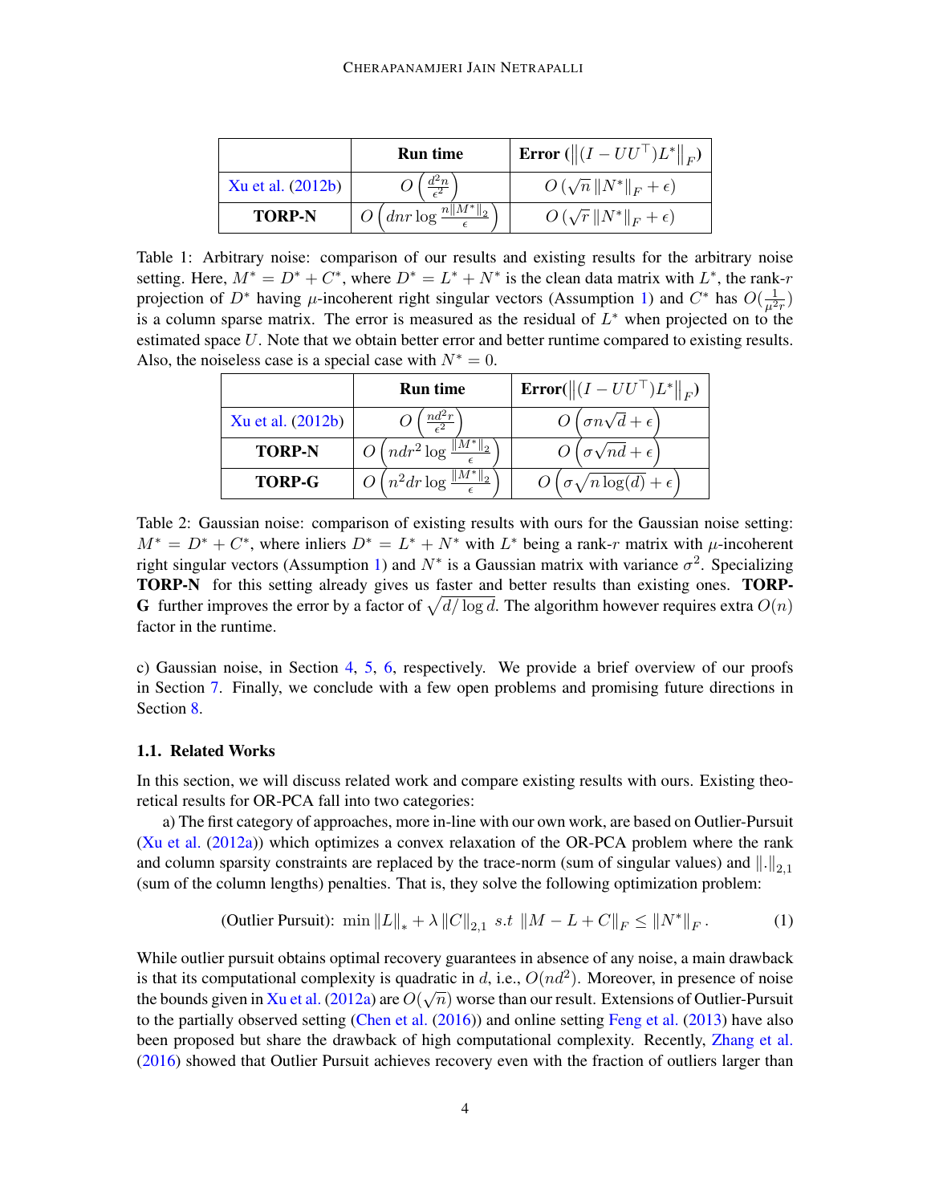| | **Run time** | **Error** ($\left\|(I - UU^\top)L^*\right\|_F$) |
|---|---|---|
| Xu et al. (2012b) | $O\left(\frac{d^2 n}{\epsilon^2}\right)$ | $O\left(\sqrt{n}\left\|N^*\right\|_F + \epsilon\right)$ |
| **TORP-N** | $O\left(dnr \log \frac{n\left\|M^*\right\|_2}{\epsilon}\right)$ | $O\left(\sqrt{r}\left\|N^*\right\|_F + \epsilon\right)$ |

Table 1: Arbitrary noise: comparison of our results and existing results for the arbitrary noise setting. Here, $M^* = D^* + C^*$, where $D^* = L^* + N^*$ is the clean data matrix with $L^*$, the rank-$r$ projection of $D^*$ having $\mu$-incoherent right singular vectors (Assumption 1) and $C^*$ has $O(\frac{1}{\mu^2 r})$ is a column sparse matrix. The error is measured as the residual of $L^*$ when projected on to the estimated space $U$. Note that we obtain better error and better runtime compared to existing results. Also, the noiseless case is a special case with $N^* = 0$.

| | **Run time** | **Error**($\left\|(I - UU^\top)L^*\right\|_F$) |
|---|---|---|
| Xu et al. (2012b) | $O\left(\frac{nd^2 r}{\epsilon^2}\right)$ | $O\left(\sigma n\sqrt{d} + \epsilon\right)$ |
| **TORP-N** | $O\left(ndr^2 \log \frac{\left\|M^*\right\|_2}{\epsilon}\right)$ | $O\left(\sigma\sqrt{nd} + \epsilon\right)$ |
| **TORP-G** | $O\left(n^2 dr \log \frac{\left\|M^*\right\|_2}{\epsilon}\right)$ | $O\left(\sigma\sqrt{n\log(d)} + \epsilon\right)$ |

Table 2: Gaussian noise: comparison of existing results with ours for the Gaussian noise setting: $M^* = D^* + C^*$, where inliers $D^* = L^* + N^*$ with $L^*$ being a rank-$r$ matrix with $\mu$-incoherent right singular vectors (Assumption 1) and $N^*$ is a Gaussian matrix with variance $\sigma^2$. Specializing **TORP-N** for this setting already gives us faster and better results than existing ones. **TORP-G** further improves the error by a factor of $\sqrt{d/\log d}$. The algorithm however requires extra $O(n)$ factor in the runtime.

c) Gaussian noise, in Section 4, 5, 6, respectively. We provide a brief overview of our proofs in Section 7. Finally, we conclude with a few open problems and promising future directions in Section 8.

### 1.1. Related Works

In this section, we will discuss related work and compare existing results with ours. Existing theoretical results for OR-PCA fall into two categories:

a) The first category of approaches, more in-line with our own work, are based on Outlier-Pursuit (Xu et al. (2012a)) which optimizes a convex relaxation of the OR-PCA problem where the rank and column sparsity constraints are replaced by the trace-norm (sum of singular values) and $\|.\|_{2,1}$ (sum of the column lengths) penalties. That is, they solve the following optimization problem:

$$\text{(Outlier Pursuit): } \min \|L\|_* + \lambda \|C\|_{2,1} \;\; s.t \;\; \|M - L + C\|_F \leq \|N^*\|_F. \tag{1}$$

While outlier pursuit obtains optimal recovery guarantees in absence of any noise, a main drawback is that its computational complexity is quadratic in $d$, i.e., $O(nd^2)$. Moreover, in presence of noise the bounds given in Xu et al. (2012a) are $O(\sqrt{n})$ worse than our result. Extensions of Outlier-Pursuit to the partially observed setting (Chen et al. (2016)) and online setting Feng et al. (2013) have also been proposed but share the drawback of high computational complexity. Recently, Zhang et al. (2016) showed that Outlier Pursuit achieves recovery even with the fraction of outliers larger than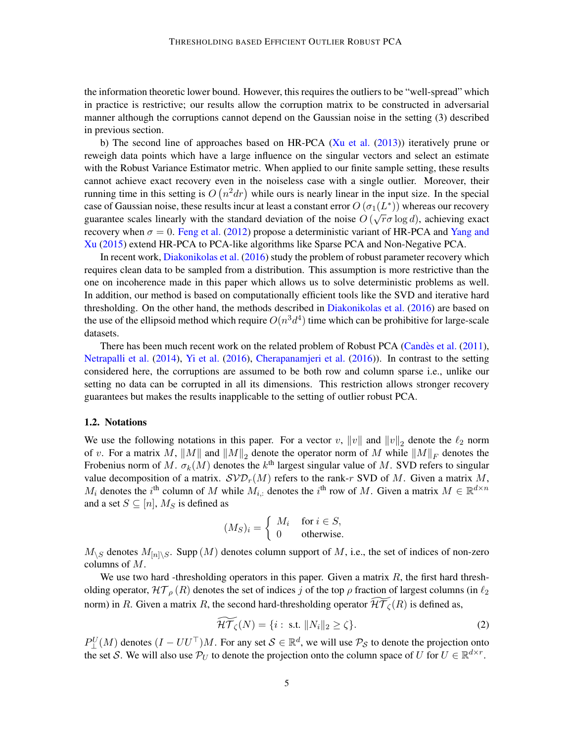the information theoretic lower bound. However, this requires the outliers to be "well-spread" which in practice is restrictive; our results allow the corruption matrix to be constructed in adversarial manner although the corruptions cannot depend on the Gaussian noise in the setting (3) described in previous section.

b) The second line of approaches based on HR-PCA (Xu et al. (2013)) iteratively prune or reweigh data points which have a large influence on the singular vectors and select an estimate with the Robust Variance Estimator metric. When applied to our finite sample setting, these results cannot achieve exact recovery even in the noiseless case with a single outlier. Moreover, their running time in this setting is $O\left(n^2 dr\right)$ while ours is nearly linear in the input size. In the special case of Gaussian noise, these results incur at least a constant error $O\left(\sigma_1(L^*)\right)$ whereas our recovery guarantee scales linearly with the standard deviation of the noise $O\left(\sqrt{r}\sigma \log d\right)$, achieving exact recovery when $\sigma = 0$. Feng et al. (2012) propose a deterministic variant of HR-PCA and Yang and Xu (2015) extend HR-PCA to PCA-like algorithms like Sparse PCA and Non-Negative PCA.

In recent work, Diakonikolas et al. (2016) study the problem of robust parameter recovery which requires clean data to be sampled from a distribution. This assumption is more restrictive than the one on incoherence made in this paper which allows us to solve deterministic problems as well. In addition, our method is based on computationally efficient tools like the SVD and iterative hard thresholding. On the other hand, the methods described in Diakonikolas et al. (2016) are based on the use of the ellipsoid method which require $O(n^3 d^4)$ time which can be prohibitive for large-scale datasets.

There has been much recent work on the related problem of Robust PCA (Candès et al. (2011), Netrapalli et al. (2014), Yi et al. (2016), Cherapanamjeri et al. (2016)). In contrast to the setting considered here, the corruptions are assumed to be both row and column sparse i.e., unlike our setting no data can be corrupted in all its dimensions. This restriction allows stronger recovery guarantees but makes the results inapplicable to the setting of outlier robust PCA.

### 1.2. Notations

We use the following notations in this paper. For a vector $v$, $\|v\|$ and $\|v\|_2$ denote the $\ell_2$ norm of $v$. For a matrix $M$, $\|M\|$ and $\|M\|_2$ denote the operator norm of $M$ while $\|M\|_F$ denotes the Frobenius norm of $M$. $\sigma_k(M)$ denotes the $k^{\text{th}}$ largest singular value of $M$. SVD refers to singular value decomposition of a matrix. $\mathcal{SVD}_r(M)$ refers to the rank-$r$ SVD of $M$. Given a matrix $M$, $M_i$ denotes the $i^{\text{th}}$ column of $M$ while $M_{i,:}$ denotes the $i^{\text{th}}$ row of $M$. Given a matrix $M \in \mathbb{R}^{d\times n}$ and a set $S \subseteq [n]$, $M_S$ is defined as

$$(M_S)_i = \begin{cases} M_i & \text{for } i \in S, \\ 0 & \text{otherwise.} \end{cases}$$

$M_{\setminus S}$ denotes $M_{[n]\setminus S}$. Supp $(M)$ denotes column support of $M$, i.e., the set of indices of non-zero columns of $M$.

We use two hard -thresholding operators in this paper. Given a matrix $R$, the first hard thresholding operator, $\mathcal{HT}_\rho\left(R\right)$ denotes the set of indices $j$ of the top $\rho$ fraction of largest columns (in $\ell_2$ norm) in $R$. Given a matrix $R$, the second hard-thresholding operator $\widetilde{\mathcal{HT}}_\zeta(R)$ is defined as,

$$\widetilde{\mathcal{HT}}_\zeta(N) = \{i: \text{ s.t. } \|N_i\|_2 \geq \zeta\}. \tag{2}$$

$P_\perp^U(M)$ denotes $(I - UU^\top)M$. For any set $\mathcal{S} \in \mathbb{R}^d$, we will use $\mathcal{P}_\mathcal{S}$ to denote the projection onto the set $\mathcal{S}$. We will also use $\mathcal{P}_U$ to denote the projection onto the column space of $U$ for $U \in \mathbb{R}^{d\times r}$.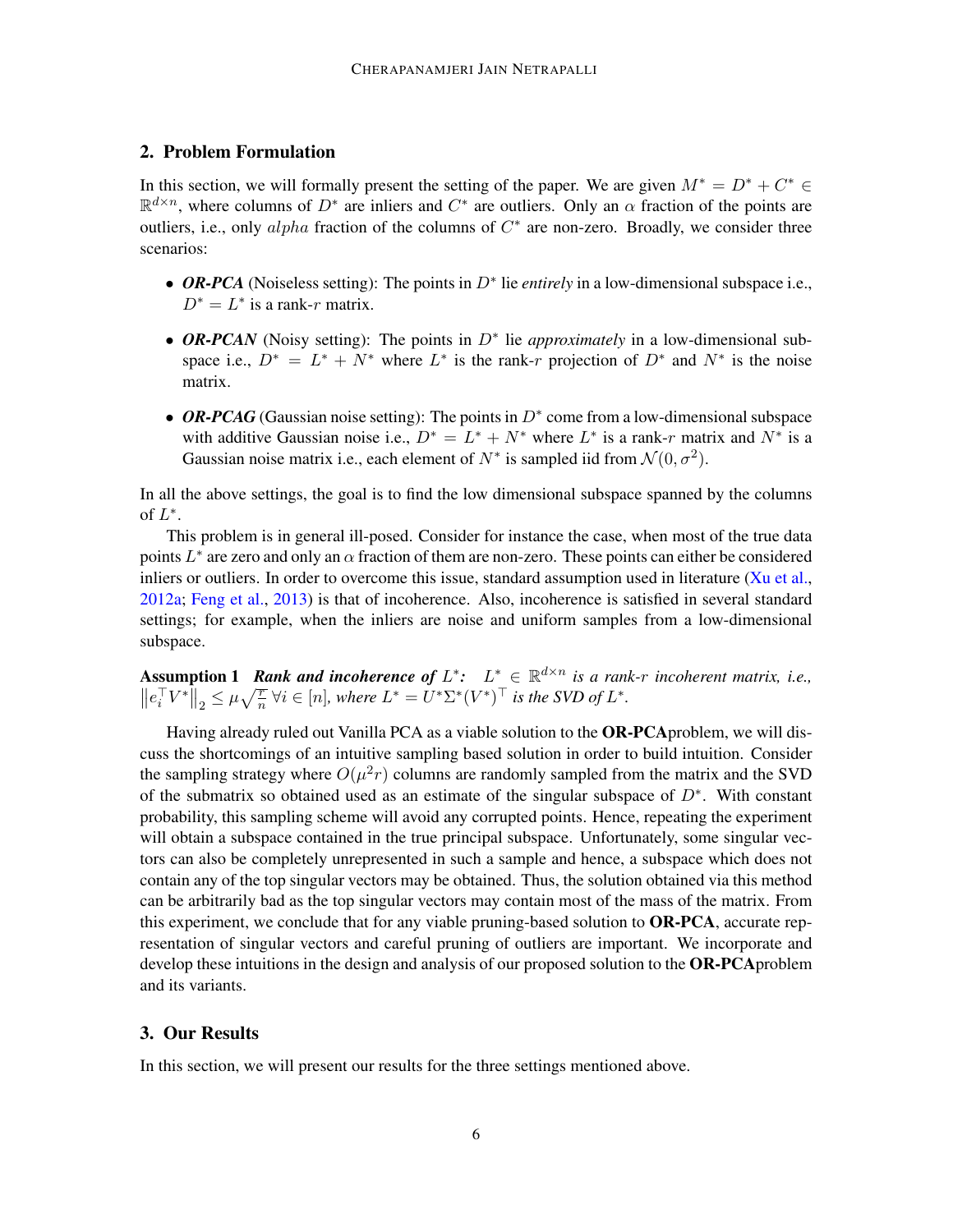## 2. Problem Formulation

In this section, we will formally present the setting of the paper. We are given $M^* = D^* + C^* \in \mathbb{R}^{d \times n}$, where columns of $D^*$ are inliers and $C^*$ are outliers. Only an $\alpha$ fraction of the points are outliers, i.e., only $alpha$ fraction of the columns of $C^*$ are non-zero. Broadly, we consider three scenarios:

- ***OR-PCA*** (Noiseless setting): The points in $D^*$ lie *entirely* in a low-dimensional subspace i.e., $D^* = L^*$ is a rank-$r$ matrix.
- ***OR-PCAN*** (Noisy setting): The points in $D^*$ lie *approximately* in a low-dimensional subspace i.e., $D^* = L^* + N^*$ where $L^*$ is the rank-$r$ projection of $D^*$ and $N^*$ is the noise matrix.
- ***OR-PCAG*** (Gaussian noise setting): The points in $D^*$ come from a low-dimensional subspace with additive Gaussian noise i.e., $D^* = L^* + N^*$ where $L^*$ is a rank-$r$ matrix and $N^*$ is a Gaussian noise matrix i.e., each element of $N^*$ is sampled iid from $\mathcal{N}(0, \sigma^2)$.

In all the above settings, the goal is to find the low dimensional subspace spanned by the columns of $L^*$.

This problem is in general ill-posed. Consider for instance the case, when most of the true data points $L^*$ are zero and only an $\alpha$ fraction of them are non-zero. These points can either be considered inliers or outliers. In order to overcome this issue, standard assumption used in literature (Xu et al., 2012a; Feng et al., 2013) is that of incoherence. Also, incoherence is satisfied in several standard settings; for example, when the inliers are noise and uniform samples from a low-dimensional subspace.

**Assumption 1** ***Rank and incoherence of*** $L^*$***:*** *$L^* \in \mathbb{R}^{d \times n}$ is a rank-$r$ incoherent matrix, i.e., $\left\| e_i^\top V^* \right\|_2 \leq \mu \sqrt{\frac{r}{n}} \, \forall i \in [n]$, where $L^* = U^* \Sigma^* (V^*)^\top$ is the SVD of $L^*$.*

Having already ruled out Vanilla PCA as a viable solution to the **OR-PCA**problem, we will discuss the shortcomings of an intuitive sampling based solution in order to build intuition. Consider the sampling strategy where $O(\mu^2 r)$ columns are randomly sampled from the matrix and the SVD of the submatrix so obtained used as an estimate of the singular subspace of $D^*$. With constant probability, this sampling scheme will avoid any corrupted points. Hence, repeating the experiment will obtain a subspace contained in the true principal subspace. Unfortunately, some singular vectors can also be completely unrepresented in such a sample and hence, a subspace which does not contain any of the top singular vectors may be obtained. Thus, the solution obtained via this method can be arbitrarily bad as the top singular vectors may contain most of the mass of the matrix. From this experiment, we conclude that for any viable pruning-based solution to **OR-PCA**, accurate representation of singular vectors and careful pruning of outliers are important. We incorporate and develop these intuitions in the design and analysis of our proposed solution to the **OR-PCA**problem and its variants.

## 3. Our Results

In this section, we will present our results for the three settings mentioned above.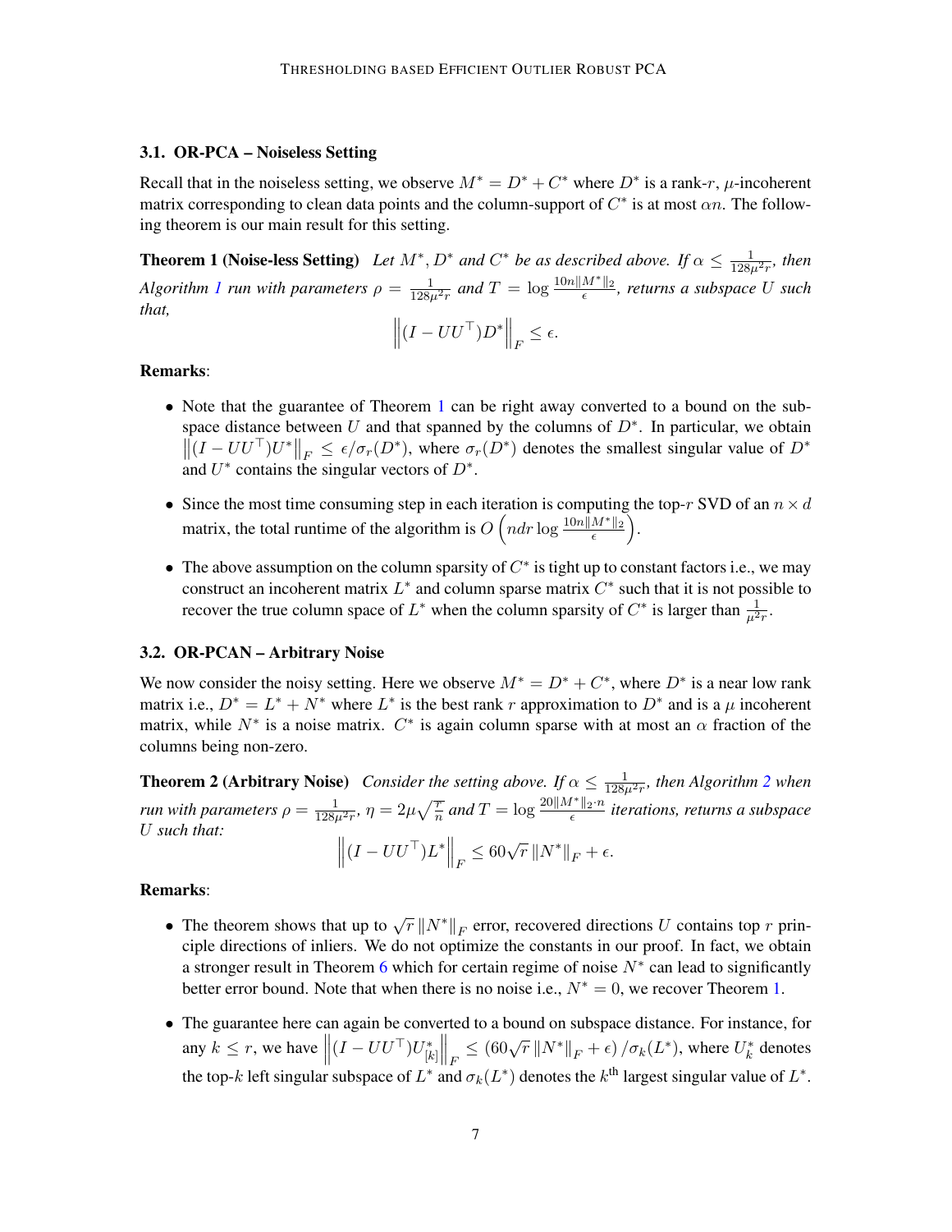### 3.1. OR-PCA – Noiseless Setting

Recall that in the noiseless setting, we observe $M^* = D^* + C^*$ where $D^*$ is a rank-$r$, $\mu$-incoherent matrix corresponding to clean data points and the column-support of $C^*$ is at most $\alpha n$. The following theorem is our main result for this setting.

**Theorem 1 (Noise-less Setting)** *Let $M^*, D^*$ and $C^*$ be as described above. If $\alpha \le \frac{1}{128\mu^2 r}$, then Algorithm 1 run with parameters $\rho = \frac{1}{128\mu^2 r}$ and $T = \log \frac{10n\|M^*\|_2}{\epsilon}$, returns a subspace $U$ such that,*

$$\left\| (I - UU^\top) D^* \right\|_F \le \epsilon.$$

**Remarks**:

- Note that the guarantee of Theorem 1 can be right away converted to a bound on the subspace distance between $U$ and that spanned by the columns of $D^*$. In particular, we obtain $\left\|(I - UU^\top)U^*\right\|_F \le \epsilon/\sigma_r(D^*)$, where $\sigma_r(D^*)$ denotes the smallest singular value of $D^*$ and $U^*$ contains the singular vectors of $D^*$.
- Since the most time consuming step in each iteration is computing the top-$r$ SVD of an $n \times d$ matrix, the total runtime of the algorithm is $O\left(ndr \log \frac{10n\|M^*\|_2}{\epsilon}\right)$.
- The above assumption on the column sparsity of $C^*$ is tight up to constant factors i.e., we may construct an incoherent matrix $L^*$ and column sparse matrix $C^*$ such that it is not possible to recover the true column space of $L^*$ when the column sparsity of $C^*$ is larger than $\frac{1}{\mu^2 r}$.

### 3.2. OR-PCAN – Arbitrary Noise

We now consider the noisy setting. Here we observe $M^* = D^* + C^*$, where $D^*$ is a near low rank matrix i.e., $D^* = L^* + N^*$ where $L^*$ is the best rank $r$ approximation to $D^*$ and is a $\mu$ incoherent matrix, while $N^*$ is a noise matrix. $C^*$ is again column sparse with at most an $\alpha$ fraction of the columns being non-zero.

**Theorem 2 (Arbitrary Noise)** *Consider the setting above. If $\alpha \le \frac{1}{128\mu^2 r}$, then Algorithm 2 when run with parameters $\rho = \frac{1}{128\mu^2 r}$, $\eta = 2\mu\sqrt{\frac{r}{n}}$ and $T = \log \frac{20\|M^*\|_2 \cdot n}{\epsilon}$ iterations, returns a subspace $U$ such that:*

$$\left\| (I - UU^\top) L^* \right\|_F \le 60\sqrt{r}\left\|N^*\right\|_F + \epsilon.$$

**Remarks**:

- The theorem shows that up to $\sqrt{r}\left\|N^*\right\|_F$ error, recovered directions $U$ contains top $r$ principle directions of inliers. We do not optimize the constants in our proof. In fact, we obtain a stronger result in Theorem 6 which for certain regime of noise $N^*$ can lead to significantly better error bound. Note that when there is no noise i.e., $N^* = 0$, we recover Theorem 1.
- The guarantee here can again be converted to a bound on subspace distance. For instance, for any $k \le r$, we have $\left\|(I - UU^\top)U^*_{[k]}\right\|_F \le \left(60\sqrt{r}\left\|N^*\right\|_F + \epsilon\right)/\sigma_k(L^*)$, where $U^*_k$ denotes the top-$k$ left singular subspace of $L^*$ and $\sigma_k(L^*)$ denotes the $k^{\text{th}}$ largest singular value of $L^*$.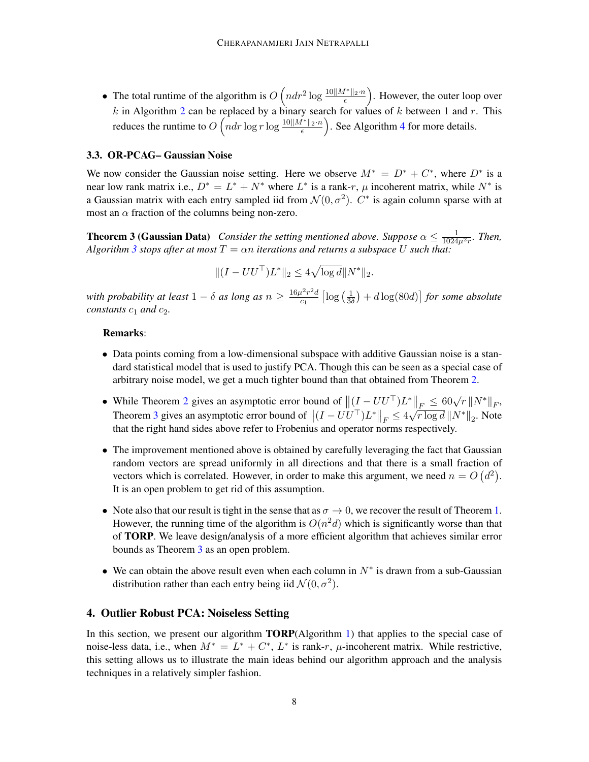- The total runtime of the algorithm is $O\left(ndr^2 \log \frac{10\|M^*\|_2 \cdot n}{\epsilon}\right)$. However, the outer loop over $k$ in Algorithm 2 can be replaced by a binary search for values of $k$ between 1 and $r$. This reduces the runtime to $O\left(ndr \log r \log \frac{10\|M^*\|_2 \cdot n}{\epsilon}\right)$. See Algorithm 4 for more details.

### 3.3. OR-PCAG– Gaussian Noise

We now consider the Gaussian noise setting. Here we observe $M^* = D^* + C^*$, where $D^*$ is a near low rank matrix i.e., $D^* = L^* + N^*$ where $L^*$ is a rank-$r$, $\mu$ incoherent matrix, while $N^*$ is a Gaussian matrix with each entry sampled iid from $\mathcal{N}(0, \sigma^2)$. $C^*$ is again column sparse with at most an $\alpha$ fraction of the columns being non-zero.

**Theorem 3 (Gaussian Data)** *Consider the setting mentioned above. Suppose $\alpha \leq \frac{1}{1024\mu^2 r}$. Then, Algorithm 3 stops after at most $T = \alpha n$ iterations and returns a subspace $U$ such that:*

$$\|(I - UU^\top)L^*\|_2 \leq 4\sqrt{\log d}\|N^*\|_2.$$

*with probability at least $1 - \delta$ as long as $n \geq \frac{16\mu^2 r^2 d}{c_1}\left[\log\left(\frac{1}{3\delta}\right) + d\log(80d)\right]$ for some absolute constants $c_1$ and $c_2$.*

**Remarks**:

- Data points coming from a low-dimensional subspace with additive Gaussian noise is a standard statistical model that is used to justify PCA. Though this can be seen as a special case of arbitrary noise model, we get a much tighter bound than that obtained from Theorem 2.
- While Theorem 2 gives an asymptotic error bound of $\left\|(I - UU^\top)L^*\right\|_F \leq 60\sqrt{r}\left\|N^*\right\|_F$, Theorem 3 gives an asymptotic error bound of $\left\|(I - UU^\top)L^*\right\|_F \leq 4\sqrt{r\log d}\left\|N^*\right\|_2$. Note that the right hand sides above refer to Frobenius and operator norms respectively.
- The improvement mentioned above is obtained by carefully leveraging the fact that Gaussian random vectors are spread uniformly in all directions and that there is a small fraction of vectors which is correlated. However, in order to make this argument, we need $n = O\left(d^2\right)$. It is an open problem to get rid of this assumption.
- Note also that our result is tight in the sense that as $\sigma \to 0$, we recover the result of Theorem 1. However, the running time of the algorithm is $O(n^2 d)$ which is significantly worse than that of **TORP**. We leave design/analysis of a more efficient algorithm that achieves similar error bounds as Theorem 3 as an open problem.
- We can obtain the above result even when each column in $N^*$ is drawn from a sub-Gaussian distribution rather than each entry being iid $\mathcal{N}(0, \sigma^2)$.

## 4. Outlier Robust PCA: Noiseless Setting

In this section, we present our algorithm **TORP**(Algorithm 1) that applies to the special case of noise-less data, i.e., when $M^* = L^* + C^*$, $L^*$ is rank-$r$, $\mu$-incoherent matrix. While restrictive, this setting allows us to illustrate the main ideas behind our algorithm approach and the analysis techniques in a relatively simpler fashion.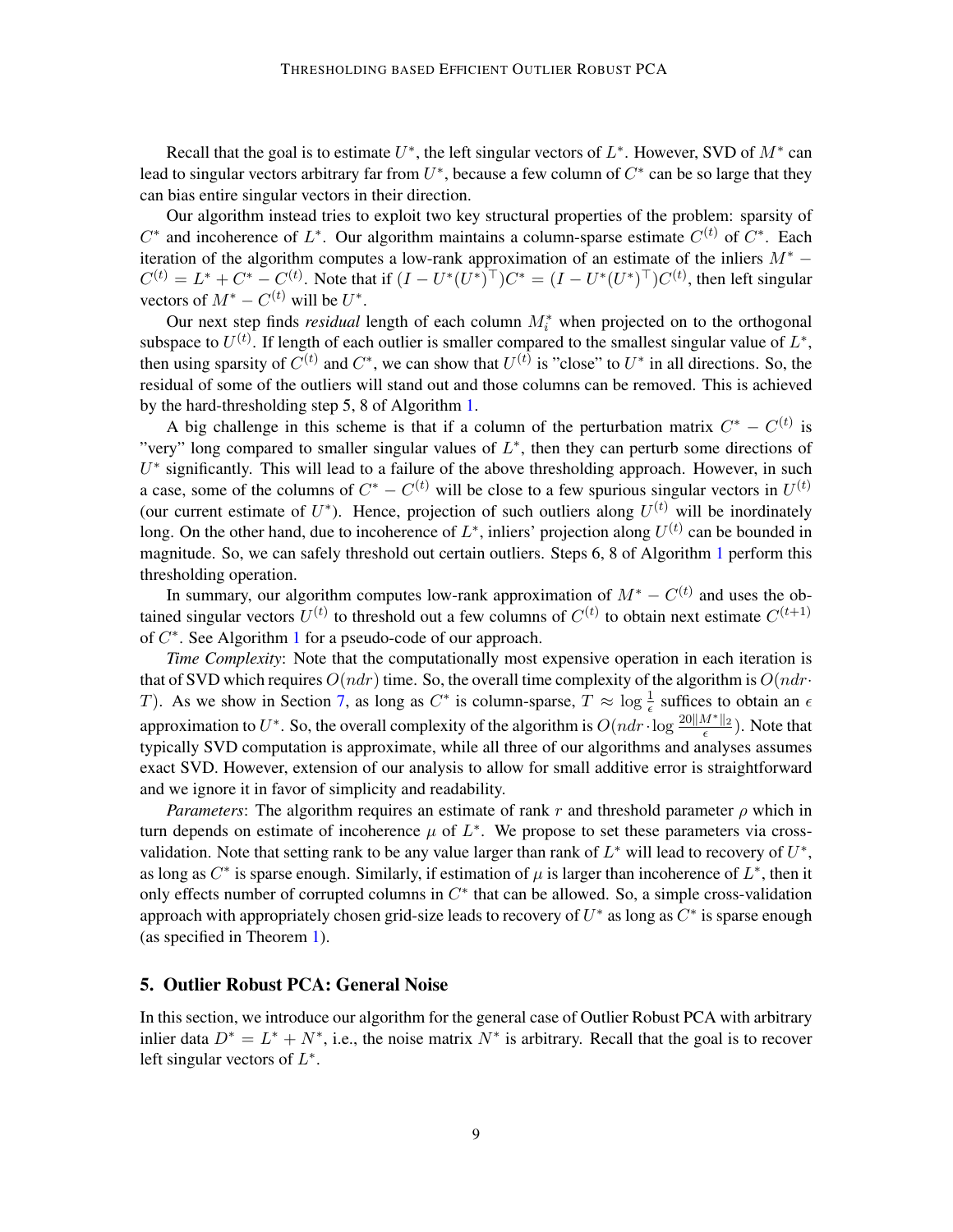Recall that the goal is to estimate $U^*$, the left singular vectors of $L^*$. However, SVD of $M^*$ can lead to singular vectors arbitrary far from $U^*$, because a few column of $C^*$ can be so large that they can bias entire singular vectors in their direction.

Our algorithm instead tries to exploit two key structural properties of the problem: sparsity of $C^*$ and incoherence of $L^*$. Our algorithm maintains a column-sparse estimate $C^{(t)}$ of $C^*$. Each iteration of the algorithm computes a low-rank approximation of an estimate of the inliers $M^* - C^{(t)} = L^* + C^* - C^{(t)}$. Note that if $(I - U^*(U^*)^\top)C^* = (I - U^*(U^*)^\top)C^{(t)}$, then left singular vectors of $M^* - C^{(t)}$ will be $U^*$.

Our next step finds *residual* length of each column $M_i^*$ when projected on to the orthogonal subspace to $U^{(t)}$. If length of each outlier is smaller compared to the smallest singular value of $L^*$, then using sparsity of $C^{(t)}$ and $C^*$, we can show that $U^{(t)}$ is "close" to $U^*$ in all directions. So, the residual of some of the outliers will stand out and those columns can be removed. This is achieved by the hard-thresholding step 5, 8 of Algorithm 1.

A big challenge in this scheme is that if a column of the perturbation matrix $C^* - C^{(t)}$ is "very" long compared to smaller singular values of $L^*$, then they can perturb some directions of $U^*$ significantly. This will lead to a failure of the above thresholding approach. However, in such a case, some of the columns of $C^* - C^{(t)}$ will be close to a few spurious singular vectors in $U^{(t)}$ (our current estimate of $U^*$). Hence, projection of such outliers along $U^{(t)}$ will be inordinately long. On the other hand, due to incoherence of $L^*$, inliers' projection along $U^{(t)}$ can be bounded in magnitude. So, we can safely threshold out certain outliers. Steps 6, 8 of Algorithm 1 perform this thresholding operation.

In summary, our algorithm computes low-rank approximation of $M^* - C^{(t)}$ and uses the obtained singular vectors $U^{(t)}$ to threshold out a few columns of $C^{(t)}$ to obtain next estimate $C^{(t+1)}$ of $C^*$. See Algorithm 1 for a pseudo-code of our approach.

*Time Complexity*: Note that the computationally most expensive operation in each iteration is that of SVD which requires $O(ndr)$ time. So, the overall time complexity of the algorithm is $O(ndr \cdot T)$. As we show in Section 7, as long as $C^*$ is column-sparse, $T \approx \log \frac{1}{\epsilon}$ suffices to obtain an $\epsilon$ approximation to $U^*$. So, the overall complexity of the algorithm is $O(ndr \cdot \log \frac{20\|M^*\|_2}{\epsilon})$. Note that typically SVD computation is approximate, while all three of our algorithms and analyses assumes exact SVD. However, extension of our analysis to allow for small additive error is straightforward and we ignore it in favor of simplicity and readability.

*Parameters*: The algorithm requires an estimate of rank $r$ and threshold parameter $\rho$ which in turn depends on estimate of incoherence $\mu$ of $L^*$. We propose to set these parameters via cross-validation. Note that setting rank to be any value larger than rank of $L^*$ will lead to recovery of $U^*$, as long as $C^*$ is sparse enough. Similarly, if estimation of $\mu$ is larger than incoherence of $L^*$, then it only effects number of corrupted columns in $C^*$ that can be allowed. So, a simple cross-validation approach with appropriately chosen grid-size leads to recovery of $U^*$ as long as $C^*$ is sparse enough (as specified in Theorem 1).

## 5. Outlier Robust PCA: General Noise

In this section, we introduce our algorithm for the general case of Outlier Robust PCA with arbitrary inlier data $D^* = L^* + N^*$, i.e., the noise matrix $N^*$ is arbitrary. Recall that the goal is to recover left singular vectors of $L^*$.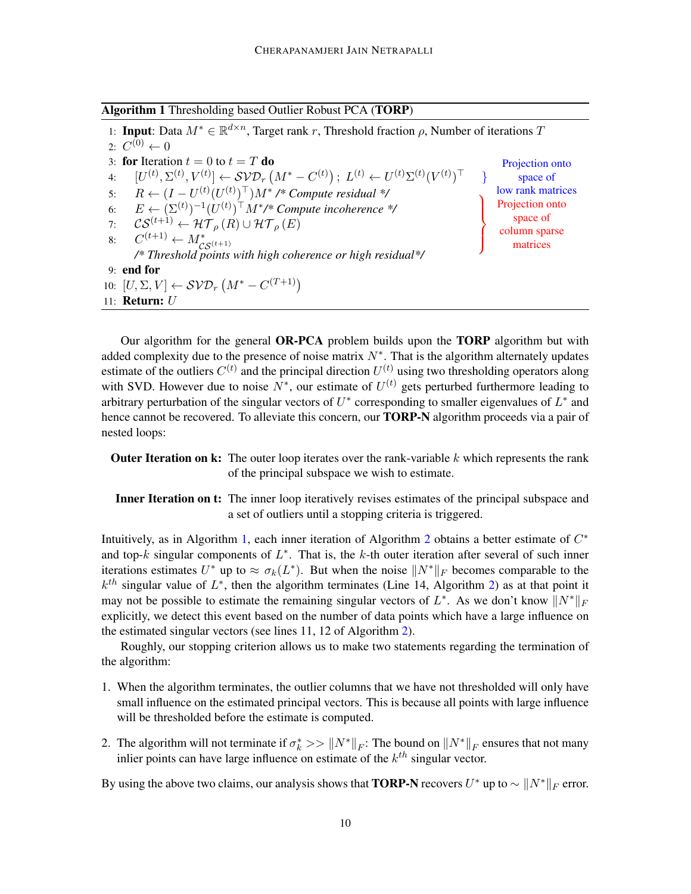**Algorithm 1** Thresholding based Outlier Robust PCA (**TORP**)

```
1:  Input: Data M* ∈ R^{d×n}, Target rank r, Threshold fraction ρ, Number of iterations T
2:  C^(0) ← 0
3:  for Iteration t = 0 to t = T do
4:      [U^(t), Σ^(t), V^(t)] ← SVD_r(M* − C^(t)); L^(t) ← U^(t) Σ^(t) (V^(t))^⊤      } Projection onto space of low rank matrices
5:      R ← (I − U^(t)(U^(t))^⊤) M* /* Compute residual */                           } Projection onto
6:      E ← (Σ^(t))^{-1} (U^(t))^⊤ M* /* Compute incoherence */                       } space of
7:      CS^(t+1) ← HT_ρ(R) ∪ HT_ρ(E)                                                  } column sparse
8:      C^(t+1) ← M*_{CS^(t+1)}                                                       } matrices
        /* Threshold points with high coherence or high residual*/
9:  end for
10: [U, Σ, V] ← SVD_r(M* − C^(T+1))
11: Return: U
```

Our algorithm for the general **OR-PCA** problem builds upon the **TORP** algorithm but with added complexity due to the presence of noise matrix $N^*$. That is the algorithm alternately updates estimate of the outliers $C^{(t)}$ and the principal direction $U^{(t)}$ using two thresholding operators along with SVD. However due to noise $N^*$, our estimate of $U^{(t)}$ gets perturbed furthermore leading to arbitrary perturbation of the singular vectors of $U^*$ corresponding to smaller eigenvalues of $L^*$ and hence cannot be recovered. To alleviate this concern, our **TORP-N** algorithm proceeds via a pair of nested loops:

**Outer Iteration on k:** The outer loop iterates over the rank-variable $k$ which represents the rank of the principal subspace we wish to estimate.

**Inner Iteration on t:** The inner loop iteratively revises estimates of the principal subspace and a set of outliers until a stopping criteria is triggered.

Intuitively, as in Algorithm 1, each inner iteration of Algorithm 2 obtains a better estimate of $C^*$ and top-$k$ singular components of $L^*$. That is, the $k$-th outer iteration after several of such inner iterations estimates $U^*$ up to $\approx \sigma_k(L^*)$. But when the noise $\|N^*\|_F$ becomes comparable to the $k^{th}$ singular value of $L^*$, then the algorithm terminates (Line 14, Algorithm 2) as at that point it may not be possible to estimate the remaining singular vectors of $L^*$. As we don't know $\|N^*\|_F$ explicitly, we detect this event based on the number of data points which have a large influence on the estimated singular vectors (see lines 11, 12 of Algorithm 2).

Roughly, our stopping criterion allows us to make two statements regarding the termination of the algorithm:

1. When the algorithm terminates, the outlier columns that we have not thresholded will only have small influence on the estimated principal vectors. This is because all points with large influence will be thresholded before the estimate is computed.
2. The algorithm will not terminate if $\sigma_k^* >> \|N^*\|_F$: The bound on $\|N^*\|_F$ ensures that not many inlier points can have large influence on estimate of the $k^{th}$ singular vector.

By using the above two claims, our analysis shows that **TORP-N** recovers $U^*$ up to $\sim \|N^*\|_F$ error.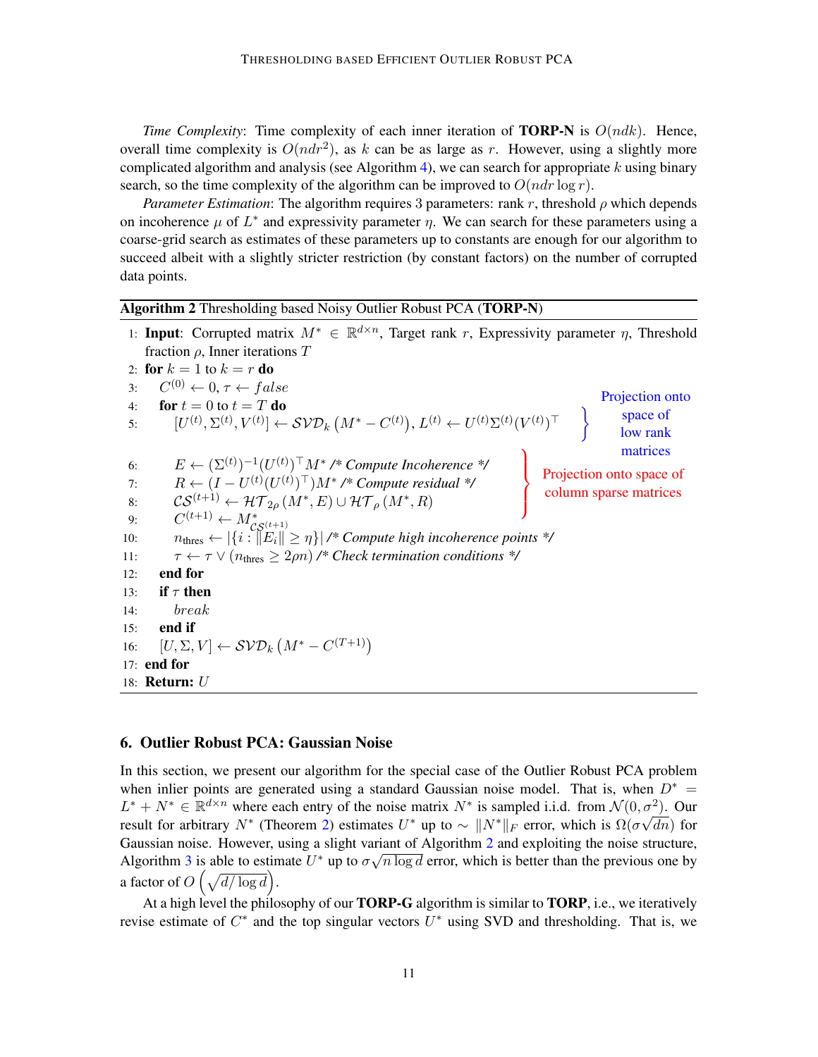*Time Complexity*: Time complexity of each inner iteration of **TORP-N** is $O(ndk)$. Hence, overall time complexity is $O(ndr^2)$, as $k$ can be as large as $r$. However, using a slightly more complicated algorithm and analysis (see Algorithm 4), we can search for appropriate $k$ using binary search, so the time complexity of the algorithm can be improved to $O(ndr \log r)$.

*Parameter Estimation*: The algorithm requires 3 parameters: rank $r$, threshold $\rho$ which depends on incoherence $\mu$ of $L^*$ and expressivity parameter $\eta$. We can search for these parameters using a coarse-grid search as estimates of these parameters up to constants are enough for our algorithm to succeed albeit with a slightly stricter restriction (by constant factors) on the number of corrupted data points.

**Algorithm 2** Thresholding based Noisy Outlier Robust PCA (**TORP-N**)

```
1:  Input: Corrupted matrix M* ∈ R^{d×n}, Target rank r, Expressivity parameter η, Threshold
    fraction ρ, Inner iterations T
2:  for k = 1 to k = r do
3:      C^(0) ← 0, τ ← false
4:      for t = 0 to t = T do
5:          [U^(t), Σ^(t), V^(t)] ← SVD_k(M* − C^(t)), L^(t) ← U^(t) Σ^(t) (V^(t))^⊤    } Projection onto space of low rank matrices
6:          E ← (Σ^(t))^{-1} (U^(t))^⊤ M* /* Compute Incoherence */                    }
7:          R ← (I − U^(t) (U^(t))^⊤) M* /* Compute residual */                          } Projection onto space of
8:          CS^(t+1) ← HT_{2ρ}(M*, E) ∪ HT_ρ(M*, R)                                      } column sparse matrices
9:          C^(t+1) ← M*_{CS^(t+1)}                                                        }
10:         n_thres ← |{i : ||E_i|| ≥ η}| /* Compute high incoherence points */
11:         τ ← τ ∨ (n_thres ≥ 2ρn) /* Check termination conditions */
12:     end for
13:     if τ then
14:         break
15:     end if
16:     [U, Σ, V] ← SVD_k(M* − C^(T+1))
17: end for
18: Return: U
```

## 6. Outlier Robust PCA: Gaussian Noise

In this section, we present our algorithm for the special case of the Outlier Robust PCA problem when inlier points are generated using a standard Gaussian noise model. That is, when $D^* = L^* + N^* \in \mathbb{R}^{d\times n}$ where each entry of the noise matrix $N^*$ is sampled i.i.d. from $\mathcal{N}(0, \sigma^2)$. Our result for arbitrary $N^*$ (Theorem 2) estimates $U^*$ up to $\sim \|N^*\|_F$ error, which is $\Omega(\sigma\sqrt{dn})$ for Gaussian noise. However, using a slight variant of Algorithm 2 and exploiting the noise structure, Algorithm 3 is able to estimate $U^*$ up to $\sigma\sqrt{n \log d}$ error, which is better than the previous one by a factor of $O\left(\sqrt{d/\log d}\right)$.

At a high level the philosophy of our **TORP-G** algorithm is similar to **TORP**, i.e., we iteratively revise estimate of $C^*$ and the top singular vectors $U^*$ using SVD and thresholding. That is, we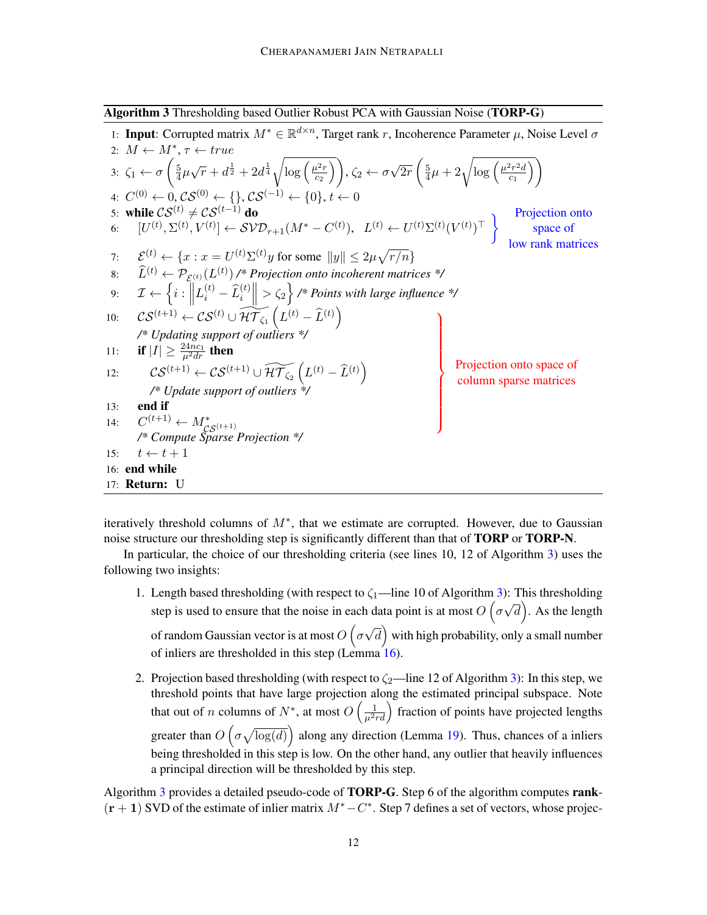**Algorithm 3** Thresholding based Outlier Robust PCA with Gaussian Noise (**TORP-G**)

```
1:  Input: Corrupted matrix M* ∈ R^{d×n}, Target rank r, Incoherence Parameter μ, Noise Level σ
2:  M ← M*, τ ← true
3:  ζ_1 ← σ( (5/4) μ √r + d^{1/2} + 2 d^{1/4} √(log(μ²r / c_2)) ),  ζ_2 ← σ √(2r) ( (5/4) μ + 2 √(log(μ²r²d / c_1)) )
4:  C^(0) ← 0, CS^(0) ← {}, CS^(-1) ← {0}, t ← 0
5:  while CS^(t) ≠ CS^(t-1) do
6:      [U^(t), Σ^(t), V^(t)] ← SVD_{r+1}(M* − C^(t)),   L^(t) ← U^(t) Σ^(t) (V^(t))^T      } Projection onto space of low rank matrices
7:      E^(t) ← {x : x = U^(t) Σ^(t) y for some ||y|| ≤ 2μ √(r/n)}
8:      L̂^(t) ← P_{E^(t)}(L^(t))  /* Projection onto incoherent matrices */
9:      I ← { i : || L_i^(t) − L̂_i^(t) || > ζ_2 }  /* Points with large influence */
10:     CS^(t+1) ← CS^(t) ∪ HT~_{ζ_1}( L^(t) − L̂^(t) )
        /* Updating support of outliers */
11:     if |I| ≥ 24 n c_1 / (μ² d r) then
12:         CS^(t+1) ← CS^(t+1) ∪ HT~_{ζ_2}( L^(t) − L̂^(t) )
            /* Update support of outliers */
13:     end if
14:     C^(t+1) ← M*_{CS^(t+1)}
        /* Compute Sparse Projection */                                              } Projection onto space of column sparse matrices (lines 10–14)
15:     t ← t + 1
16: end while
17: Return: U
```

iteratively threshold columns of $M^*$, that we estimate are corrupted. However, due to Gaussian noise structure our thresholding step is significantly different than that of **TORP** or **TORP-N**.

In particular, the choice of our thresholding criteria (see lines 10, 12 of Algorithm 3) uses the following two insights:

1. Length based thresholding (with respect to $\zeta_1$—line 10 of Algorithm 3): This thresholding step is used to ensure that the noise in each data point is at most $O\left(\sigma\sqrt{d}\right)$. As the length of random Gaussian vector is at most $O\left(\sigma\sqrt{d}\right)$ with high probability, only a small number of inliers are thresholded in this step (Lemma 16).

2. Projection based thresholding (with respect to $\zeta_2$—line 12 of Algorithm 3): In this step, we threshold points that have large projection along the estimated principal subspace. Note that out of $n$ columns of $N^*$, at most $O\left(\frac{1}{\mu^2 rd}\right)$ fraction of points have projected lengths greater than $O\left(\sigma\sqrt{\log(d)}\right)$ along any direction (Lemma 19). Thus, chances of a inliers being thresholded in this step is low. On the other hand, any outlier that heavily influences a principal direction will be thresholded by this step.

Algorithm 3 provides a detailed pseudo-code of **TORP-G**. Step 6 of the algorithm computes **rank-$(\mathbf{r+1})$** SVD of the estimate of inlier matrix $M^* - C^*$. Step 7 defines a set of vectors, whose projec-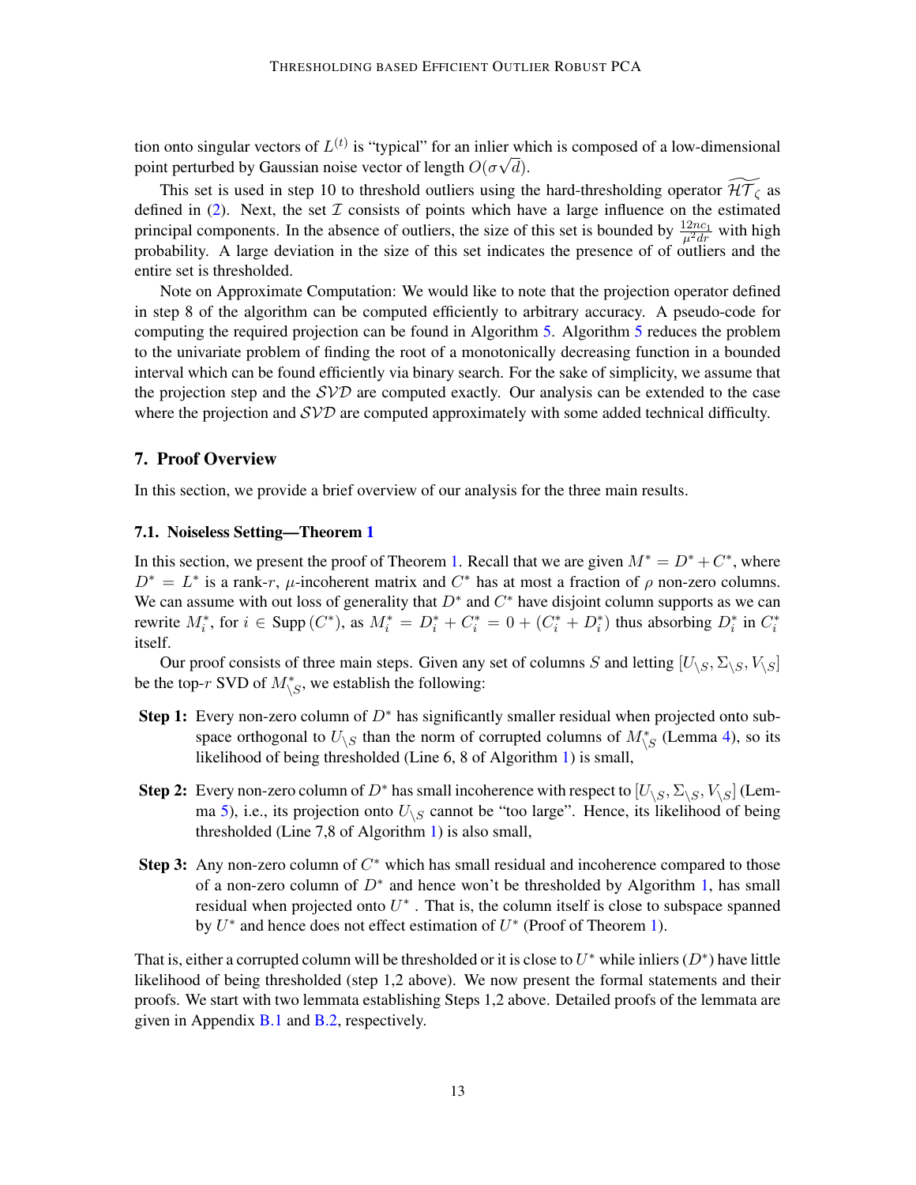tion onto singular vectors of $L^{(t)}$ is "typical" for an inlier which is composed of a low-dimensional point perturbed by Gaussian noise vector of length $O(\sigma\sqrt{d})$.

This set is used in step 10 to threshold outliers using the hard-thresholding operator $\widetilde{\mathcal{HT}}_\zeta$ as defined in (2). Next, the set $\mathcal{I}$ consists of points which have a large influence on the estimated principal components. In the absence of outliers, the size of this set is bounded by $\frac{12nc_1}{\mu^2 dr}$ with high probability. A large deviation in the size of this set indicates the presence of of outliers and the entire set is thresholded.

Note on Approximate Computation: We would like to note that the projection operator defined in step 8 of the algorithm can be computed efficiently to arbitrary accuracy. A pseudo-code for computing the required projection can be found in Algorithm 5. Algorithm 5 reduces the problem to the univariate problem of finding the root of a monotonically decreasing function in a bounded interval which can be found efficiently via binary search. For the sake of simplicity, we assume that the projection step and the $\mathcal{SVD}$ are computed exactly. Our analysis can be extended to the case where the projection and $\mathcal{SVD}$ are computed approximately with some added technical difficulty.

## 7. Proof Overview

In this section, we provide a brief overview of our analysis for the three main results.

### 7.1. Noiseless Setting—Theorem 1

In this section, we present the proof of Theorem 1. Recall that we are given $M^* = D^* + C^*$, where $D^* = L^*$ is a rank-$r$, $\mu$-incoherent matrix and $C^*$ has at most a fraction of $\rho$ non-zero columns. We can assume with out loss of generality that $D^*$ and $C^*$ have disjoint column supports as we can rewrite $M_i^*$, for $i \in \text{Supp}(C^*)$, as $M_i^* = D_i^* + C_i^* = 0 + (C_i^* + D_i^*)$ thus absorbing $D_i^*$ in $C_i^*$ itself.

Our proof consists of three main steps. Given any set of columns $S$ and letting $[U_{\setminus S}, \Sigma_{\setminus S}, V_{\setminus S}]$ be the top-$r$ SVD of $M^*_{\setminus S}$, we establish the following:

- **Step 1:** Every non-zero column of $D^*$ has significantly smaller residual when projected onto subspace orthogonal to $U_{\setminus S}$ than the norm of corrupted columns of $M^*_{\setminus S}$ (Lemma 4), so its likelihood of being thresholded (Line 6, 8 of Algorithm 1) is small,
- **Step 2:** Every non-zero column of $D^*$ has small incoherence with respect to $[U_{\setminus S}, \Sigma_{\setminus S}, V_{\setminus S}]$ (Lemma 5), i.e., its projection onto $U_{\setminus S}$ cannot be "too large". Hence, its likelihood of being thresholded (Line 7,8 of Algorithm 1) is also small,
- **Step 3:** Any non-zero column of $C^*$ which has small residual and incoherence compared to those of a non-zero column of $D^*$ and hence won't be thresholded by Algorithm 1, has small residual when projected onto $U^*$. That is, the column itself is close to subspace spanned by $U^*$ and hence does not effect estimation of $U^*$ (Proof of Theorem 1).

That is, either a corrupted column will be thresholded or it is close to $U^*$ while inliers ($D^*$) have little likelihood of being thresholded (step 1,2 above). We now present the formal statements and their proofs. We start with two lemmata establishing Steps 1,2 above. Detailed proofs of the lemmata are given in Appendix B.1 and B.2, respectively.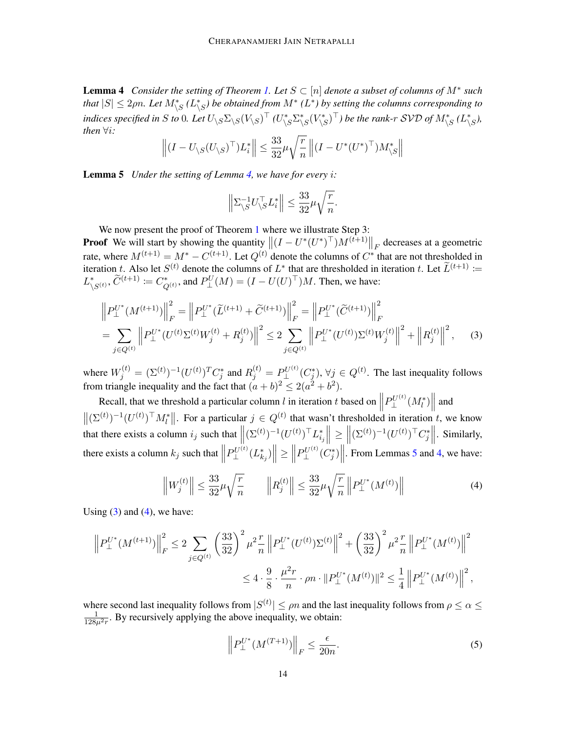**Lemma 4** *Consider the setting of Theorem 1. Let $S \subset [n]$ denote a subset of columns of $M^*$ such that $|S| \leq 2\rho n$. Let $M^*_{\setminus S}$ ($L^*_{\setminus S}$) be obtained from $M^*$ ($L^*$) by setting the columns corresponding to indices specified in $S$ to 0. Let $U_{\setminus S}\Sigma_{\setminus S}(V_{\setminus S})^\top$ ($U^*_{\setminus S}\Sigma^*_{\setminus S}(V^*_{\setminus S})^\top$) be the rank-$r$ SVD of $M^*_{\setminus S}$ ($L^*_{\setminus S}$), then $\forall i$:*

$$\left\|(I - U_{\setminus S}(U_{\setminus S})^\top)L^*_i\right\| \leq \frac{33}{32}\mu\sqrt{\frac{r}{n}}\left\|(I - U^*(U^*)^\top)M^*_{\setminus S}\right\|$$

**Lemma 5** *Under the setting of Lemma 4, we have for every $i$:*

$$\left\|\Sigma^{-1}_{\setminus S}U^\top_{\setminus S}L^*_i\right\| \leq \frac{33}{32}\mu\sqrt{\frac{r}{n}}.$$

We now present the proof of Theorem 1 where we illustrate Step 3:

**Proof** We will start by showing the quantity $\left\|(I - U^*(U^*)^\top)M^{(t+1)}\right\|_F$ decreases at a geometric rate, where $M^{(t+1)} = M^* - C^{(t+1)}$. Let $Q^{(t)}$ denote the columns of $C^*$ that are not thresholded in iteration $t$. Also let $S^{(t)}$ denote the columns of $L^*$ that are thresholded in iteration $t$. Let $\widetilde{L}^{(t+1)} := L^*_{\setminus S^{(t)}}$, $\widetilde{C}^{(t+1)} := C^*_{Q^{(t)}}$, and $P^U_\perp(M) = (I - U(U)^\top)M$. Then, we have:

$$\begin{aligned}\left\|P^{U^*}_\perp(M^{(t+1)})\right\|_F^2 &= \left\|P^{U^*}_\perp(\widetilde{L}^{(t+1)} + \widetilde{C}^{(t+1)})\right\|_F^2 = \left\|P^{U^*}_\perp(\widetilde{C}^{(t+1)})\right\|_F^2 \\ &= \sum_{j \in Q^{(t)}}\left\|P^{U^*}_\perp(U^{(t)}\Sigma^{(t)}W^{(t)}_j + R^{(t)}_j)\right\|^2 \leq 2\sum_{j \in Q^{(t)}}\left\|P^{U^*}_\perp(U^{(t)})\Sigma^{(t)}W^{(t)}_j\right\|^2 + \left\|R^{(t)}_j\right\|^2, \end{aligned} \tag{3}$$

where $W^{(t)}_j = (\Sigma^{(t)})^{-1}(U^{(t)})^T C^*_j$ and $R^{(t)}_j = P^{U^{(t)}}_\perp(C^*_j)$, $\forall j \in Q^{(t)}$. The last inequality follows from triangle inequality and the fact that $(a+b)^2 \leq 2(a^2 + b^2)$.

Recall, that we threshold a particular column $l$ in iteration $t$ based on $\left\|P^{U^{(t)}}_\perp(M^*_l)\right\|$ and $\left\|(\Sigma^{(t)})^{-1}(U^{(t)})^\top M^*_l\right\|$. For a particular $j \in Q^{(t)}$ that wasn't thresholded in iteration $t$, we know that there exists a column $i_j$ such that $\left\|(\Sigma^{(t)})^{-1}(U^{(t)})^\top L^*_{i_j}\right\| \geq \left\|(\Sigma^{(t)})^{-1}(U^{(t)})^\top C^*_j\right\|$. Similarly, there exists a column $k_j$ such that $\left\|P^{U^{(t)}}_\perp(L^*_{k_j})\right\| \geq \left\|P^{U^{(t)}}_\perp(C^*_j)\right\|$. From Lemmas 5 and 4, we have:

$$\left\|W^{(t)}_j\right\| \leq \frac{33}{32}\mu\sqrt{\frac{r}{n}} \qquad \left\|R^{(t)}_j\right\| \leq \frac{33}{32}\mu\sqrt{\frac{r}{n}}\left\|P^{U^*}_\perp(M^{(t)})\right\| \tag{4}$$

Using (3) and (4), we have:

$$\begin{aligned}\left\|P^{U^*}_\perp(M^{(t+1)})\right\|_F^2 &\leq 2\sum_{j \in Q^{(t)}}\left(\frac{33}{32}\right)^2\mu^2\frac{r}{n}\left\|P^{U^*}_\perp(U^{(t)}\Sigma^{(t)}\right\|^2 + \left(\frac{33}{32}\right)^2\mu^2\frac{r}{n}\left\|P^{U^*}_\perp(M^{(t)})\right\|^2 \\ &\leq 4 \cdot \frac{9}{8} \cdot \frac{\mu^2 r}{n} \cdot \rho n \cdot \|P^{U^*}_\perp(M^{(t)})\|^2 \leq \frac{1}{4}\left\|P^{U^*}_\perp(M^{(t)})\right\|^2,\end{aligned}$$

where second last inequality follows from $|S^{(t)}| \leq \rho n$ and the last inequality follows from $\rho \leq \alpha \leq \frac{1}{128\mu^2 r}$. By recursively applying the above inequality, we obtain:

$$\left\|P^{U^*}_\perp(M^{(T+1)})\right\|_F \leq \frac{\epsilon}{20n}. \tag{5}$$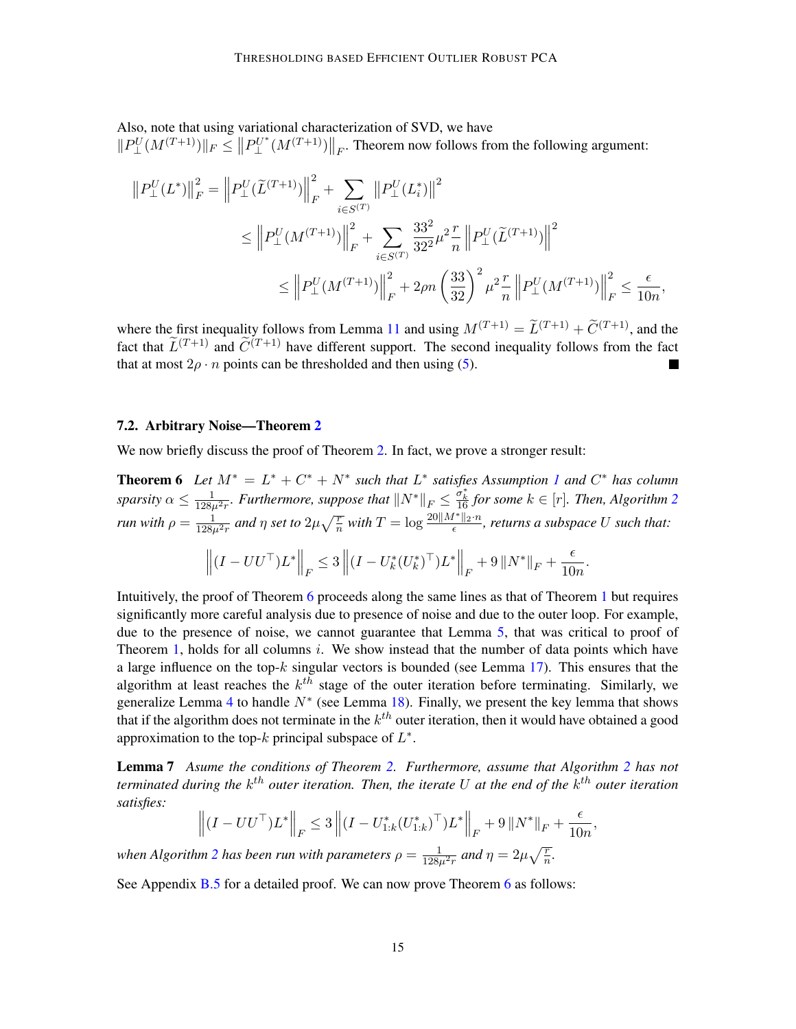Also, note that using variational characterization of SVD, we have $\|P_\perp^U(M^{(T+1)})\|_F \leq \left\|P_\perp^{U^*}(M^{(T+1)})\right\|_F$. Theorem now follows from the following argument:

$$
\begin{aligned}
\left\|P_\perp^U(L^*)\right\|_F^2 &= \left\|P_\perp^U(\widetilde{L}^{(T+1)})\right\|_F^2 + \sum_{i \in S^{(T)}} \left\|P_\perp^U(L_i^*)\right\|^2 \\
&\leq \left\|P_\perp^U(M^{(T+1)})\right\|_F^2 + \sum_{i \in S^{(T)}} \frac{33^2}{32^2}\mu^2 \frac{r}{n} \left\|P_\perp^U(\widetilde{L}^{(T+1)})\right\|^2 \\
&\leq \left\|P_\perp^U(M^{(T+1)})\right\|_F^2 + 2\rho n \left(\frac{33}{32}\right)^2 \mu^2 \frac{r}{n} \left\|P_\perp^U(M^{(T+1)})\right\|_F^2 \leq \frac{\epsilon}{10n},
\end{aligned}
$$

where the first inequality follows from Lemma 11 and using $M^{(T+1)} = \widetilde{L}^{(T+1)} + \widetilde{C}^{(T+1)}$, and the fact that $\widetilde{L}^{(T+1)}$ and $\widetilde{C}^{(T+1)}$ have different support. The second inequality follows from the fact that at most $2\rho \cdot n$ points can be thresholded and then using (5). ■

### 7.2. Arbitrary Noise—Theorem 2

We now briefly discuss the proof of Theorem 2. In fact, we prove a stronger result:

**Theorem 6** *Let $M^* = L^* + C^* + N^*$ such that $L^*$ satisfies Assumption 1 and $C^*$ has column sparsity $\alpha \leq \frac{1}{128\mu^2 r}$. Furthermore, suppose that $\|N^*\|_F \leq \frac{\sigma_k^*}{16}$ for some $k \in [r]$. Then, Algorithm 2 run with $\rho = \frac{1}{128\mu^2 r}$ and $\eta$ set to $2\mu\sqrt{\frac{r}{n}}$ with $T = \log \frac{20\|M^*\|_2 \cdot n}{\epsilon}$, returns a subspace $U$ such that:*

$$
\left\|(I - UU^\top)L^*\right\|_F \leq 3\left\|(I - U_k^*(U_k^*)^\top)L^*\right\|_F + 9\|N^*\|_F + \frac{\epsilon}{10n}.
$$

Intuitively, the proof of Theorem 6 proceeds along the same lines as that of Theorem 1 but requires significantly more careful analysis due to presence of noise and due to the outer loop. For example, due to the presence of noise, we cannot guarantee that Lemma 5, that was critical to proof of Theorem 1, holds for all columns $i$. We show instead that the number of data points which have a large influence on the top-$k$ singular vectors is bounded (see Lemma 17). This ensures that the algorithm at least reaches the $k^{th}$ stage of the outer iteration before terminating. Similarly, we generalize Lemma 4 to handle $N^*$ (see Lemma 18). Finally, we present the key lemma that shows that if the algorithm does not terminate in the $k^{th}$ outer iteration, then it would have obtained a good approximation to the top-$k$ principal subspace of $L^*$.

**Lemma 7** *Asume the conditions of Theorem 2. Furthermore, assume that Algorithm 2 has not terminated during the $k^{th}$ outer iteration. Then, the iterate $U$ at the end of the $k^{th}$ outer iteration satisfies:*

$$
\left\|(I - UU^\top)L^*\right\|_F \leq 3\left\|(I - U_{1:k}^*(U_{1:k}^*)^\top)L^*\right\|_F + 9\|N^*\|_F + \frac{\epsilon}{10n},
$$

*when Algorithm 2 has been run with parameters $\rho = \frac{1}{128\mu^2 r}$ and $\eta = 2\mu\sqrt{\frac{r}{n}}$.*

See Appendix B.5 for a detailed proof. We can now prove Theorem 6 as follows: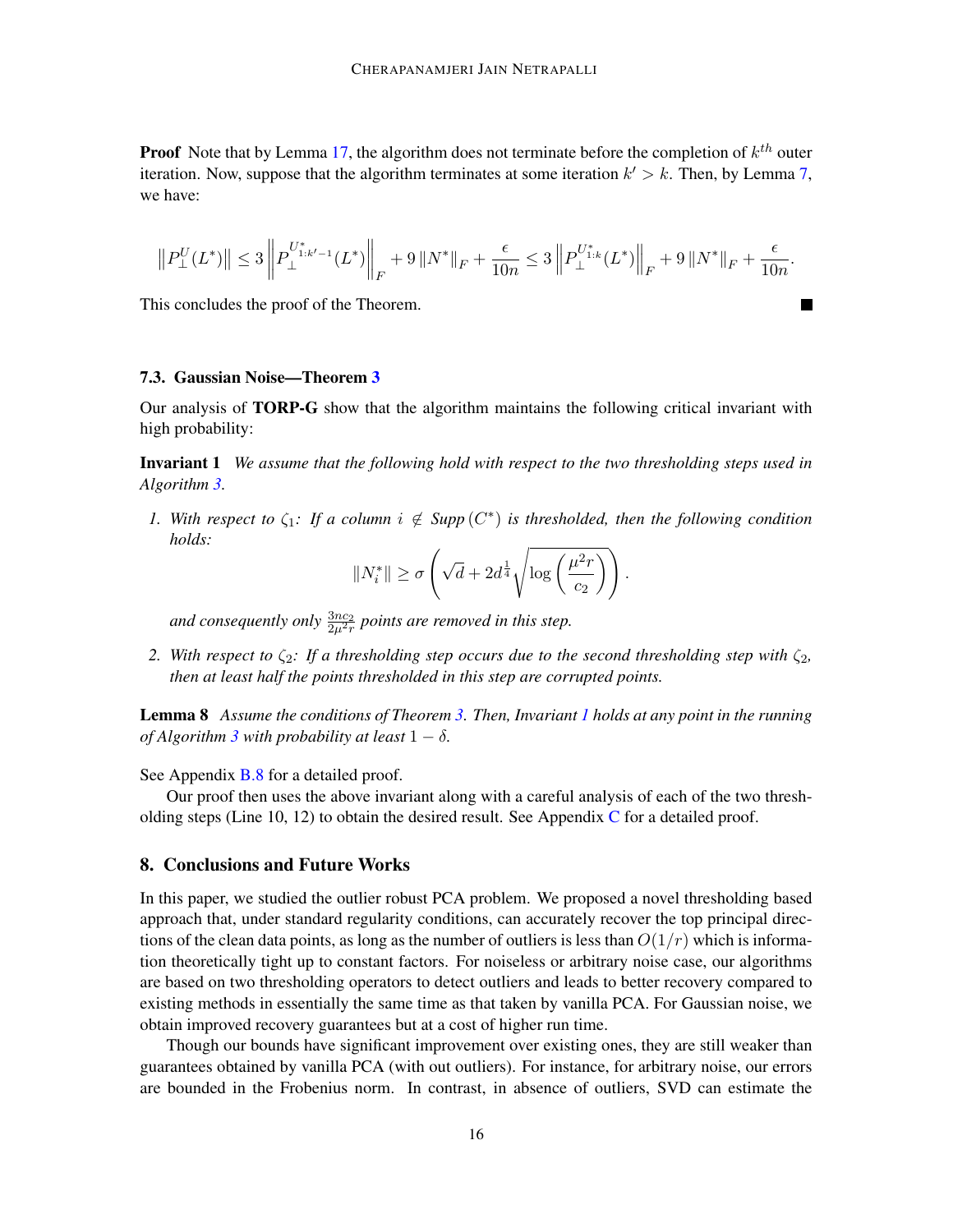**Proof** Note that by Lemma 17, the algorithm does not terminate before the completion of $k^{th}$ outer iteration. Now, suppose that the algorithm terminates at some iteration $k' > k$. Then, by Lemma 7, we have:

$$\left\|P_\perp^U(L^*)\right\| \leq 3\left\|P_\perp^{U^*_{1:k'-1}}(L^*)\right\|_F + 9\left\|N^*\right\|_F + \frac{\epsilon}{10n} \leq 3\left\|P_\perp^{U^*_{1:k}}(L^*)\right\|_F + 9\left\|N^*\right\|_F + \frac{\epsilon}{10n}.$$

This concludes the proof of the Theorem. ∎

### 7.3. Gaussian Noise—Theorem 3

Our analysis of **TORP-G** show that the algorithm maintains the following critical invariant with high probability:

**Invariant 1** *We assume that the following hold with respect to the two thresholding steps used in Algorithm 3.*

1. *With respect to $\zeta_1$: If a column $i \notin Supp(C^*)$ is thresholded, then the following condition holds:*
$$\|N_i^*\| \geq \sigma\left(\sqrt{d} + 2d^{\frac{1}{4}}\sqrt{\log\left(\frac{\mu^2 r}{c_2}\right)}\right).$$
*and consequently only $\frac{3nc_2}{2\mu^2 r}$ points are removed in this step.*

2. *With respect to $\zeta_2$: If a thresholding step occurs due to the second thresholding step with $\zeta_2$, then at least half the points thresholded in this step are corrupted points.*

**Lemma 8** *Assume the conditions of Theorem 3. Then, Invariant 1 holds at any point in the running of Algorithm 3 with probability at least $1 - \delta$.*

See Appendix B.8 for a detailed proof.

Our proof then uses the above invariant along with a careful analysis of each of the two thresholding steps (Line 10, 12) to obtain the desired result. See Appendix C for a detailed proof.

## 8. Conclusions and Future Works

In this paper, we studied the outlier robust PCA problem. We proposed a novel thresholding based approach that, under standard regularity conditions, can accurately recover the top principal directions of the clean data points, as long as the number of outliers is less than $O(1/r)$ which is information theoretically tight up to constant factors. For noiseless or arbitrary noise case, our algorithms are based on two thresholding operators to detect outliers and leads to better recovery compared to existing methods in essentially the same time as that taken by vanilla PCA. For Gaussian noise, we obtain improved recovery guarantees but at a cost of higher run time.

Though our bounds have significant improvement over existing ones, they are still weaker than guarantees obtained by vanilla PCA (with out outliers). For instance, for arbitrary noise, our errors are bounded in the Frobenius norm. In contrast, in absence of outliers, SVD can estimate the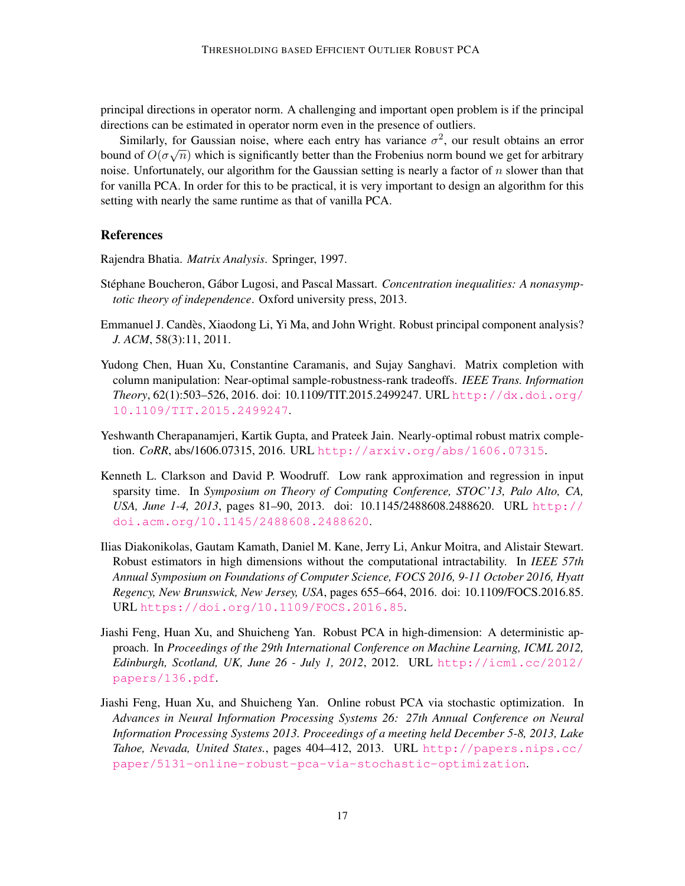principal directions in operator norm. A challenging and important open problem is if the principal directions can be estimated in operator norm even in the presence of outliers.

Similarly, for Gaussian noise, where each entry has variance $\sigma^2$, our result obtains an error bound of $O(\sigma\sqrt{n})$ which is significantly better than the Frobenius norm bound we get for arbitrary noise. Unfortunately, our algorithm for the Gaussian setting is nearly a factor of $n$ slower than that for vanilla PCA. In order for this to be practical, it is very important to design an algorithm for this setting with nearly the same runtime as that of vanilla PCA.

## References

Rajendra Bhatia. *Matrix Analysis*. Springer, 1997.

Stéphane Boucheron, Gábor Lugosi, and Pascal Massart. *Concentration inequalities: A nonasymptotic theory of independence*. Oxford university press, 2013.

Emmanuel J. Candès, Xiaodong Li, Yi Ma, and John Wright. Robust principal component analysis? *J. ACM*, 58(3):11, 2011.

Yudong Chen, Huan Xu, Constantine Caramanis, and Sujay Sanghavi. Matrix completion with column manipulation: Near-optimal sample-robustness-rank tradeoffs. *IEEE Trans. Information Theory*, 62(1):503–526, 2016. doi: 10.1109/TIT.2015.2499247. URL http://dx.doi.org/10.1109/TIT.2015.2499247.

Yeshwanth Cherapanamjeri, Kartik Gupta, and Prateek Jain. Nearly-optimal robust matrix completion. *CoRR*, abs/1606.07315, 2016. URL http://arxiv.org/abs/1606.07315.

Kenneth L. Clarkson and David P. Woodruff. Low rank approximation and regression in input sparsity time. In *Symposium on Theory of Computing Conference, STOC'13, Palo Alto, CA, USA, June 1-4, 2013*, pages 81–90, 2013. doi: 10.1145/2488608.2488620. URL http://doi.acm.org/10.1145/2488608.2488620.

Ilias Diakonikolas, Gautam Kamath, Daniel M. Kane, Jerry Li, Ankur Moitra, and Alistair Stewart. Robust estimators in high dimensions without the computational intractability. In *IEEE 57th Annual Symposium on Foundations of Computer Science, FOCS 2016, 9-11 October 2016, Hyatt Regency, New Brunswick, New Jersey, USA*, pages 655–664, 2016. doi: 10.1109/FOCS.2016.85. URL https://doi.org/10.1109/FOCS.2016.85.

Jiashi Feng, Huan Xu, and Shuicheng Yan. Robust PCA in high-dimension: A deterministic approach. In *Proceedings of the 29th International Conference on Machine Learning, ICML 2012, Edinburgh, Scotland, UK, June 26 - July 1, 2012*, 2012. URL http://icml.cc/2012/papers/136.pdf.

Jiashi Feng, Huan Xu, and Shuicheng Yan. Online robust PCA via stochastic optimization. In *Advances in Neural Information Processing Systems 26: 27th Annual Conference on Neural Information Processing Systems 2013. Proceedings of a meeting held December 5-8, 2013, Lake Tahoe, Nevada, United States.*, pages 404–412, 2013. URL http://papers.nips.cc/paper/5131-online-robust-pca-via-stochastic-optimization.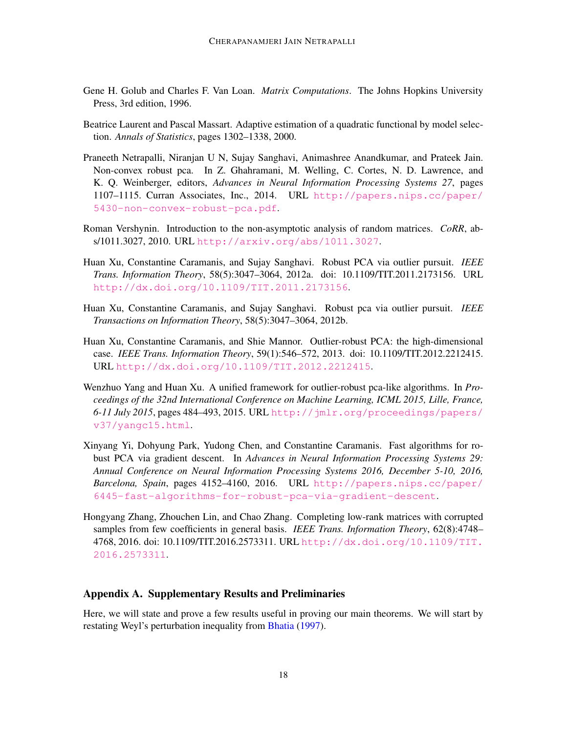Gene H. Golub and Charles F. Van Loan. *Matrix Computations*. The Johns Hopkins University Press, 3rd edition, 1996.

Beatrice Laurent and Pascal Massart. Adaptive estimation of a quadratic functional by model selection. *Annals of Statistics*, pages 1302–1338, 2000.

Praneeth Netrapalli, Niranjan U N, Sujay Sanghavi, Animashree Anandkumar, and Prateek Jain. Non-convex robust pca. In Z. Ghahramani, M. Welling, C. Cortes, N. D. Lawrence, and K. Q. Weinberger, editors, *Advances in Neural Information Processing Systems 27*, pages 1107–1115. Curran Associates, Inc., 2014. URL http://papers.nips.cc/paper/5430-non-convex-robust-pca.pdf.

Roman Vershynin. Introduction to the non-asymptotic analysis of random matrices. *CoRR*, abs/1011.3027, 2010. URL http://arxiv.org/abs/1011.3027.

Huan Xu, Constantine Caramanis, and Sujay Sanghavi. Robust PCA via outlier pursuit. *IEEE Trans. Information Theory*, 58(5):3047–3064, 2012a. doi: 10.1109/TIT.2011.2173156. URL http://dx.doi.org/10.1109/TIT.2011.2173156.

Huan Xu, Constantine Caramanis, and Sujay Sanghavi. Robust pca via outlier pursuit. *IEEE Transactions on Information Theory*, 58(5):3047–3064, 2012b.

Huan Xu, Constantine Caramanis, and Shie Mannor. Outlier-robust PCA: the high-dimensional case. *IEEE Trans. Information Theory*, 59(1):546–572, 2013. doi: 10.1109/TIT.2012.2212415. URL http://dx.doi.org/10.1109/TIT.2012.2212415.

Wenzhuo Yang and Huan Xu. A unified framework for outlier-robust pca-like algorithms. In *Proceedings of the 32nd International Conference on Machine Learning, ICML 2015, Lille, France, 6-11 July 2015*, pages 484–493, 2015. URL http://jmlr.org/proceedings/papers/v37/yangc15.html.

Xinyang Yi, Dohyung Park, Yudong Chen, and Constantine Caramanis. Fast algorithms for robust PCA via gradient descent. In *Advances in Neural Information Processing Systems 29: Annual Conference on Neural Information Processing Systems 2016, December 5-10, 2016, Barcelona, Spain*, pages 4152–4160, 2016. URL http://papers.nips.cc/paper/6445-fast-algorithms-for-robust-pca-via-gradient-descent.

Hongyang Zhang, Zhouchen Lin, and Chao Zhang. Completing low-rank matrices with corrupted samples from few coefficients in general basis. *IEEE Trans. Information Theory*, 62(8):4748–4768, 2016. doi: 10.1109/TIT.2016.2573311. URL http://dx.doi.org/10.1109/TIT.2016.2573311.

## Appendix A. Supplementary Results and Preliminaries

Here, we will state and prove a few results useful in proving our main theorems. We will start by restating Weyl's perturbation inequality from Bhatia (1997).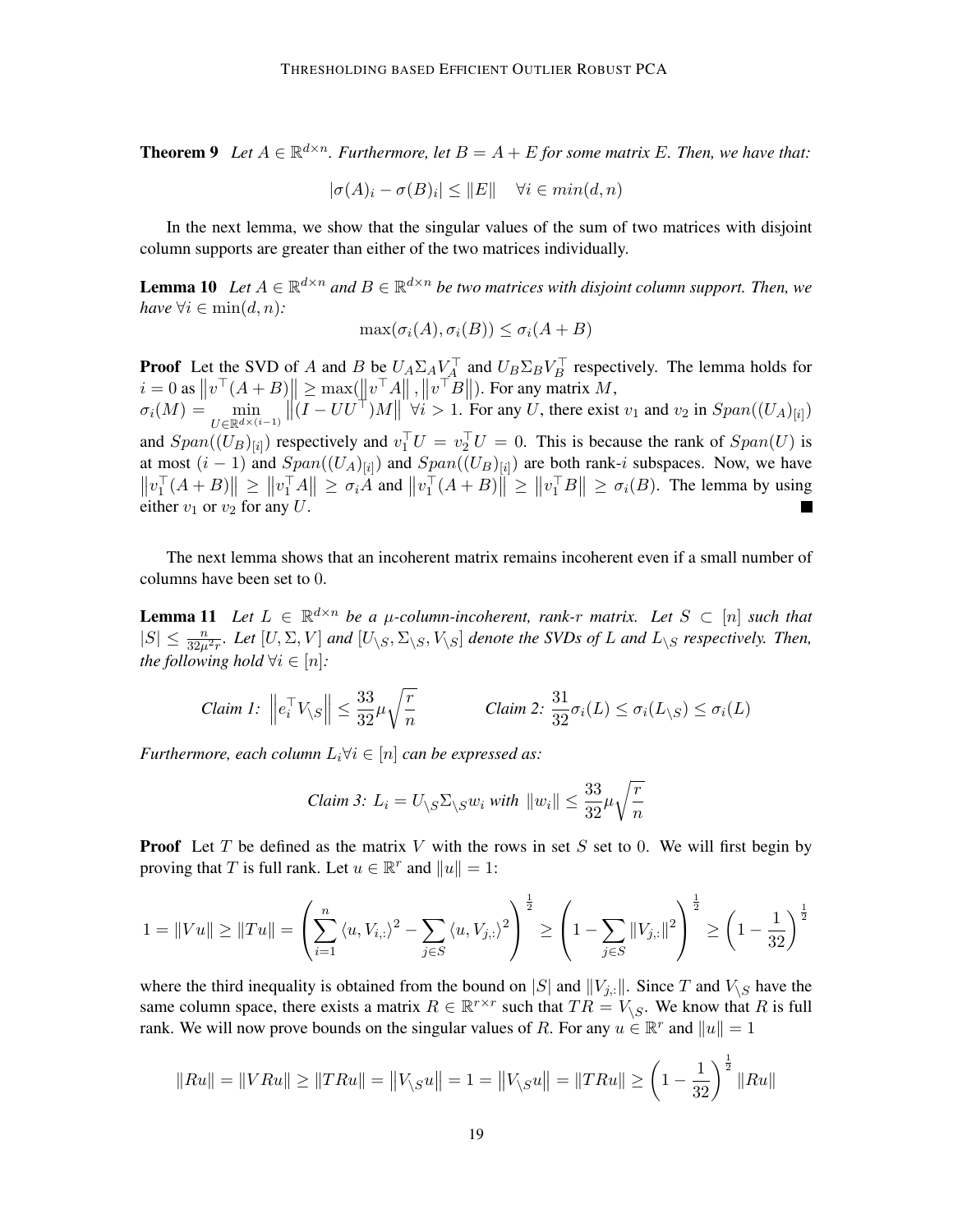**Theorem 9** *Let $A \in \mathbb{R}^{d\times n}$. Furthermore, let $B = A + E$ for some matrix $E$. Then, we have that:*

$$|\sigma(A)_i - \sigma(B)_i| \leq \|E\| \quad \forall i \in min(d,n)$$

In the next lemma, we show that the singular values of the sum of two matrices with disjoint column supports are greater than either of the two matrices individually.

**Lemma 10** *Let $A \in \mathbb{R}^{d\times n}$ and $B \in \mathbb{R}^{d\times n}$ be two matrices with disjoint column support. Then, we have $\forall i \in \min(d,n)$:*

$$\max(\sigma_i(A), \sigma_i(B)) \leq \sigma_i(A+B)$$

**Proof** Let the SVD of $A$ and $B$ be $U_A\Sigma_A V_A^\top$ and $U_B\Sigma_B V_B^\top$ respectively. The lemma holds for $i = 0$ as $\left\|v^\top(A+B)\right\| \geq \max(\left\|v^\top A\right\|, \left\|v^\top B\right\|)$. For any matrix $M$, $\sigma_i(M) = \min_{U\in\mathbb{R}^{d\times(i-1)}} \left\|(I - UU^\top)M\right\| \; \forall i > 1$. For any $U$, there exist $v_1$ and $v_2$ in $Span((U_A)_{[i]})$ and $Span((U_B)_{[i]})$ respectively and $v_1^\top U = v_2^\top U = 0$. This is because the rank of $Span(U)$ is at most $(i-1)$ and $Span((U_A)_{[i]})$ and $Span((U_B)_{[i]})$ are both rank-$i$ subspaces. Now, we have $\left\|v_1^\top(A+B)\right\| \geq \left\|v_1^\top A\right\| \geq \sigma_i A$ and $\left\|v_1^\top(A+B)\right\| \geq \left\|v_1^\top B\right\| \geq \sigma_i(B)$. The lemma by using either $v_1$ or $v_2$ for any $U$. ■

The next lemma shows that an incoherent matrix remains incoherent even if a small number of columns have been set to 0.

**Lemma 11** *Let $L \in \mathbb{R}^{d\times n}$ be a $\mu$-column-incoherent, rank-$r$ matrix. Let $S \subset [n]$ such that $|S| \leq \frac{n}{32\mu^2 r}$. Let $[U,\Sigma,V]$ and $[U_{\setminus S}, \Sigma_{\setminus S}, V_{\setminus S}]$ denote the SVDs of $L$ and $L_{\setminus S}$ respectively. Then, the following hold $\forall i \in [n]$:*

*Claim 1:* $\left\|e_i^\top V_{\setminus S}\right\| \leq \frac{33}{32}\mu\sqrt{\frac{r}{n}}$ $\qquad$ *Claim 2:* $\frac{31}{32}\sigma_i(L) \leq \sigma_i(L_{\setminus S}) \leq \sigma_i(L)$

*Furthermore, each column $L_i \forall i \in [n]$ can be expressed as:*

*Claim 3:* $L_i = U_{\setminus S}\Sigma_{\setminus S} w_i$ *with* $\|w_i\| \leq \frac{33}{32}\mu\sqrt{\frac{r}{n}}$

**Proof** Let $T$ be defined as the matrix $V$ with the rows in set $S$ set to 0. We will first begin by proving that $T$ is full rank. Let $u \in \mathbb{R}^r$ and $\|u\| = 1$:

$$1 = \|Vu\| \geq \|Tu\| = \left(\sum_{i=1}^n \langle u, V_{i,:}\rangle^2 - \sum_{j\in S}\langle u, V_{j,:}\rangle^2\right)^{\frac{1}{2}} \geq \left(1 - \sum_{j\in S}\|V_{j,:}\|^2\right)^{\frac{1}{2}} \geq \left(1 - \frac{1}{32}\right)^{\frac{1}{2}}$$

where the third inequality is obtained from the bound on $|S|$ and $\|V_{j,:}\|$. Since $T$ and $V_{\setminus S}$ have the same column space, there exists a matrix $R \in \mathbb{R}^{r\times r}$ such that $TR = V_{\setminus S}$. We know that $R$ is full rank. We will now prove bounds on the singular values of $R$. For any $u \in \mathbb{R}^r$ and $\|u\| = 1$

$$\|Ru\| = \|VRu\| \geq \|TRu\| = \left\|V_{\setminus S}u\right\| = 1 = \left\|V_{\setminus S}u\right\| = \|TRu\| \geq \left(1 - \frac{1}{32}\right)^{\frac{1}{2}}\|Ru\|$$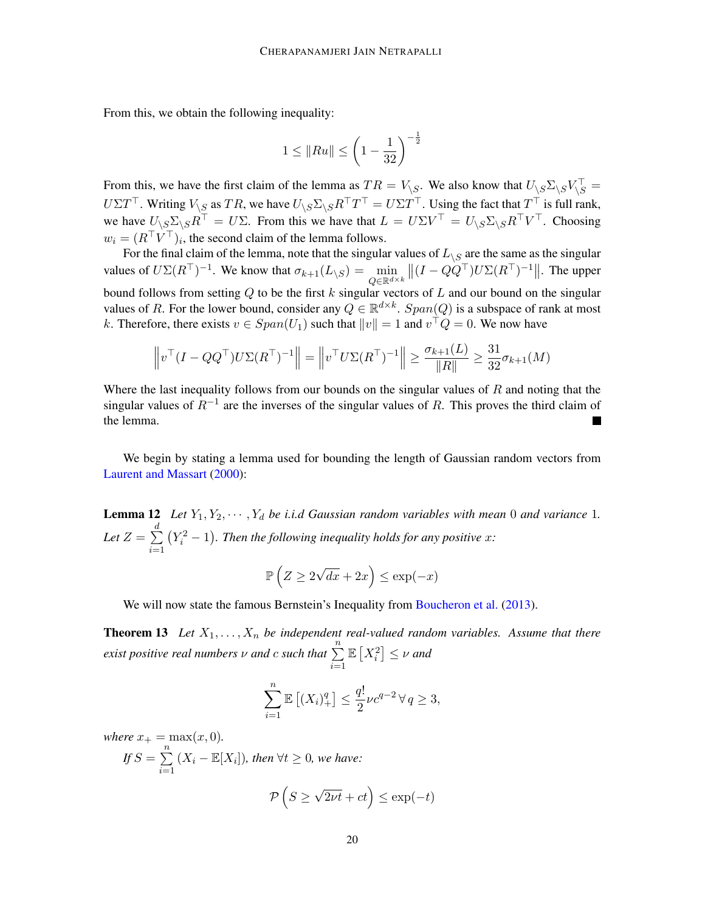From this, we obtain the following inequality:

$$1 \leq \|Ru\| \leq \left(1 - \frac{1}{32}\right)^{-\frac{1}{2}}$$

From this, we have the first claim of the lemma as $TR = V_{\setminus S}$. We also know that $U_{\setminus S}\Sigma_{\setminus S}V_{\setminus S}^\top = U\Sigma T^\top$. Writing $V_{\setminus S}$ as $TR$, we have $U_{\setminus S}\Sigma_{\setminus S}R^\top T^\top = U\Sigma T^\top$. Using the fact that $T^\top$ is full rank, we have $U_{\setminus S}\Sigma_{\setminus S}R^\top = U\Sigma$. From this we have that $L = U\Sigma V^\top = U_{\setminus S}\Sigma_{\setminus S}R^\top V^\top$. Choosing $w_i = (R^\top V^\top)_i$, the second claim of the lemma follows.

For the final claim of the lemma, note that the singular values of $L_{\setminus S}$ are the same as the singular values of $U\Sigma(R^\top)^{-1}$. We know that $\sigma_{k+1}(L_{\setminus S}) = \min_{Q \in \mathbb{R}^{d\times k}} \left\|(I - QQ^\top)U\Sigma(R^\top)^{-1}\right\|$. The upper bound follows from setting $Q$ to be the first $k$ singular vectors of $L$ and our bound on the singular values of $R$. For the lower bound, consider any $Q \in \mathbb{R}^{d\times k}$. $Span(Q)$ is a subspace of rank at most $k$. Therefore, there exists $v \in Span(U_1)$ such that $\|v\| = 1$ and $v^\top Q = 0$. We now have

$$\left\|v^\top(I - QQ^\top)U\Sigma(R^\top)^{-1}\right\| = \left\|v^\top U\Sigma(R^\top)^{-1}\right\| \geq \frac{\sigma_{k+1}(L)}{\|R\|} \geq \frac{31}{32}\sigma_{k+1}(M)$$

Where the last inequality follows from our bounds on the singular values of $R$ and noting that the singular values of $R^{-1}$ are the inverses of the singular values of $R$. This proves the third claim of the lemma. ■

We begin by stating a lemma used for bounding the length of Gaussian random vectors from Laurent and Massart (2000):

**Lemma 12** *Let $Y_1, Y_2, \cdots, Y_d$ be i.i.d Gaussian random variables with mean $0$ and variance $1$. Let $Z = \sum_{i=1}^{d}\left(Y_i^2 - 1\right)$. Then the following inequality holds for any positive $x$:*

$$\mathbb{P}\left(Z \geq 2\sqrt{dx} + 2x\right) \leq \exp(-x)$$

We will now state the famous Bernstein's Inequality from Boucheron et al. (2013).

**Theorem 13** *Let $X_1, \ldots, X_n$ be independent real-valued random variables. Assume that there exist positive real numbers $\nu$ and $c$ such that $\sum_{i=1}^{n}\mathbb{E}\left[X_i^2\right] \leq \nu$ and*

$$\sum_{i=1}^{n}\mathbb{E}\left[(X_i)_+^q\right] \leq \frac{q!}{2}\nu c^{q-2}\,\forall\, q \geq 3,$$

*where $x_+ = \max(x, 0)$.*

*If $S = \sum_{i=1}^{n}(X_i - \mathbb{E}[X_i])$, then $\forall t \geq 0$, we have:*

$$\mathcal{P}\left(S \geq \sqrt{2\nu t} + ct\right) \leq \exp(-t)$$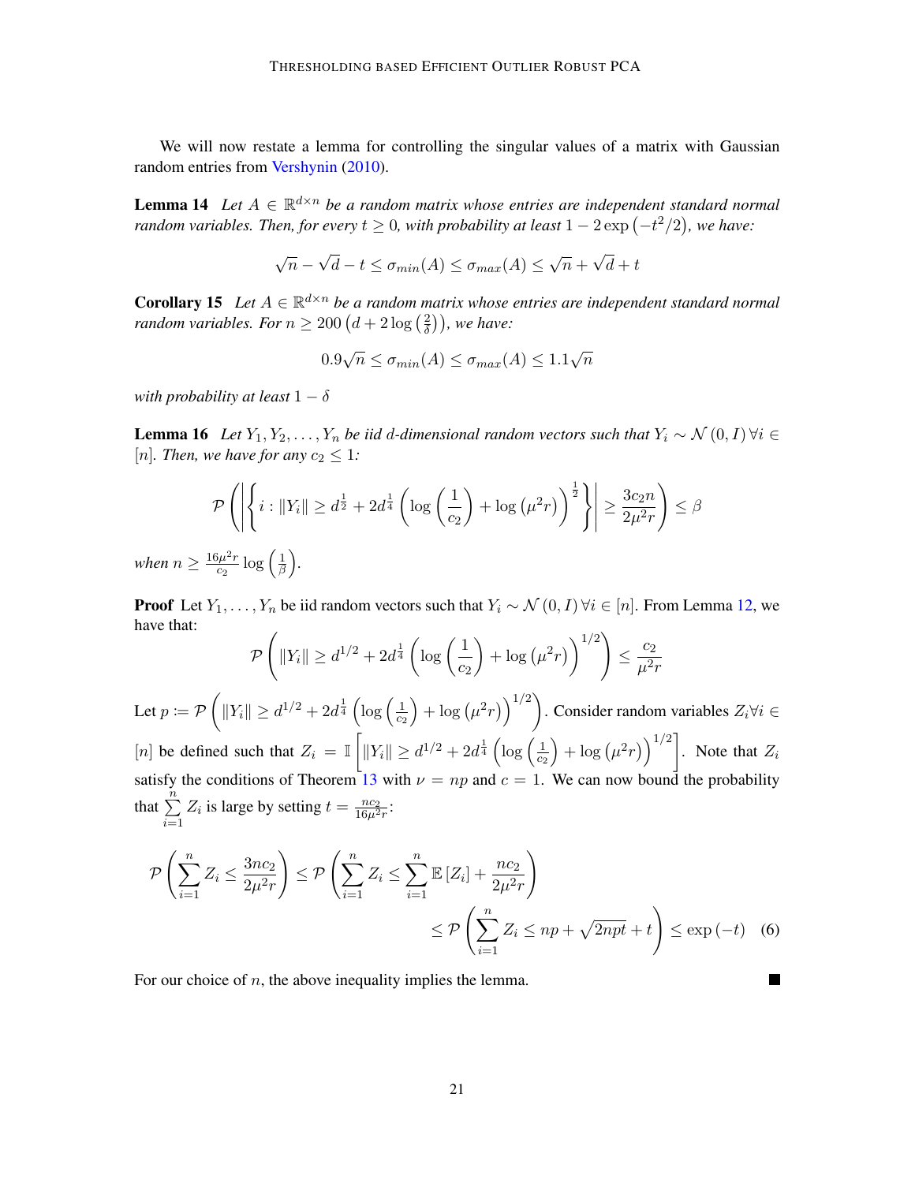We will now restate a lemma for controlling the singular values of a matrix with Gaussian random entries from Vershynin (2010).

**Lemma 14** *Let $A \in \mathbb{R}^{d \times n}$ be a random matrix whose entries are independent standard normal random variables. Then, for every $t \geq 0$, with probability at least $1 - 2\exp\left(-t^2/2\right)$, we have:*

$$\sqrt{n} - \sqrt{d} - t \leq \sigma_{min}(A) \leq \sigma_{max}(A) \leq \sqrt{n} + \sqrt{d} + t$$

**Corollary 15** *Let $A \in \mathbb{R}^{d \times n}$ be a random matrix whose entries are independent standard normal random variables. For $n \geq 200\left(d + 2\log\left(\frac{2}{\delta}\right)\right)$, we have:*

$$0.9\sqrt{n} \leq \sigma_{min}(A) \leq \sigma_{max}(A) \leq 1.1\sqrt{n}$$

*with probability at least $1 - \delta$*

**Lemma 16** *Let $Y_1, Y_2, \ldots, Y_n$ be iid $d$-dimensional random vectors such that $Y_i \sim \mathcal{N}(0, I)\, \forall i \in [n]$. Then, we have for any $c_2 \leq 1$:*

$$\mathcal{P}\left(\left|\left\{i : \|Y_i\| \geq d^{\frac{1}{2}} + 2d^{\frac{1}{4}}\left(\log\left(\frac{1}{c_2}\right) + \log\left(\mu^2 r\right)\right)^{\frac{1}{2}}\right\}\right| \geq \frac{3c_2 n}{2\mu^2 r}\right) \leq \beta$$

*when $n \geq \frac{16\mu^2 r}{c_2}\log\left(\frac{1}{\beta}\right)$.*

**Proof** Let $Y_1, \ldots, Y_n$ be iid random vectors such that $Y_i \sim \mathcal{N}(0, I)\, \forall i \in [n]$. From Lemma 12, we have that:

$$\mathcal{P}\left(\|Y_i\| \geq d^{1/2} + 2d^{\frac{1}{4}}\left(\log\left(\frac{1}{c_2}\right) + \log\left(\mu^2 r\right)\right)^{1/2}\right) \leq \frac{c_2}{\mu^2 r}$$

Let $p := \mathcal{P}\left(\|Y_i\| \geq d^{1/2} + 2d^{\frac{1}{4}}\left(\log\left(\frac{1}{c_2}\right) + \log\left(\mu^2 r\right)\right)^{1/2}\right)$. Consider random variables $Z_i \forall i \in [n]$ be defined such that $Z_i = \mathbb{I}\left[\|Y_i\| \geq d^{1/2} + 2d^{\frac{1}{4}}\left(\log\left(\frac{1}{c_2}\right) + \log\left(\mu^2 r\right)\right)^{1/2}\right]$. Note that $Z_i$ satisfy the conditions of Theorem 13 with $\nu = np$ and $c = 1$. We can now bound the probability that $\sum_{i=1}^{n} Z_i$ is large by setting $t = \frac{nc_2}{16\mu^2 r}$:

$$\begin{aligned}\mathcal{P}\left(\sum_{i=1}^{n} Z_i \leq \frac{3nc_2}{2\mu^2 r}\right) &\leq \mathcal{P}\left(\sum_{i=1}^{n} Z_i \leq \sum_{i=1}^{n}\mathbb{E}\left[Z_i\right] + \frac{nc_2}{2\mu^2 r}\right) \\ &\leq \mathcal{P}\left(\sum_{i=1}^{n} Z_i \leq np + \sqrt{2npt} + t\right) \leq \exp\left(-t\right) \quad (6)\end{aligned}$$

For our choice of $n$, the above inequality implies the lemma. ∎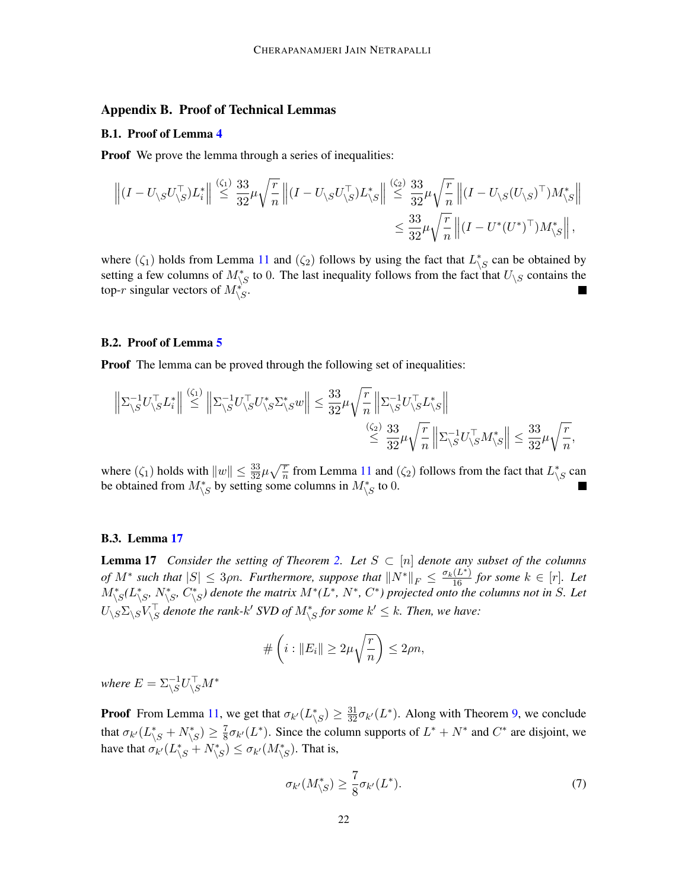## Appendix B. Proof of Technical Lemmas

### B.1. Proof of Lemma 4

**Proof** We prove the lemma through a series of inequalities:

$$\left\|(I - U_{\setminus S}U_{\setminus S}^\top)L_i^*\right\| \overset{(\zeta_1)}{\leq} \frac{33}{32}\mu\sqrt{\frac{r}{n}}\left\|(I - U_{\setminus S}U_{\setminus S}^\top)L_{\setminus S}^*\right\| \overset{(\zeta_2)}{\leq} \frac{33}{32}\mu\sqrt{\frac{r}{n}}\left\|(I - U_{\setminus S}(U_{\setminus S})^\top)M_{\setminus S}^*\right\|$$
$$\leq \frac{33}{32}\mu\sqrt{\frac{r}{n}}\left\|(I - U^*(U^*)^\top)M_{\setminus S}^*\right\|,$$

where $(\zeta_1)$ holds from Lemma 11 and $(\zeta_2)$ follows by using the fact that $L_{\setminus S}^*$ can be obtained by setting a few columns of $M_{\setminus S}^*$ to 0. The last inequality follows from the fact that $U_{\setminus S}$ contains the top-$r$ singular vectors of $M_{\setminus S}^*$. ∎

### B.2. Proof of Lemma 5

**Proof** The lemma can be proved through the following set of inequalities:

$$\left\|\Sigma_{\setminus S}^{-1}U_{\setminus S}^\top L_i^*\right\| \overset{(\zeta_1)}{\leq} \left\|\Sigma_{\setminus S}^{-1}U_{\setminus S}^\top U_{\setminus S}^*\Sigma_{\setminus S}^* w\right\| \leq \frac{33}{32}\mu\sqrt{\frac{r}{n}}\left\|\Sigma_{\setminus S}^{-1}U_{\setminus S}^\top L_{\setminus S}^*\right\|$$
$$\overset{(\zeta_2)}{\leq} \frac{33}{32}\mu\sqrt{\frac{r}{n}}\left\|\Sigma_{\setminus S}^{-1}U_{\setminus S}^\top M_{\setminus S}^*\right\| \leq \frac{33}{32}\mu\sqrt{\frac{r}{n}},$$

where $(\zeta_1)$ holds with $\|w\| \leq \frac{33}{32}\mu\sqrt{\frac{r}{n}}$ from Lemma 11 and $(\zeta_2)$ follows from the fact that $L_{\setminus S}^*$ can be obtained from $M_{\setminus S}^*$ by setting some columns in $M_{\setminus S}^*$ to 0. ∎

### B.3. Lemma 17

**Lemma 17** *Consider the setting of Theorem 2. Let $S \subset [n]$ denote any subset of the columns of $M^*$ such that $|S| \leq 3\rho n$. Furthermore, suppose that $\|N^*\|_F \leq \frac{\sigma_k(L^*)}{16}$ for some $k \in [r]$. Let $M_{\setminus S}^*(L_{\setminus S}^*, N_{\setminus S}^*, C_{\setminus S}^*)$ denote the matrix $M^*(L^*, N^*, C^*)$ projected onto the columns not in $S$. Let $U_{\setminus S}\Sigma_{\setminus S}V_{\setminus S}^\top$ denote the rank-$k'$ SVD of $M_{\setminus S}^*$ for some $k' \leq k$. Then, we have:*

$$\#\left(i : \|E_i\| \geq 2\mu\sqrt{\frac{r}{n}}\right) \leq 2\rho n,$$

*where $E = \Sigma_{\setminus S}^{-1}U_{\setminus S}^\top M^*$*

**Proof** From Lemma 11, we get that $\sigma_{k'}(L_{\setminus S}^*) \geq \frac{31}{32}\sigma_{k'}(L^*)$. Along with Theorem 9, we conclude that $\sigma_{k'}(L_{\setminus S}^* + N_{\setminus S}^*) \geq \frac{7}{8}\sigma_{k'}(L^*)$. Since the column supports of $L^* + N^*$ and $C^*$ are disjoint, we have that $\sigma_{k'}(L_{\setminus S}^* + N_{\setminus S}^*) \leq \sigma_{k'}(M_{\setminus S}^*)$. That is,

$$\sigma_{k'}(M_{\setminus S}^*) \geq \frac{7}{8}\sigma_{k'}(L^*). \tag{7}$$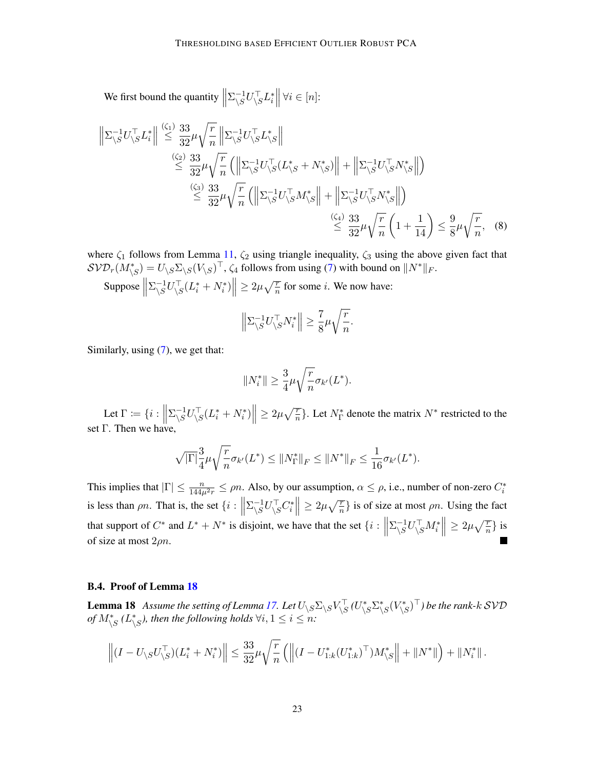We first bound the quantity $\left\|\Sigma_{\setminus S}^{-1} U_{\setminus S}^\top L_i^*\right\| \forall i \in [n]$:

$$
\begin{aligned}
\left\|\Sigma_{\setminus S}^{-1} U_{\setminus S}^\top L_i^*\right\| &\overset{(\zeta_1)}{\leq} \frac{33}{32}\mu\sqrt{\frac{r}{n}}\left\|\Sigma_{\setminus S}^{-1} U_{\setminus S}^\top L_{\setminus S}^*\right\| \\
&\overset{(\zeta_2)}{\leq} \frac{33}{32}\mu\sqrt{\frac{r}{n}}\left(\left\|\Sigma_{\setminus S}^{-1} U_{\setminus S}^\top (L_{\setminus S}^* + N_{\setminus S}^*)\right\| + \left\|\Sigma_{\setminus S}^{-1} U_{\setminus S}^\top N_{\setminus S}^*\right\|\right) \\
&\overset{(\zeta_3)}{\leq} \frac{33}{32}\mu\sqrt{\frac{r}{n}}\left(\left\|\Sigma_{\setminus S}^{-1} U_{\setminus S}^\top M_{\setminus S}^*\right\| + \left\|\Sigma_{\setminus S}^{-1} U_{\setminus S}^\top N_{\setminus S}^*\right\|\right) \\
&\overset{(\zeta_4)}{\leq} \frac{33}{32}\mu\sqrt{\frac{r}{n}}\left(1 + \frac{1}{14}\right) \leq \frac{9}{8}\mu\sqrt{\frac{r}{n}}, \quad (8)
\end{aligned}
$$

where $\zeta_1$ follows from Lemma 11, $\zeta_2$ using triangle inequality, $\zeta_3$ using the above given fact that $\mathcal{SVD}_r(M_{\setminus S}^*) = U_{\setminus S}\Sigma_{\setminus S}(V_{\setminus S})^\top$, $\zeta_4$ follows from using (7) with bound on $\|N^*\|_F$.

Suppose $\left\|\Sigma_{\setminus S}^{-1} U_{\setminus S}^\top (L_i^* + N_i^*)\right\| \geq 2\mu\sqrt{\frac{r}{n}}$ for some $i$. We now have:

$$
\left\|\Sigma_{\setminus S}^{-1} U_{\setminus S}^\top N_i^*\right\| \geq \frac{7}{8}\mu\sqrt{\frac{r}{n}}.
$$

Similarly, using (7), we get that:

$$
\|N_i^*\| \geq \frac{3}{4}\mu\sqrt{\frac{r}{n}}\sigma_{k'}(L^*).
$$

Let $\Gamma := \{i : \left\|\Sigma_{\setminus S}^{-1} U_{\setminus S}^\top (L_i^* + N_i^*)\right\| \geq 2\mu\sqrt{\frac{r}{n}}\}$. Let $N_\Gamma^*$ denote the matrix $N^*$ restricted to the set $\Gamma$. Then we have,

$$
\sqrt{|\Gamma|}\frac{3}{4}\mu\sqrt{\frac{r}{n}}\sigma_{k'}(L^*) \leq \|N_\Gamma^*\|_F \leq \|N^*\|_F \leq \frac{1}{16}\sigma_{k'}(L^*).
$$

This implies that $|\Gamma| \leq \frac{n}{144\mu^2 r} \leq \rho n$. Also, by our assumption, $\alpha \leq \rho$, i.e., number of non-zero $C_i^*$ is less than $\rho n$. That is, the set $\{i : \left\|\Sigma_{\setminus S}^{-1} U_{\setminus S}^\top C_i^*\right\| \geq 2\mu\sqrt{\frac{r}{n}}\}$ is of size at most $\rho n$. Using the fact that support of $C^*$ and $L^* + N^*$ is disjoint, we have that the set $\{i : \left\|\Sigma_{\setminus S}^{-1} U_{\setminus S}^\top M_i^*\right\| \geq 2\mu\sqrt{\frac{r}{n}}\}$ is of size at most $2\rho n$. ■

### B.4. Proof of Lemma 18

**Lemma 18** *Assume the setting of Lemma 17. Let $U_{\setminus S}\Sigma_{\setminus S}V_{\setminus S}^\top$ ($U_{\setminus S}^*\Sigma_{\setminus S}^*(V_{\setminus S}^*)^\top$) be the rank-$k$ $\mathcal{SVD}$ of $M_{\setminus S}^*$ ($L_{\setminus S}^*$), then the following holds $\forall i, 1 \leq i \leq n$:*

$$
\left\|(I - U_{\setminus S}U_{\setminus S}^\top)(L_i^* + N_i^*)\right\| \leq \frac{33}{32}\mu\sqrt{\frac{r}{n}}\left(\left\|(I - U_{1:k}^*(U_{1:k}^*)^\top)M_{\setminus S}^*\right\| + \|N^*\|\right) + \|N_i^*\|.
$$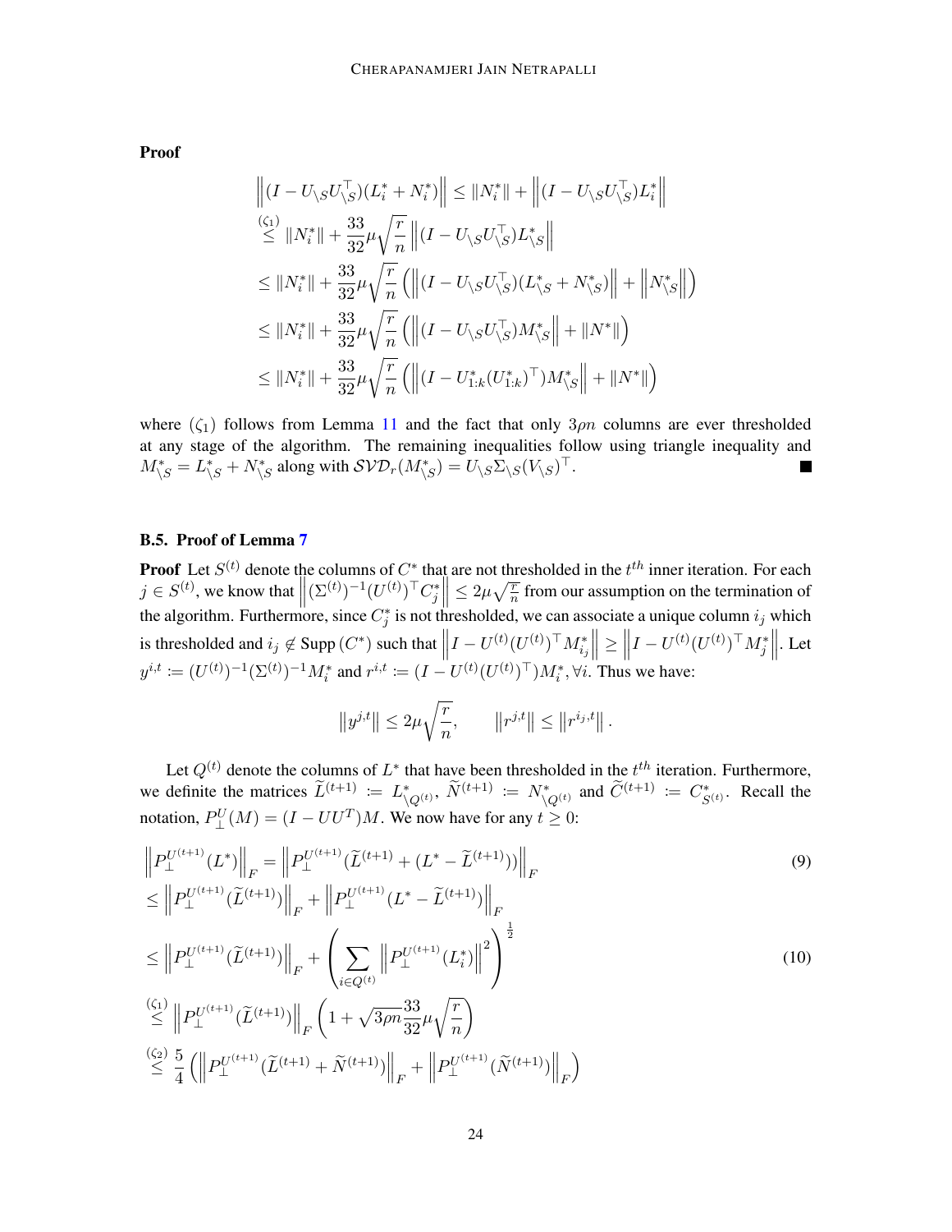**Proof**

$$
\begin{aligned}
\left\|(I - U_{\setminus S}U_{\setminus S}^\top)(L_i^* + N_i^*)\right\| &\leq \|N_i^*\| + \left\|(I - U_{\setminus S}U_{\setminus S}^\top)L_i^*\right\| \\
&\stackrel{(\zeta_1)}{\leq} \|N_i^*\| + \frac{33}{32}\mu\sqrt{\frac{r}{n}}\left\|(I - U_{\setminus S}U_{\setminus S}^\top)L_{\setminus S}^*\right\| \\
&\leq \|N_i^*\| + \frac{33}{32}\mu\sqrt{\frac{r}{n}}\left(\left\|(I - U_{\setminus S}U_{\setminus S}^\top)(L_{\setminus S}^* + N_{\setminus S}^*)\right\| + \left\|N_{\setminus S}^*\right\|\right) \\
&\leq \|N_i^*\| + \frac{33}{32}\mu\sqrt{\frac{r}{n}}\left(\left\|(I - U_{\setminus S}U_{\setminus S}^\top)M_{\setminus S}^*\right\| + \|N^*\|\right) \\
&\leq \|N_i^*\| + \frac{33}{32}\mu\sqrt{\frac{r}{n}}\left(\left\|(I - U_{1:k}^*(U_{1:k}^*)^\top)M_{\setminus S}^*\right\| + \|N^*\|\right)
\end{aligned}
$$

where $(\zeta_1)$ follows from Lemma 11 and the fact that only $3\rho n$ columns are ever thresholded at any stage of the algorithm. The remaining inequalities follow using triangle inequality and $M_{\setminus S}^* = L_{\setminus S}^* + N_{\setminus S}^*$ along with $\mathcal{SVD}_r(M_{\setminus S}^*) = U_{\setminus S}\Sigma_{\setminus S}(V_{\setminus S})^\top$. ∎

### B.5. Proof of Lemma 7

**Proof** Let $S^{(t)}$ denote the columns of $C^*$ that are not thresholded in the $t^{th}$ inner iteration. For each $j \in S^{(t)}$, we know that $\left\|(\Sigma^{(t)})^{-1}(U^{(t)})^\top C_j^*\right\| \leq 2\mu\sqrt{\frac{r}{n}}$ from our assumption on the termination of the algorithm. Furthermore, since $C_j^*$ is not thresholded, we can associate a unique column $i_j$ which is thresholded and $i_j \notin \text{Supp}\,(C^*)$ such that $\left\|I - U^{(t)}(U^{(t)})^\top M_{i_j}^*\right\| \geq \left\|I - U^{(t)}(U^{(t)})^\top M_j^*\right\|$. Let $y^{i,t} := (U^{(t)})^{-1}(\Sigma^{(t)})^{-1}M_i^*$ and $r^{i,t} := (I - U^{(t)}(U^{(t)})^\top)M_i^*, \forall i$. Thus we have:

$$
\left\|y^{j,t}\right\| \leq 2\mu\sqrt{\frac{r}{n}}, \qquad \left\|r^{j,t}\right\| \leq \left\|r^{i_j,t}\right\|.
$$

Let $Q^{(t)}$ denote the columns of $L^*$ that have been thresholded in the $t^{th}$ iteration. Furthermore, we definite the matrices $\widetilde{L}^{(t+1)} := L_{\setminus Q^{(t)}}^*$, $\widetilde{N}^{(t+1)} := N_{\setminus Q^{(t)}}^*$ and $\widetilde{C}^{(t+1)} := C_{S^{(t)}}^*$. Recall the notation, $P_\perp^U(M) = (I - UU^T)M$. We now have for any $t \geq 0$:

$$
\begin{aligned}
&\left\|P_\perp^{U^{(t+1)}}(L^*)\right\|_F = \left\|P_\perp^{U^{(t+1)}}(\widetilde{L}^{(t+1)} + (L^* - \widetilde{L}^{(t+1)}))\right\|_F &(9)\\
&\leq \left\|P_\perp^{U^{(t+1)}}(\widetilde{L}^{(t+1)})\right\|_F + \left\|P_\perp^{U^{(t+1)}}(L^* - \widetilde{L}^{(t+1)})\right\|_F \\
&\leq \left\|P_\perp^{U^{(t+1)}}(\widetilde{L}^{(t+1)})\right\|_F + \left(\sum_{i \in Q^{(t)}}\left\|P_\perp^{U^{(t+1)}}(L_i^*)\right\|^2\right)^{\frac{1}{2}} &(10)\\
&\stackrel{(\zeta_1)}{\leq} \left\|P_\perp^{U^{(t+1)}}(\widetilde{L}^{(t+1)})\right\|_F\left(1 + \sqrt{3\rho n}\frac{33}{32}\mu\sqrt{\frac{r}{n}}\right) \\
&\stackrel{(\zeta_2)}{\leq} \frac{5}{4}\left(\left\|P_\perp^{U^{(t+1)}}(\widetilde{L}^{(t+1)} + \widetilde{N}^{(t+1)})\right\|_F + \left\|P_\perp^{U^{(t+1)}}(\widetilde{N}^{(t+1)})\right\|_F\right)
\end{aligned}
$$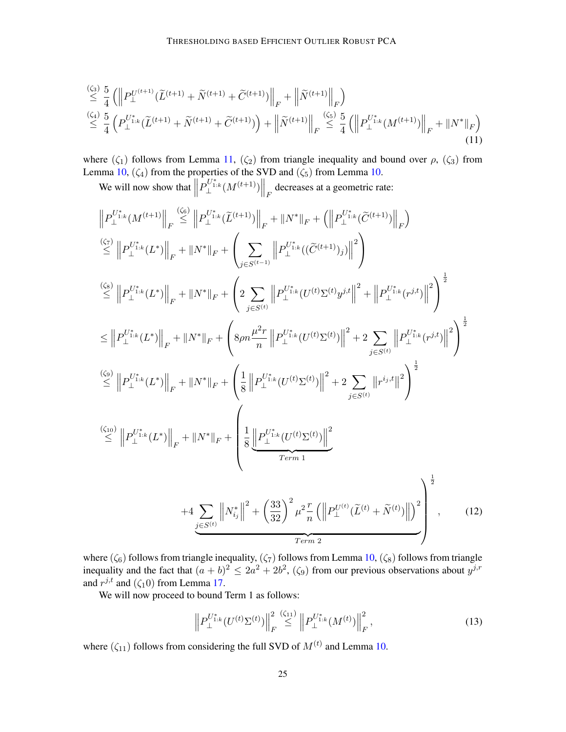$$
\stackrel{(\zeta_3)}{\leq} \frac{5}{4}\left(\left\|P_{\perp}^{U^{(t+1)}}(\widetilde{L}^{(t+1)}+\widetilde{N}^{(t+1)}+\widetilde{C}^{(t+1)})\right\|_F+\left\|\widetilde{N}^{(t+1)}\right\|_F\right)
$$

$$
\stackrel{(\zeta_4)}{\leq} \frac{5}{4}\left(P_{\perp}^{U^*_{1:k}}(\widetilde{L}^{(t+1)}+\widetilde{N}^{(t+1)}+\widetilde{C}^{(t+1)})\right)+\left\|\widetilde{N}^{(t+1)}\right\|_F \stackrel{(\zeta_5)}{\leq} \frac{5}{4}\left(\left\|P_{\perp}^{U^*_{1:k}}(M^{(t+1)})\right\|_F+\|N^*\|_F\right) \tag{11}
$$

where $(\zeta_1)$ follows from Lemma 11, $(\zeta_2)$ from triangle inequality and bound over $\rho$, $(\zeta_3)$ from Lemma 10, $(\zeta_4)$ from the properties of the SVD and $(\zeta_5)$ from Lemma 10.

We will now show that $\left\|P_{\perp}^{U^*_{1:k}}(M^{(t+1)})\right\|_F$ decreases at a geometric rate:

$$
\begin{aligned}
\left\|P_{\perp}^{U^*_{1:k}}(M^{(t+1)}\right\|_F &\stackrel{(\zeta_6)}{\leq} \left\|P_{\perp}^{U^*_{1:k}}(\widetilde{L}^{(t+1)})\right\|_F+\|N^*\|_F+\left(\left\|P_{\perp}^{U^*_{1:k}}(\widetilde{C}^{(t+1)})\right\|_F\right)\\
&\stackrel{(\zeta_7)}{\leq} \left\|P_{\perp}^{U^*_{1:k}}(L^*)\right\|_F+\|N^*\|_F+\left(\sum_{j\in S^{(t-1)}}\left\|P_{\perp}^{U^*_{1:k}}((\widetilde{C}^{(t+1)})_j)\right\|^2\right)\\
&\stackrel{(\zeta_8)}{\leq} \left\|P_{\perp}^{U^*_{1:k}}(L^*)\right\|_F+\|N^*\|_F+\left(2\sum_{j\in S^{(t)}}\left\|P_{\perp}^{U^*_{1:k}}(U^{(t)}\Sigma^{(t)}y^{j,t}\right\|^2+\left\|P_{\perp}^{U^*_{1:k}}(r^{j,t})\right\|^2\right)^{\frac{1}{2}}\\
&\leq \left\|P_{\perp}^{U^*_{1:k}}(L^*)\right\|_F+\|N^*\|_F+\left(8\rho n\frac{\mu^2 r}{n}\left\|P_{\perp}^{U^*_{1:k}}(U^{(t)}\Sigma^{(t)})\right\|^2+2\sum_{j\in S^{(t)}}\left\|P_{\perp}^{U^*_{1:k}}(r^{j,t})\right\|^2\right)^{\frac{1}{2}}\\
&\stackrel{(\zeta_9)}{\leq} \left\|P_{\perp}^{U^*_{1:k}}(L^*)\right\|_F+\|N^*\|_F+\left(\frac{1}{8}\left\|P_{\perp}^{U^*_{1:k}}(U^{(t)}\Sigma^{(t)})\right\|^2+2\sum_{j\in S^{(t)}}\left\|r^{i_j,t}\right\|^2\right)^{\frac{1}{2}}\\
&\stackrel{(\zeta_{10})}{\leq} \left\|P_{\perp}^{U^*_{1:k}}(L^*)\right\|_F+\|N^*\|_F+\Bigg(\frac{1}{8}\underbrace{\left\|P_{\perp}^{U^*_{1:k}}(U^{(t)}\Sigma^{(t)})\right\|^2}_{Term\ 1}\\
&\qquad +\underbrace{4\sum_{j\in S^{(t)}}\left\|N^*_{i_j}\right\|^2+\left(\frac{33}{32}\right)^2\mu^2\frac{r}{n}\left(\left\|P_{\perp}^{U^{(t)}}(\widetilde{L}^{(t)}+\widetilde{N}^{(t)})\right\|\right)^2}_{Term\ 2}\Bigg)^{\frac{1}{2}},
\end{aligned} \tag{12}
$$

where $(\zeta_6)$ follows from triangle inequality, $(\zeta_7)$ follows from Lemma 10, $(\zeta_8)$ follows from triangle inequality and the fact that $(a+b)^2 \leq 2a^2+2b^2$, $(\zeta_9)$ from our previous observations about $y^{j,r}$ and $r^{j,t}$ and $(\zeta_10)$ from Lemma 17.

We will now proceed to bound Term 1 as follows:

$$
\left\|P_{\perp}^{U^*_{1:k}}(U^{(t)}\Sigma^{(t)})\right\|_F^2 \stackrel{(\zeta_{11})}{\leq} \left\|P_{\perp}^{U^*_{1:k}}(M^{(t)})\right\|_F^2, \tag{13}
$$

where $(\zeta_{11})$ follows from considering the full SVD of $M^{(t)}$ and Lemma 10.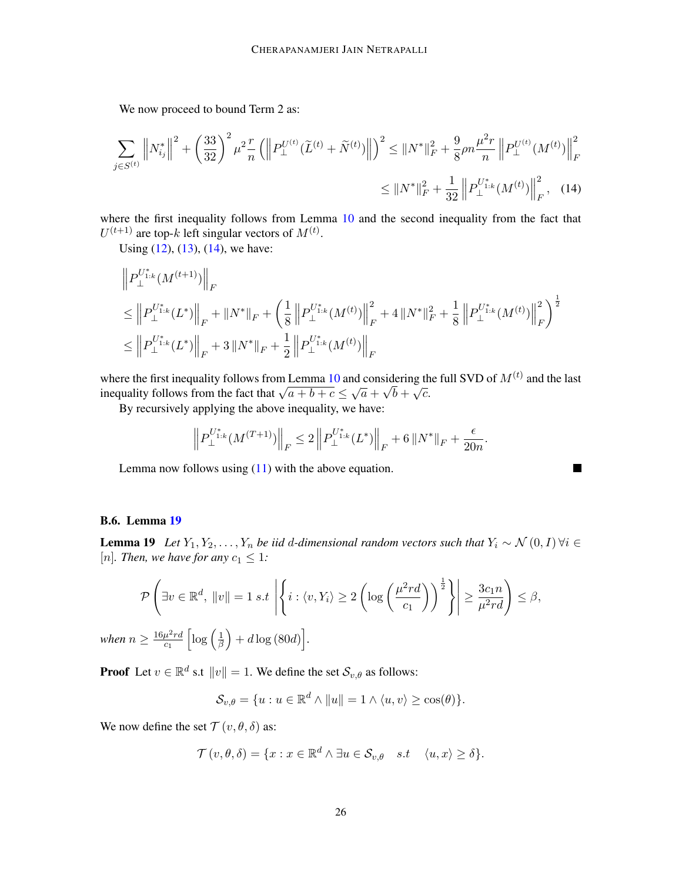We now proceed to bound Term 2 as:

$$\sum_{j \in S^{(t)}} \left\| N^*_{i_j} \right\|^2 + \left( \frac{33}{32} \right)^2 \mu^2 \frac{r}{n} \left( \left\| P_{\perp}^{U^{(t)}} (\widetilde{L}^{(t)} + \widetilde{N}^{(t)}) \right\| \right)^2 \leq \|N^*\|_F^2 + \frac{9}{8} \rho n \frac{\mu^2 r}{n} \left\| P_{\perp}^{U^{(t)}} (M^{(t)}) \right\|_F^2$$
$$\leq \|N^*\|_F^2 + \frac{1}{32} \left\| P_{\perp}^{U^*_{1:k}} (M^{(t)}) \right\|_F^2, \quad (14)$$

where the first inequality follows from Lemma 10 and the second inequality from the fact that $U^{(t+1)}$ are top-$k$ left singular vectors of $M^{(t)}$.

Using (12), (13), (14), we have:

$$\begin{aligned}
&\left\| P_{\perp}^{U^*_{1:k}} (M^{(t+1)}) \right\|_F \\
&\leq \left\| P_{\perp}^{U^*_{1:k}} (L^*) \right\|_F + \|N^*\|_F + \left( \frac{1}{8} \left\| P_{\perp}^{U^*_{1:k}} (M^{(t)}) \right\|_F^2 + 4 \|N^*\|_F^2 + \frac{1}{8} \left\| P_{\perp}^{U^*_{1:k}} (M^{(t)}) \right\|_F^2 \right)^{\frac{1}{2}} \\
&\leq \left\| P_{\perp}^{U^*_{1:k}} (L^*) \right\|_F + 3 \|N^*\|_F + \frac{1}{2} \left\| P_{\perp}^{U^*_{1:k}} (M^{(t)}) \right\|_F
\end{aligned}$$

where the first inequality follows from Lemma 10 and considering the full SVD of $M^{(t)}$ and the last inequality follows from the fact that $\sqrt{a+b+c} \leq \sqrt{a} + \sqrt{b} + \sqrt{c}$.

By recursively applying the above inequality, we have:

$$\left\| P_{\perp}^{U^*_{1:k}} (M^{(T+1)}) \right\|_F \leq 2 \left\| P_{\perp}^{U^*_{1:k}} (L^*) \right\|_F + 6 \|N^*\|_F + \frac{\epsilon}{20n}.$$

Lemma now follows using (11) with the above equation. ∎

### B.6. Lemma 19

**Lemma 19** *Let $Y_1, Y_2, \dots, Y_n$ be iid $d$-dimensional random vectors such that $Y_i \sim \mathcal{N}(0, I) \, \forall i \in [n]$. Then, we have for any $c_1 \leq 1$:*

$$\mathcal{P} \left( \exists v \in \mathbb{R}^d, \; \|v\| = 1 \; s.t \; \left| \left\{ i : \langle v, Y_i \rangle \geq 2 \left( \log \left( \frac{\mu^2 r d}{c_1} \right) \right)^{\frac{1}{2}} \right\} \right| \geq \frac{3 c_1 n}{\mu^2 r d} \right) \leq \beta,$$

*when $n \geq \frac{16 \mu^2 r d}{c_1} \left[ \log \left( \frac{1}{\beta} \right) + d \log (80d) \right]$.*

**Proof** Let $v \in \mathbb{R}^d$ s.t $\|v\| = 1$. We define the set $\mathcal{S}_{v,\theta}$ as follows:

$$\mathcal{S}_{v,\theta} = \{ u : u \in \mathbb{R}^d \wedge \|u\| = 1 \wedge \langle u, v \rangle \geq \cos(\theta) \}.$$

We now define the set $\mathcal{T}(v, \theta, \delta)$ as:

$$\mathcal{T}(v, \theta, \delta) = \{ x : x \in \mathbb{R}^d \wedge \exists u \in \mathcal{S}_{v,\theta} \quad s.t \quad \langle u, x \rangle \geq \delta \}.$$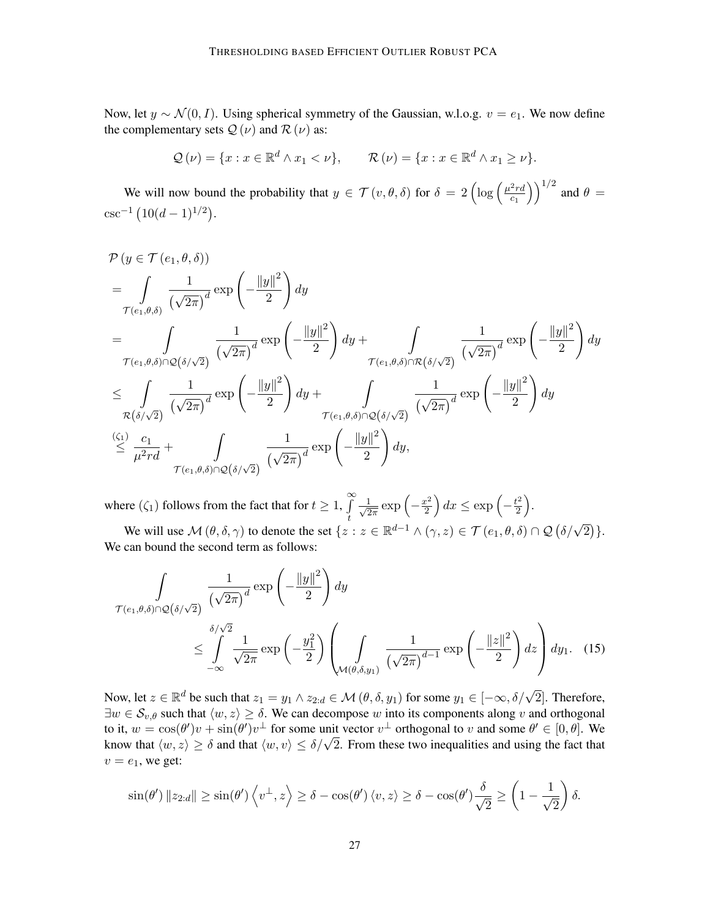Now, let $y \sim \mathcal{N}(0, I)$. Using spherical symmetry of the Gaussian, w.l.o.g. $v = e_1$. We now define the complementary sets $\mathcal{Q}(\nu)$ and $\mathcal{R}(\nu)$ as:

$$\mathcal{Q}(\nu) = \{x : x \in \mathbb{R}^d \wedge x_1 < \nu\}, \qquad \mathcal{R}(\nu) = \{x : x \in \mathbb{R}^d \wedge x_1 \geq \nu\}.$$

We will now bound the probability that $y \in \mathcal{T}(v, \theta, \delta)$ for $\delta = 2\left(\log\left(\frac{\mu^2 rd}{c_1}\right)\right)^{1/2}$ and $\theta = \csc^{-1}\left(10(d-1)^{1/2}\right)$.

$$\begin{aligned}
&\mathcal{P}(y \in \mathcal{T}(e_1, \theta, \delta)) \\
&= \int\limits_{\mathcal{T}(e_1,\theta,\delta)} \frac{1}{\left(\sqrt{2\pi}\right)^d} \exp\left(-\frac{\|y\|^2}{2}\right) dy \\
&= \int\limits_{\mathcal{T}(e_1,\theta,\delta)\cap\mathcal{Q}\left(\delta/\sqrt{2}\right)} \frac{1}{\left(\sqrt{2\pi}\right)^d} \exp\left(-\frac{\|y\|^2}{2}\right) dy + \int\limits_{\mathcal{T}(e_1,\theta,\delta)\cap\mathcal{R}\left(\delta/\sqrt{2}\right)} \frac{1}{\left(\sqrt{2\pi}\right)^d} \exp\left(-\frac{\|y\|^2}{2}\right) dy \\
&\leq \int\limits_{\mathcal{R}\left(\delta/\sqrt{2}\right)} \frac{1}{\left(\sqrt{2\pi}\right)^d} \exp\left(-\frac{\|y\|^2}{2}\right) dy + \int\limits_{\mathcal{T}(e_1,\theta,\delta)\cap\mathcal{Q}\left(\delta/\sqrt{2}\right)} \frac{1}{\left(\sqrt{2\pi}\right)^d} \exp\left(-\frac{\|y\|^2}{2}\right) dy \\
&\overset{(\zeta_1)}{\leq} \frac{c_1}{\mu^2 rd} + \int\limits_{\mathcal{T}(e_1,\theta,\delta)\cap\mathcal{Q}\left(\delta/\sqrt{2}\right)} \frac{1}{\left(\sqrt{2\pi}\right)^d} \exp\left(-\frac{\|y\|^2}{2}\right) dy,
\end{aligned}$$

where $(\zeta_1)$ follows from the fact that for $t \geq 1$, $\int\limits_t^\infty \frac{1}{\sqrt{2\pi}} \exp\left(-\frac{x^2}{2}\right) dx \leq \exp\left(-\frac{t^2}{2}\right)$.

We will use $\mathcal{M}(\theta, \delta, \gamma)$ to denote the set $\{z : z \in \mathbb{R}^{d-1} \wedge (\gamma, z) \in \mathcal{T}(e_1, \theta, \delta) \cap \mathcal{Q}\left(\delta/\sqrt{2}\right)\}$. We can bound the second term as follows:

$$\begin{aligned}
&\int\limits_{\mathcal{T}(e_1,\theta,\delta)\cap\mathcal{Q}\left(\delta/\sqrt{2}\right)} \frac{1}{\left(\sqrt{2\pi}\right)^d} \exp\left(-\frac{\|y\|^2}{2}\right) dy \\
&\qquad \leq \int\limits_{-\infty}^{\delta/\sqrt{2}} \frac{1}{\sqrt{2\pi}} \exp\left(-\frac{y_1^2}{2}\right) \left(\int\limits_{\mathcal{M}(\theta,\delta,y_1)} \frac{1}{\left(\sqrt{2\pi}\right)^{d-1}} \exp\left(-\frac{\|z\|^2}{2}\right) dz\right) dy_1. \quad (15)
\end{aligned}$$

Now, let $z \in \mathbb{R}^d$ be such that $z_1 = y_1 \wedge z_{2:d} \in \mathcal{M}(\theta, \delta, y_1)$ for some $y_1 \in [-\infty, \delta/\sqrt{2}]$. Therefore, $\exists w \in \mathcal{S}_{v,\theta}$ such that $\langle w, z \rangle \geq \delta$. We can decompose $w$ into its components along $v$ and orthogonal to it, $w = \cos(\theta')v + \sin(\theta')v^\perp$ for some unit vector $v^\perp$ orthogonal to $v$ and some $\theta' \in [0, \theta]$. We know that $\langle w, z \rangle \geq \delta$ and that $\langle w, v \rangle \leq \delta/\sqrt{2}$. From these two inequalities and using the fact that $v = e_1$, we get:

$$\sin(\theta')\|z_{2:d}\| \geq \sin(\theta')\left\langle v^\perp, z\right\rangle \geq \delta - \cos(\theta')\langle v, z\rangle \geq \delta - \cos(\theta')\frac{\delta}{\sqrt{2}} \geq \left(1 - \frac{1}{\sqrt{2}}\right)\delta.$$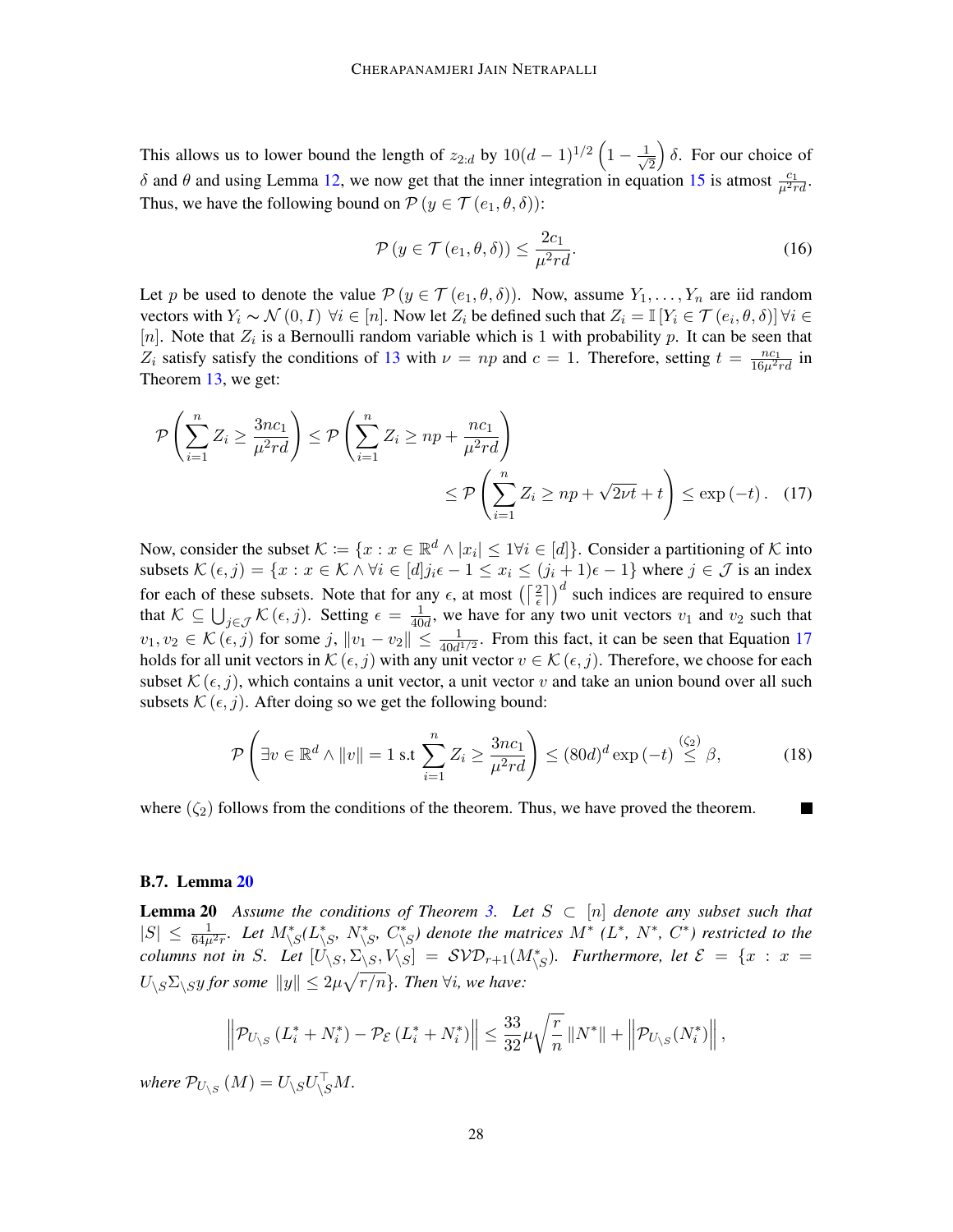This allows us to lower bound the length of $z_{2:d}$ by $10(d-1)^{1/2}\left(1-\frac{1}{\sqrt{2}}\right)\delta$. For our choice of $\delta$ and $\theta$ and using Lemma 12, we now get that the inner integration in equation 15 is atmost $\frac{c_1}{\mu^2 rd}$. Thus, we have the following bound on $\mathcal{P}\left(y \in \mathcal{T}\left(e_1, \theta, \delta\right)\right)$:

$$\mathcal{P}\left(y \in \mathcal{T}\left(e_1, \theta, \delta\right)\right) \leq \frac{2c_1}{\mu^2 rd}. \tag{16}$$

Let $p$ be used to denote the value $\mathcal{P}\left(y \in \mathcal{T}\left(e_1, \theta, \delta\right)\right)$. Now, assume $Y_1, \ldots, Y_n$ are iid random vectors with $Y_i \sim \mathcal{N}(0, I)\ \forall i \in [n]$. Now let $Z_i$ be defined such that $Z_i = \mathbb{I}\left[Y_i \in \mathcal{T}\left(e_i, \theta, \delta\right)\right] \forall i \in [n]$. Note that $Z_i$ is a Bernoulli random variable which is 1 with probability $p$. It can be seen that $Z_i$ satisfy satisfy the conditions of 13 with $\nu = np$ and $c = 1$. Therefore, setting $t = \frac{nc_1}{16\mu^2 rd}$ in Theorem 13, we get:

$$\mathcal{P}\left(\sum_{i=1}^{n} Z_i \geq \frac{3nc_1}{\mu^2 rd}\right) \leq \mathcal{P}\left(\sum_{i=1}^{n} Z_i \geq np + \frac{nc_1}{\mu^2 rd}\right) \leq \mathcal{P}\left(\sum_{i=1}^{n} Z_i \geq np + \sqrt{2\nu t} + t\right) \leq \exp\left(-t\right). \tag{17}$$

Now, consider the subset $\mathcal{K} \coloneqq \{x : x \in \mathbb{R}^d \wedge |x_i| \leq 1 \forall i \in [d]\}$. Consider a partitioning of $\mathcal{K}$ into subsets $\mathcal{K}\left(\epsilon, j\right) = \{x : x \in \mathcal{K} \wedge \forall i \in [d] j_i\epsilon - 1 \leq x_i \leq (j_i+1)\epsilon - 1\}$ where $j \in \mathcal{J}$ is an index for each of these subsets. Note that for any $\epsilon$, at most $\left(\left\lceil \frac{2}{\epsilon} \right\rceil\right)^d$ such indices are required to ensure that $\mathcal{K} \subseteq \bigcup_{j\in\mathcal{J}} \mathcal{K}\left(\epsilon, j\right)$. Setting $\epsilon = \frac{1}{40d}$, we have for any two unit vectors $v_1$ and $v_2$ such that $v_1, v_2 \in \mathcal{K}\left(\epsilon, j\right)$ for some $j$, $\|v_1 - v_2\| \leq \frac{1}{40d^{1/2}}$. From this fact, it can be seen that Equation 17 holds for all unit vectors in $\mathcal{K}\left(\epsilon, j\right)$ with any unit vector $v \in \mathcal{K}\left(\epsilon, j\right)$. Therefore, we choose for each subset $\mathcal{K}\left(\epsilon, j\right)$, which contains a unit vector, a unit vector $v$ and take an union bound over all such subsets $\mathcal{K}\left(\epsilon, j\right)$. After doing so we get the following bound:

$$\mathcal{P}\left(\exists v \in \mathbb{R}^d \wedge \|v\| = 1 \text{ s.t } \sum_{i=1}^{n} Z_i \geq \frac{3nc_1}{\mu^2 rd}\right) \leq (80d)^d \exp\left(-t\right) \overset{(\zeta_2)}{\leq} \beta, \tag{18}$$

where $(\zeta_2)$ follows from the conditions of the theorem. Thus, we have proved the theorem. ■

### B.7. Lemma 20

**Lemma 20** *Assume the conditions of Theorem 3. Let $S \subset [n]$ denote any subset such that $|S| \leq \frac{1}{64\mu^2 r}$. Let $M^*_{\setminus S}$($L^*_{\setminus S}$, $N^*_{\setminus S}$, $C^*_{\setminus S}$) denote the matrices $M^*$ ($L^*$, $N^*$, $C^*$) restricted to the columns not in $S$. Let $[U_{\setminus S}, \Sigma_{\setminus S}, V_{\setminus S}] = \mathcal{SVD}_{r+1}(M^*_{\setminus S})$. Furthermore, let $\mathcal{E} = \{x : x = U_{\setminus S}\Sigma_{\setminus S} y \text{ for some } \|y\| \leq 2\mu\sqrt{r/n}\}$. Then $\forall i$, we have:*

$$\left\|\mathcal{P}_{U_{\setminus S}}\left(L^*_i + N^*_i\right) - \mathcal{P}_{\mathcal{E}}\left(L^*_i + N^*_i\right)\right\| \leq \frac{33}{32}\mu\sqrt{\frac{r}{n}}\left\|N^*\right\| + \left\|\mathcal{P}_{U_{\setminus S}}(N^*_i)\right\|,$$

*where $\mathcal{P}_{U_{\setminus S}}\left(M\right) = U_{\setminus S}U_{\setminus S}^\top M$.*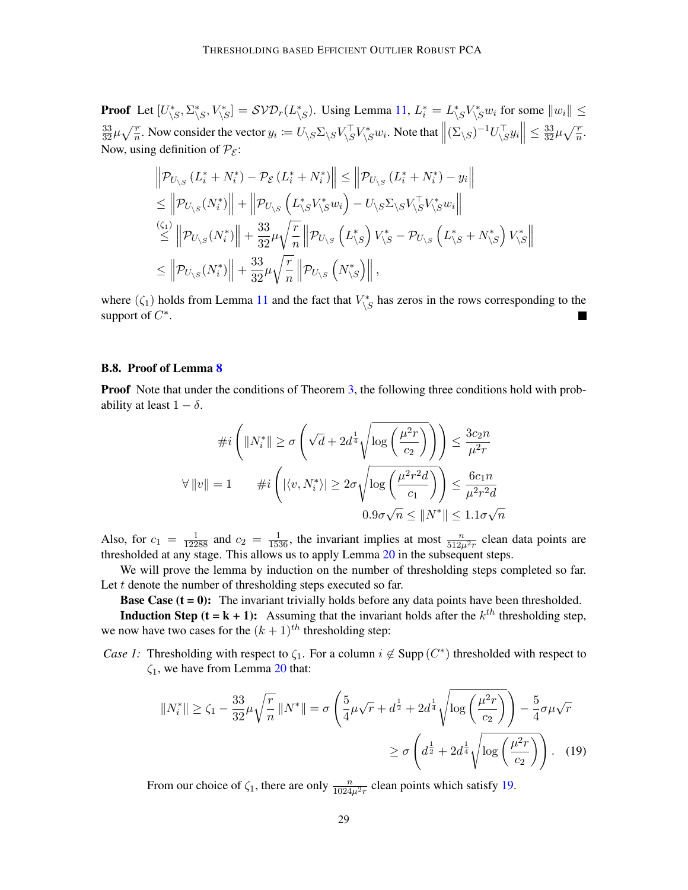**Proof** Let $[U^*_{\backslash S}, \Sigma^*_{\backslash S}, V^*_{\backslash S}] = \mathcal{SVD}_r(L^*_{\backslash S})$. Using Lemma 11, $L^*_i = L^*_{\backslash S} V^*_{\backslash S} w_i$ for some $\|w_i\| \leq \frac{33}{32}\mu\sqrt{\frac{r}{n}}$. Now consider the vector $y_i := U_{\backslash S}\Sigma_{\backslash S} V^\top_{\backslash S} V^*_{\backslash S} w_i$. Note that $\left\|(\Sigma_{\backslash S})^{-1} U^\top_{\backslash S} y_i\right\| \leq \frac{33}{32}\mu\sqrt{\frac{r}{n}}$. Now, using definition of $\mathcal{P}_{\mathcal{E}}$:

$$
\begin{aligned}
&\left\|\mathcal{P}_{U_{\backslash S}}\left(L^*_i + N^*_i\right) - \mathcal{P}_{\mathcal{E}}\left(L^*_i + N^*_i\right)\right\| \leq \left\|\mathcal{P}_{U_{\backslash S}}\left(L^*_i + N^*_i\right) - y_i\right\| \\
&\leq \left\|\mathcal{P}_{U_{\backslash S}}(N^*_i)\right\| + \left\|\mathcal{P}_{U_{\backslash S}}\left(L^*_{\backslash S} V^*_{\backslash S} w_i\right) - U_{\backslash S}\Sigma_{\backslash S} V^\top_{\backslash S} V^*_{\backslash S} w_i\right\| \\
&\overset{(\zeta_1)}{\leq} \left\|\mathcal{P}_{U_{\backslash S}}(N^*_i)\right\| + \frac{33}{32}\mu\sqrt{\frac{r}{n}}\left\|\mathcal{P}_{U_{\backslash S}}\left(L^*_{\backslash S}\right) V^*_{\backslash S} - \mathcal{P}_{U_{\backslash S}}\left(L^*_{\backslash S} + N^*_{\backslash S}\right) V^*_{\backslash S}\right\| \\
&\leq \left\|\mathcal{P}_{U_{\backslash S}}(N^*_i)\right\| + \frac{33}{32}\mu\sqrt{\frac{r}{n}}\left\|\mathcal{P}_{U_{\backslash S}}\left(N^*_{\backslash S}\right)\right\|,
\end{aligned}
$$

where $(\zeta_1)$ holds from Lemma 11 and the fact that $V^*_{\backslash S}$ has zeros in the rows corresponding to the support of $C^*$. ∎

### B.8. Proof of Lemma 8

**Proof** Note that under the conditions of Theorem 3, the following three conditions hold with probability at least $1 - \delta$.

$$
\#i\left(\|N^*_i\| \geq \sigma\left(\sqrt{d} + 2d^{\frac{1}{4}}\sqrt{\log\left(\frac{\mu^2 r}{c_2}\right)}\right)\right) \leq \frac{3c_2 n}{\mu^2 r}
$$

$$
\forall \|v\| = 1 \qquad \#i\left(|\langle v, N^*_i\rangle| \geq 2\sigma\sqrt{\log\left(\frac{\mu^2 r^2 d}{c_1}\right)}\right) \leq \frac{6c_1 n}{\mu^2 r^2 d}
$$

$$
0.9\sigma\sqrt{n} \leq \|N^*\| \leq 1.1\sigma\sqrt{n}
$$

Also, for $c_1 = \frac{1}{12288}$ and $c_2 = \frac{1}{1536}$, the invariant implies at most $\frac{n}{512\mu^2 r}$ clean data points are thresholded at any stage. This allows us to apply Lemma 20 in the subsequent steps.

We will prove the lemma by induction on the number of thresholding steps completed so far. Let $t$ denote the number of thresholding steps executed so far.

**Base Case (t = 0):** The invariant trivially holds before any data points have been thresholded.

**Induction Step (t = k + 1):** Assuming that the invariant holds after the $k^{th}$ thresholding step, we now have two cases for the $(k+1)^{th}$ thresholding step:

*Case 1:* Thresholding with respect to $\zeta_1$. For a column $i \notin \text{Supp}\left(C^*\right)$ thresholded with respect to $\zeta_1$, we have from Lemma 20 that:

$$
\begin{aligned}
\|N^*_i\| \geq \zeta_1 - \frac{33}{32}\mu\sqrt{\frac{r}{n}}\|N^*\| &= \sigma\left(\frac{5}{4}\mu\sqrt{r} + d^{\frac{1}{2}} + 2d^{\frac{1}{4}}\sqrt{\log\left(\frac{\mu^2 r}{c_2}\right)}\right) - \frac{5}{4}\sigma\mu\sqrt{r} \\
&\geq \sigma\left(d^{\frac{1}{2}} + 2d^{\frac{1}{4}}\sqrt{\log\left(\frac{\mu^2 r}{c_2}\right)}\right). \quad (19)
\end{aligned}
$$

From our choice of $\zeta_1$, there are only $\frac{n}{1024\mu^2 r}$ clean points which satisfy 19.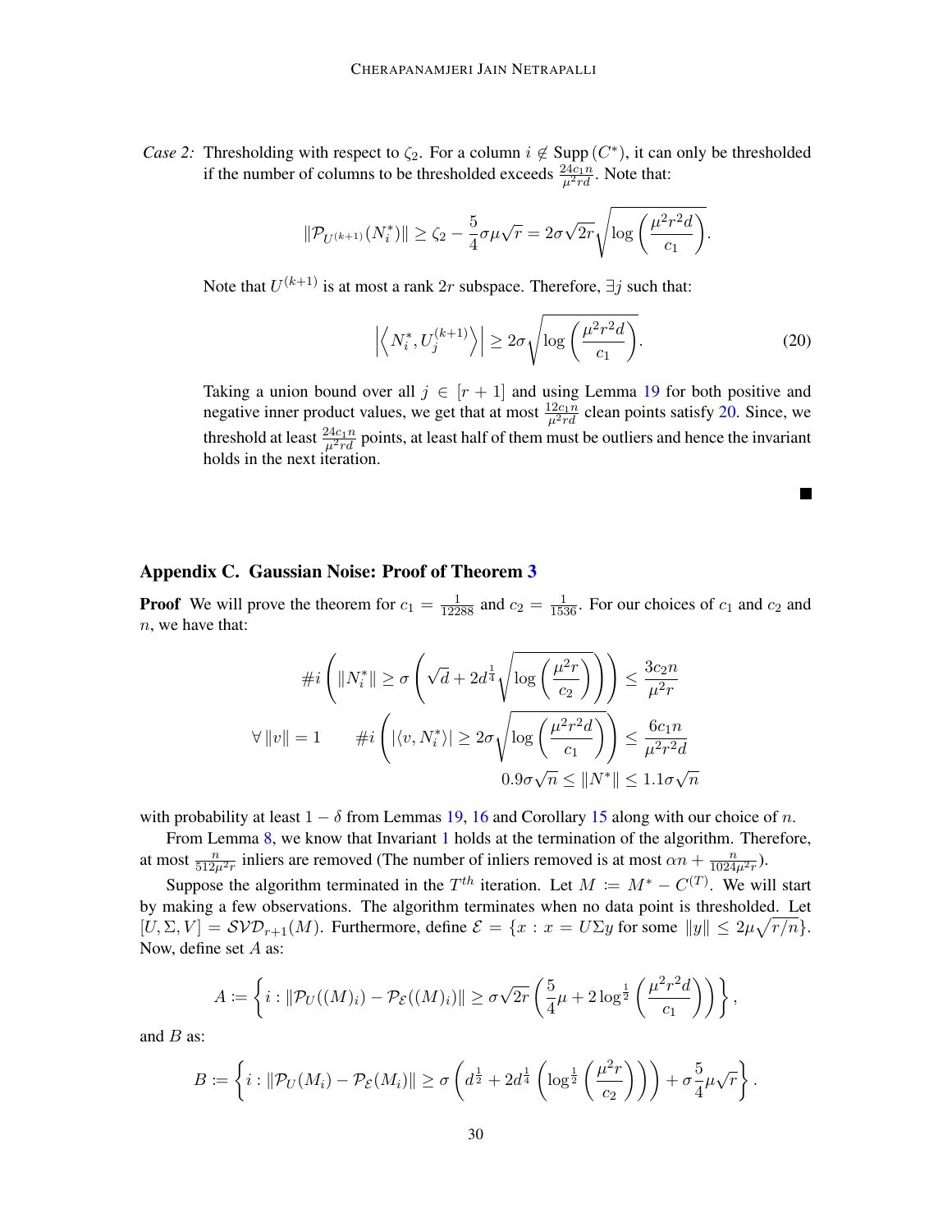*Case 2:* Thresholding with respect to $\zeta_2$. For a column $i \notin \text{Supp}(C^*)$, it can only be thresholded if the number of columns to be thresholded exceeds $\frac{24c_1 n}{\mu^2 rd}$. Note that:

$$\|\mathcal{P}_{U^{(k+1)}}(N_i^*)\| \geq \zeta_2 - \frac{5}{4}\sigma\mu\sqrt{r} = 2\sigma\sqrt{2r}\sqrt{\log\left(\frac{\mu^2 r^2 d}{c_1}\right)}.$$

Note that $U^{(k+1)}$ is at most a rank $2r$ subspace. Therefore, $\exists j$ such that:

$$\left|\left\langle N_i^*, U_j^{(k+1)}\right\rangle\right| \geq 2\sigma\sqrt{\log\left(\frac{\mu^2 r^2 d}{c_1}\right)}. \tag{20}$$

Taking a union bound over all $j \in [r+1]$ and using Lemma 19 for both positive and negative inner product values, we get that at most $\frac{12c_1 n}{\mu^2 rd}$ clean points satisfy 20. Since, we threshold at least $\frac{24c_1 n}{\mu^2 rd}$ points, at least half of them must be outliers and hence the invariant holds in the next iteration.

■

## Appendix C. Gaussian Noise: Proof of Theorem 3

**Proof** We will prove the theorem for $c_1 = \frac{1}{12288}$ and $c_2 = \frac{1}{1536}$. For our choices of $c_1$ and $c_2$ and $n$, we have that:

$$\#i\left(\|N_i^*\| \geq \sigma\left(\sqrt{d} + 2d^{\frac{1}{4}}\sqrt{\log\left(\frac{\mu^2 r}{c_2}\right)}\right)\right) \leq \frac{3c_2 n}{\mu^2 r}$$

$$\forall \|v\| = 1 \qquad \#i\left(|\langle v, N_i^*\rangle| \geq 2\sigma\sqrt{\log\left(\frac{\mu^2 r^2 d}{c_1}\right)}\right) \leq \frac{6c_1 n}{\mu^2 r^2 d}$$

$$0.9\sigma\sqrt{n} \leq \|N^*\| \leq 1.1\sigma\sqrt{n}$$

with probability at least $1 - \delta$ from Lemmas 19, 16 and Corollary 15 along with our choice of $n$.

From Lemma 8, we know that Invariant 1 holds at the termination of the algorithm. Therefore, at most $\frac{n}{512\mu^2 r}$ inliers are removed (The number of inliers removed is at most $\alpha n + \frac{n}{1024\mu^2 r}$).

Suppose the algorithm terminated in the $T^{th}$ iteration. Let $M := M^* - C^{(T)}$. We will start by making a few observations. The algorithm terminates when no data point is thresholded. Let $[U, \Sigma, V] = \mathcal{SVD}_{r+1}(M)$. Furthermore, define $\mathcal{E} = \{x : x = U\Sigma y \text{ for some } \|y\| \leq 2\mu\sqrt{r/n}\}$. Now, define set $A$ as:

$$A := \left\{i : \|\mathcal{P}_U((M)_i) - \mathcal{P}_{\mathcal{E}}((M)_i)\| \geq \sigma\sqrt{2r}\left(\frac{5}{4}\mu + 2\log^{\frac{1}{2}}\left(\frac{\mu^2 r^2 d}{c_1}\right)\right)\right\},$$

and $B$ as:

$$B := \left\{i : \|\mathcal{P}_U(M_i) - \mathcal{P}_{\mathcal{E}}(M_i)\| \geq \sigma\left(d^{\frac{1}{2}} + 2d^{\frac{1}{4}}\left(\log^{\frac{1}{2}}\left(\frac{\mu^2 r}{c_2}\right)\right)\right) + \sigma\frac{5}{4}\mu\sqrt{r}\right\}.$$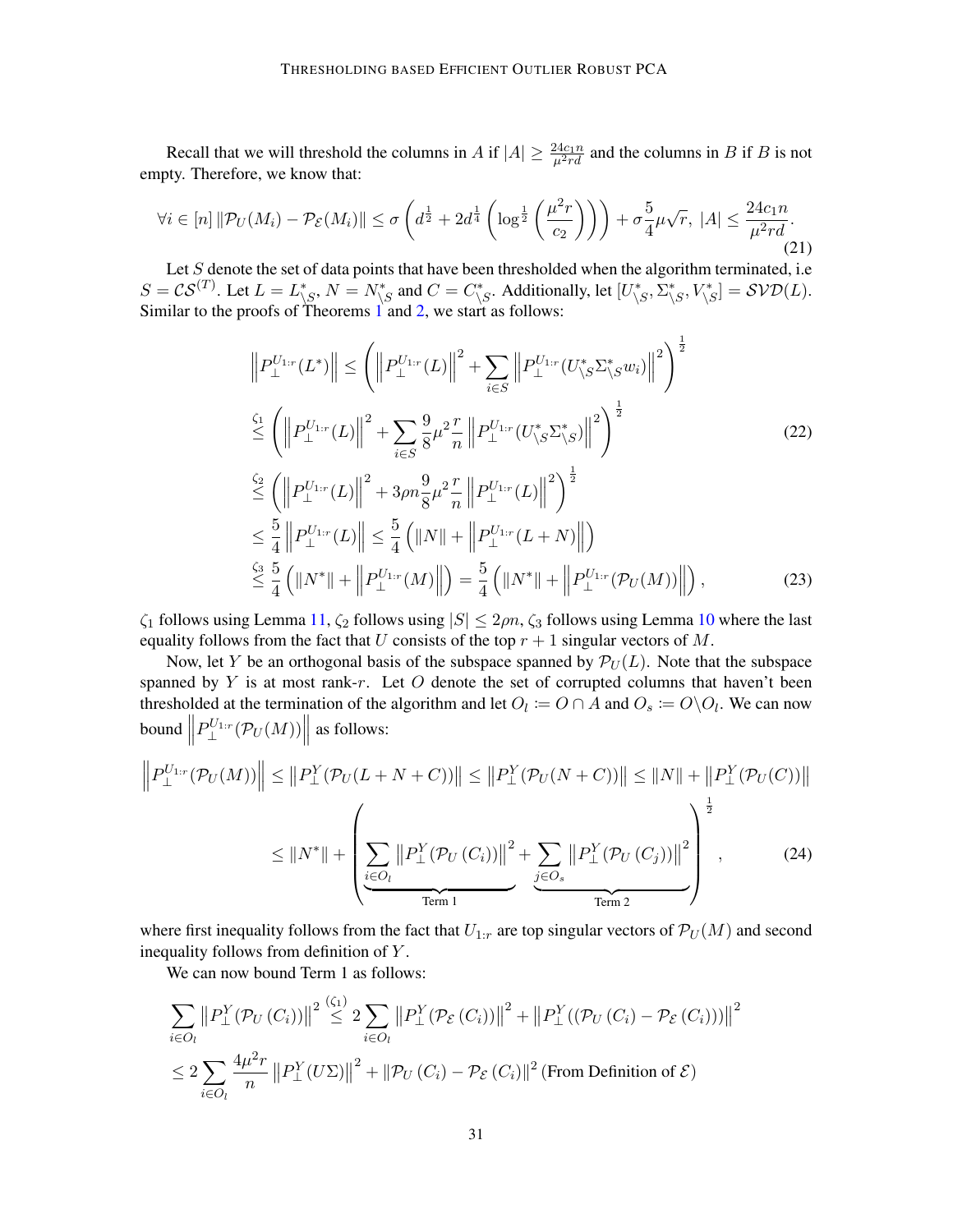Recall that we will threshold the columns in $A$ if $|A| \geq \frac{24c_1 n}{\mu^2 rd}$ and the columns in $B$ if $B$ is not empty. Therefore, we know that:

$$\forall i \in [n] \; \|\mathcal{P}_U(M_i) - \mathcal{P}_{\mathcal{E}}(M_i)\| \leq \sigma \left( d^{\frac{1}{2}} + 2d^{\frac{1}{4}} \left( \log^{\frac{1}{2}} \left( \frac{\mu^2 r}{c_2} \right) \right) \right) + \sigma \frac{5}{4} \mu \sqrt{r}, \; |A| \leq \frac{24 c_1 n}{\mu^2 rd}. \tag{21}$$

Let $S$ denote the set of data points that have been thresholded when the algorithm terminated, i.e $S = \mathcal{CS}^{(T)}$. Let $L = L^*_{\setminus S}$, $N = N^*_{\setminus S}$ and $C = C^*_{\setminus S}$. Additionally, let $[U^*_{\setminus S}, \Sigma^*_{\setminus S}, V^*_{\setminus S}] = \mathcal{SVD}(L)$. Similar to the proofs of Theorems 1 and 2, we start as follows:

$$\begin{aligned}
\left\| P_{\perp}^{U_{1:r}}(L^*) \right\| &\leq \left( \left\| P_{\perp}^{U_{1:r}}(L) \right\|^2 + \sum_{i \in S} \left\| P_{\perp}^{U_{1:r}}(U^*_{\setminus S} \Sigma^*_{\setminus S} w_i) \right\|^2 \right)^{\frac{1}{2}} \\
&\overset{\zeta_1}{\leq} \left( \left\| P_{\perp}^{U_{1:r}}(L) \right\|^2 + \sum_{i \in S} \frac{9}{8} \mu^2 \frac{r}{n} \left\| P_{\perp}^{U_{1:r}}(U^*_{\setminus S} \Sigma^*_{\setminus S}) \right\|^2 \right)^{\frac{1}{2}} \qquad (22) \\
&\overset{\zeta_2}{\leq} \left( \left\| P_{\perp}^{U_{1:r}}(L) \right\|^2 + 3\rho n \frac{9}{8} \mu^2 \frac{r}{n} \left\| P_{\perp}^{U_{1:r}}(L) \right\|^2 \right)^{\frac{1}{2}} \\
&\leq \frac{5}{4} \left\| P_{\perp}^{U_{1:r}}(L) \right\| \leq \frac{5}{4} \left( \|N\| + \left\| P_{\perp}^{U_{1:r}}(L + N) \right\| \right) \\
&\overset{\zeta_3}{\leq} \frac{5}{4} \left( \|N^*\| + \left\| P_{\perp}^{U_{1:r}}(M) \right\| \right) = \frac{5}{4} \left( \|N^*\| + \left\| P_{\perp}^{U_{1:r}}(\mathcal{P}_U(M)) \right\| \right), \qquad (23)
\end{aligned}$$

$\zeta_1$ follows using Lemma 11, $\zeta_2$ follows using $|S| \leq 2\rho n$, $\zeta_3$ follows using Lemma 10 where the last equality follows from the fact that $U$ consists of the top $r+1$ singular vectors of $M$.

Now, let $Y$ be an orthogonal basis of the subspace spanned by $\mathcal{P}_U(L)$. Note that the subspace spanned by $Y$ is at most rank-$r$. Let $O$ denote the set of corrupted columns that haven't been thresholded at the termination of the algorithm and let $O_l := O \cap A$ and $O_s := O \backslash O_l$. We can now bound $\left\| P_{\perp}^{U_{1:r}}(\mathcal{P}_U(M)) \right\|$ as follows:

$$\begin{aligned}
\left\| P_{\perp}^{U_{1:r}}(\mathcal{P}_U(M)) \right\| &\leq \left\| P_{\perp}^{Y}(\mathcal{P}_U(L + N + C)) \right\| \leq \left\| P_{\perp}^{Y}(\mathcal{P}_U(N + C)) \right\| \leq \|N\| + \left\| P_{\perp}^{Y}(\mathcal{P}_U(C)) \right\| \\
&\leq \|N^*\| + \Bigg( \underbrace{\sum_{i \in O_l} \left\| P_{\perp}^{Y}(\mathcal{P}_U(C_i)) \right\|^2}_{\text{Term 1}} + \underbrace{\sum_{j \in O_s} \left\| P_{\perp}^{Y}(\mathcal{P}_U(C_j)) \right\|^2}_{\text{Term 2}} \Bigg)^{\frac{1}{2}}, \qquad (24)
\end{aligned}$$

where first inequality follows from the fact that $U_{1:r}$ are top singular vectors of $\mathcal{P}_U(M)$ and second inequality follows from definition of $Y$.

We can now bound Term 1 as follows:

$$\begin{aligned}
\sum_{i \in O_l} \left\| P_{\perp}^{Y}(\mathcal{P}_U(C_i)) \right\|^2 &\overset{(\zeta_1)}{\leq} 2 \sum_{i \in O_l} \left\| P_{\perp}^{Y}(\mathcal{P}_{\mathcal{E}}(C_i)) \right\|^2 + \left\| P_{\perp}^{Y}((\mathcal{P}_U(C_i) - \mathcal{P}_{\mathcal{E}}(C_i))) \right\|^2 \\
&\leq 2 \sum_{i \in O_l} \frac{4\mu^2 r}{n} \left\| P_{\perp}^{Y}(U\Sigma) \right\|^2 + \left\| \mathcal{P}_U(C_i) - \mathcal{P}_{\mathcal{E}}(C_i) \right\|^2 \text{ (From Definition of } \mathcal{E})
\end{aligned}$$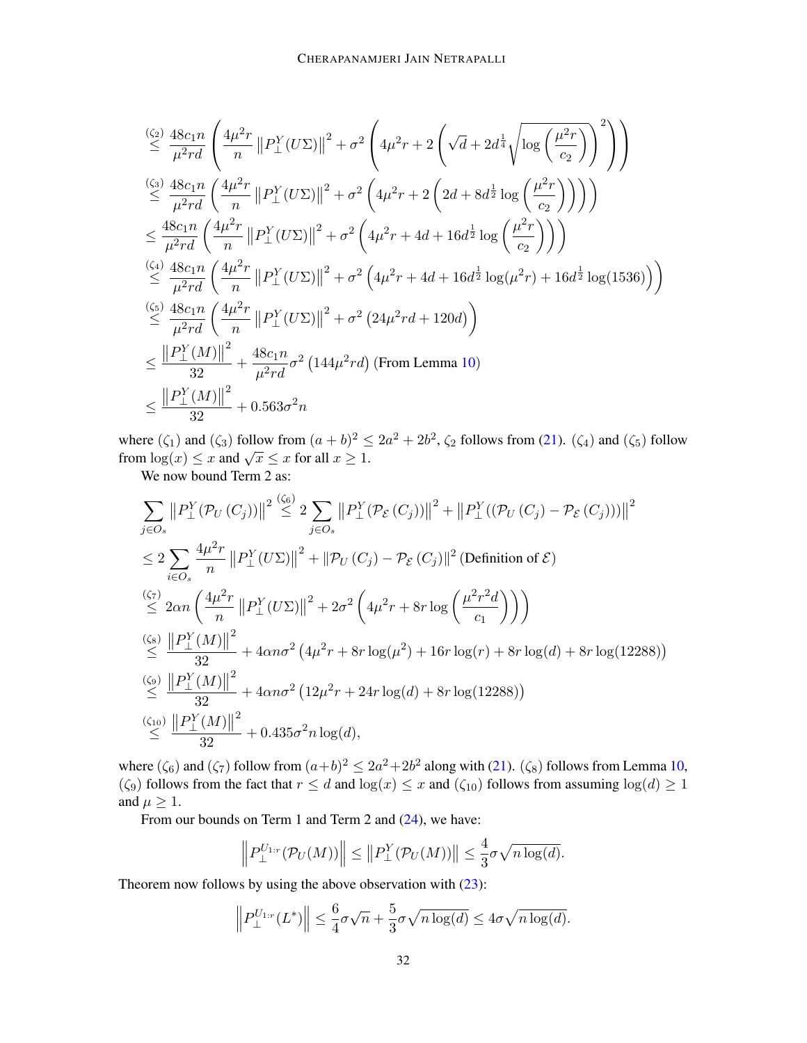$$
\begin{aligned}
&\overset{(\zeta_2)}{\leq} \frac{48c_1 n}{\mu^2 r d}\left(\frac{4\mu^2 r}{n}\left\|P_\perp^Y(U\Sigma)\right\|^2 + \sigma^2\left(4\mu^2 r + 2\left(\sqrt{d} + 2d^{\frac{1}{4}}\sqrt{\log\left(\frac{\mu^2 r}{c_2}\right)}\right)^2\right)\right) \\
&\overset{(\zeta_3)}{\leq} \frac{48c_1 n}{\mu^2 r d}\left(\frac{4\mu^2 r}{n}\left\|P_\perp^Y(U\Sigma)\right\|^2 + \sigma^2\left(4\mu^2 r + 2\left(2d + 8d^{\frac{1}{2}}\log\left(\frac{\mu^2 r}{c_2}\right)\right)\right)\right) \\
&\leq \frac{48c_1 n}{\mu^2 r d}\left(\frac{4\mu^2 r}{n}\left\|P_\perp^Y(U\Sigma)\right\|^2 + \sigma^2\left(4\mu^2 r + 4d + 16d^{\frac{1}{2}}\log\left(\frac{\mu^2 r}{c_2}\right)\right)\right) \\
&\overset{(\zeta_4)}{\leq} \frac{48c_1 n}{\mu^2 r d}\left(\frac{4\mu^2 r}{n}\left\|P_\perp^Y(U\Sigma)\right\|^2 + \sigma^2\left(4\mu^2 r + 4d + 16d^{\frac{1}{2}}\log(\mu^2 r) + 16d^{\frac{1}{2}}\log(1536)\right)\right) \\
&\overset{(\zeta_5)}{\leq} \frac{48c_1 n}{\mu^2 r d}\left(\frac{4\mu^2 r}{n}\left\|P_\perp^Y(U\Sigma)\right\|^2 + \sigma^2\left(24\mu^2 r d + 120d\right)\right) \\
&\leq \frac{\left\|P_\perp^Y(M)\right\|^2}{32} + \frac{48c_1 n}{\mu^2 r d}\sigma^2\left(144\mu^2 r d\right) \text{ (From Lemma 10)} \\
&\leq \frac{\left\|P_\perp^Y(M)\right\|^2}{32} + 0.563\sigma^2 n
\end{aligned}
$$

where $(\zeta_1)$ and $(\zeta_3)$ follow from $(a+b)^2 \leq 2a^2 + 2b^2$, $\zeta_2$ follows from (21). $(\zeta_4)$ and $(\zeta_5)$ follow from $\log(x) \leq x$ and $\sqrt{x} \leq x$ for all $x \geq 1$.

We now bound Term 2 as:

$$
\begin{aligned}
\sum_{j \in O_s}\left\|P_\perp^Y(\mathcal{P}_U(C_j))\right\|^2 &\overset{(\zeta_6)}{\leq} 2\sum_{j \in O_s}\left\|P_\perp^Y(\mathcal{P}_{\mathcal{E}}(C_j))\right\|^2 + \left\|P_\perp^Y((\mathcal{P}_U(C_j) - \mathcal{P}_{\mathcal{E}}(C_j)))\right\|^2 \\
&\leq 2\sum_{i \in O_s}\frac{4\mu^2 r}{n}\left\|P_\perp^Y(U\Sigma)\right\|^2 + \left\|\mathcal{P}_U(C_j) - \mathcal{P}_{\mathcal{E}}(C_j)\right\|^2 \text{ (Definition of } \mathcal{E}) \\
&\overset{(\zeta_7)}{\leq} 2\alpha n\left(\frac{4\mu^2 r}{n}\left\|P_\perp^Y(U\Sigma)\right\|^2 + 2\sigma^2\left(4\mu^2 r + 8r\log\left(\frac{\mu^2 r^2 d}{c_1}\right)\right)\right) \\
&\overset{(\zeta_8)}{\leq} \frac{\left\|P_\perp^Y(M)\right\|^2}{32} + 4\alpha n\sigma^2\left(4\mu^2 r + 8r\log(\mu^2) + 16r\log(r) + 8r\log(d) + 8r\log(12288)\right) \\
&\overset{(\zeta_9)}{\leq} \frac{\left\|P_\perp^Y(M)\right\|^2}{32} + 4\alpha n\sigma^2\left(12\mu^2 r + 24r\log(d) + 8r\log(12288)\right) \\
&\overset{(\zeta_{10})}{\leq} \frac{\left\|P_\perp^Y(M)\right\|^2}{32} + 0.435\sigma^2 n\log(d),
\end{aligned}
$$

where $(\zeta_6)$ and $(\zeta_7)$ follow from $(a+b)^2 \leq 2a^2 + 2b^2$ along with (21). $(\zeta_8)$ follows from Lemma 10, $(\zeta_9)$ follows from the fact that $r \leq d$ and $\log(x) \leq x$ and $(\zeta_{10})$ follows from assuming $\log(d) \geq 1$ and $\mu \geq 1$.

From our bounds on Term 1 and Term 2 and (24), we have:

$$
\left\|P_\perp^{U_{1:r}}(\mathcal{P}_U(M))\right\| \leq \left\|P_\perp^Y(\mathcal{P}_U(M))\right\| \leq \frac{4}{3}\sigma\sqrt{n\log(d)}.
$$

Theorem now follows by using the above observation with (23):

$$
\left\|P_\perp^{U_{1:r}}(L^*)\right\| \leq \frac{6}{4}\sigma\sqrt{n} + \frac{5}{3}\sigma\sqrt{n\log(d)} \leq 4\sigma\sqrt{n\log(d)}.
$$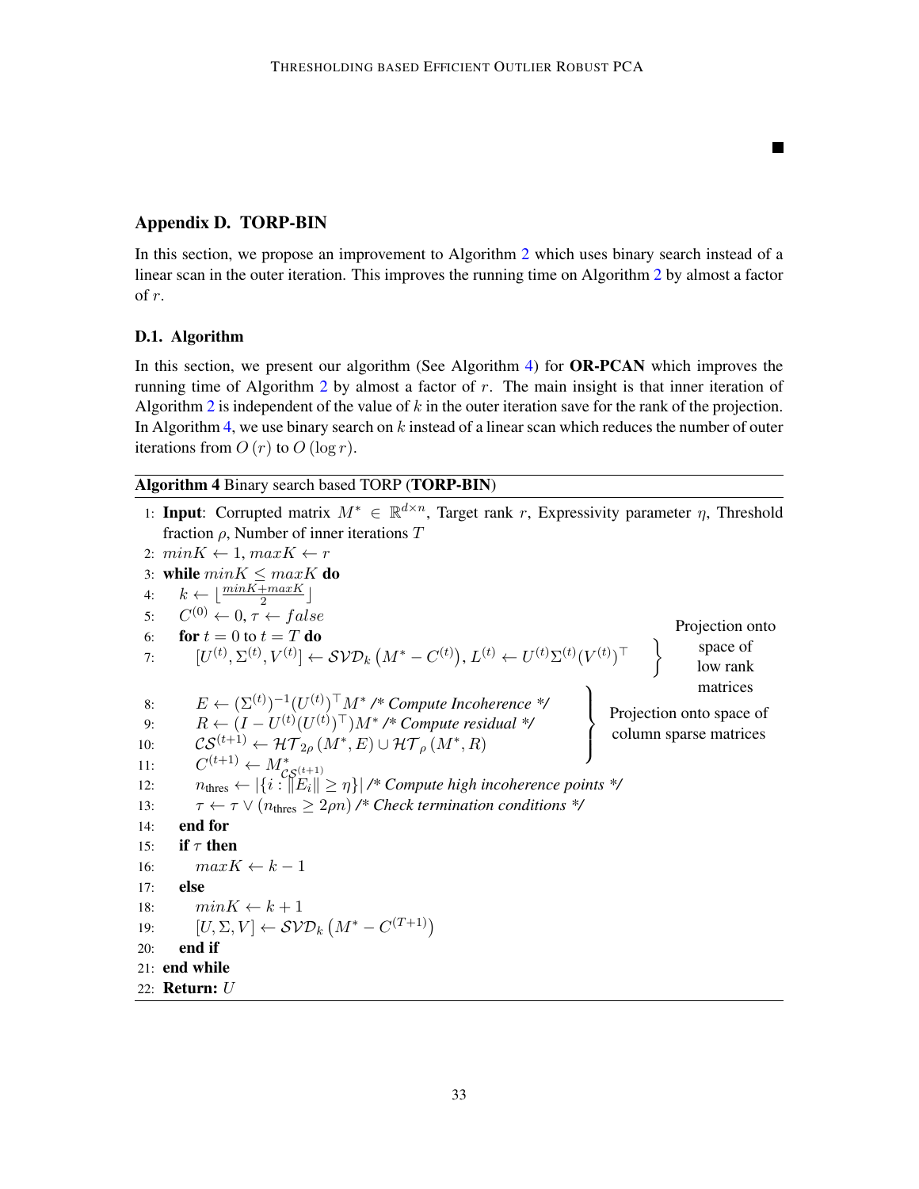■

## Appendix D. TORP-BIN

In this section, we propose an improvement to Algorithm 2 which uses binary search instead of a linear scan in the outer iteration. This improves the running time on Algorithm 2 by almost a factor of $r$.

### D.1. Algorithm

In this section, we present our algorithm (See Algorithm 4) for **OR-PCAN** which improves the running time of Algorithm 2 by almost a factor of $r$. The main insight is that inner iteration of Algorithm 2 is independent of the value of $k$ in the outer iteration save for the rank of the projection. In Algorithm 4, we use binary search on $k$ instead of a linear scan which reduces the number of outer iterations from $O(r)$ to $O(\log r)$.

**Algorithm 4** Binary search based TORP (**TORP-BIN**)

1: **Input**: Corrupted matrix $M^* \in \mathbb{R}^{d \times n}$, Target rank $r$, Expressivity parameter $\eta$, Threshold fraction $\rho$, Number of inner iterations $T$
2: $minK \leftarrow 1, maxK \leftarrow r$
3: **while** $minK \leq maxK$ **do**
4: $\quad k \leftarrow \lfloor \frac{minK + maxK}{2} \rfloor$
5: $\quad C^{(0)} \leftarrow 0, \tau \leftarrow false$
6: $\quad$ **for** $t = 0$ to $t = T$ **do**
7: $\quad\quad [U^{(t)}, \Sigma^{(t)}, V^{(t)}] \leftarrow \mathcal{SVD}_k\left(M^* - C^{(t)}\right), L^{(t)} \leftarrow U^{(t)} \Sigma^{(t)} (V^{(t)})^\top$ } Projection onto space of low rank matrices
8: $\quad\quad E \leftarrow (\Sigma^{(t)})^{-1} (U^{(t)})^\top M^*$ /\* *Compute Incoherence* \*/
9: $\quad\quad R \leftarrow (I - U^{(t)} (U^{(t)})^\top) M^*$ /\* *Compute residual* \*/
10: $\quad\quad \mathcal{CS}^{(t+1)} \leftarrow \mathcal{HT}_{2\rho}(M^*, E) \cup \mathcal{HT}_{\rho}(M^*, R)$
11: $\quad\quad C^{(t+1)} \leftarrow M^*_{\mathcal{CS}^{(t+1)}}$ } (lines 8–11) Projection onto space of column sparse matrices
12: $\quad\quad n_{\text{thres}} \leftarrow |\{i : \|E_i\| \geq \eta\}|$ /\* *Compute high incoherence points* \*/
13: $\quad\quad \tau \leftarrow \tau \vee (n_{\text{thres}} \geq 2\rho n)$ /\* *Check termination conditions* \*/
14: $\quad$ **end for**
15: $\quad$ **if** $\tau$ **then**
16: $\quad\quad maxK \leftarrow k - 1$
17: $\quad$ **else**
18: $\quad\quad minK \leftarrow k + 1$
19: $\quad\quad [U, \Sigma, V] \leftarrow \mathcal{SVD}_k\left(M^* - C^{(T+1)}\right)$
20: $\quad$ **end if**
21: **end while**
22: **Return:** $U$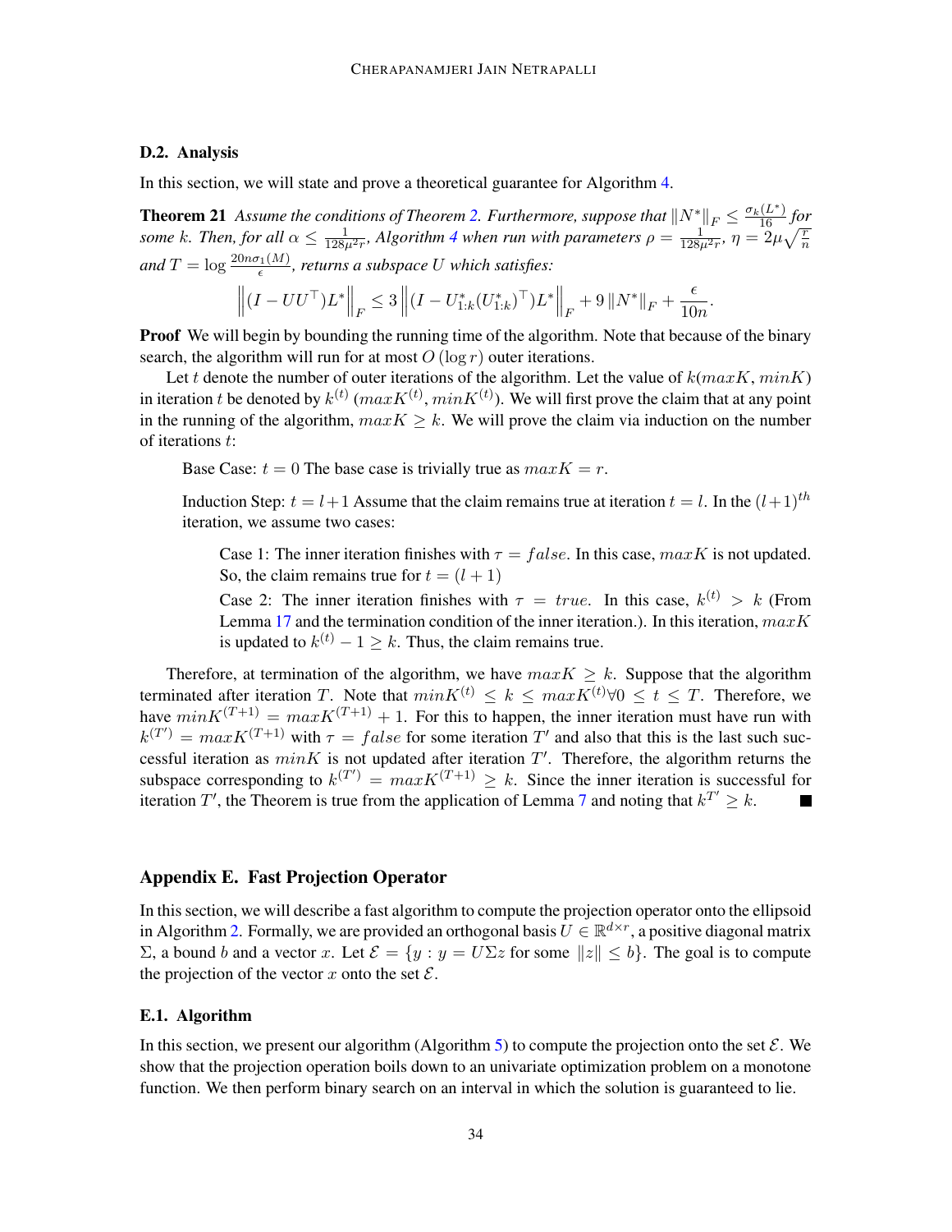### D.2. Analysis

In this section, we will state and prove a theoretical guarantee for Algorithm 4.

**Theorem 21** *Assume the conditions of Theorem 2. Furthermore, suppose that $\|N^*\|_F \leq \frac{\sigma_k(L^*)}{16}$ for some $k$. Then, for all $\alpha \leq \frac{1}{128\mu^2 r}$, Algorithm 4 when run with parameters $\rho = \frac{1}{128\mu^2 r}$, $\eta = 2\mu\sqrt{\frac{r}{n}}$ and $T = \log \frac{20n\sigma_1(M)}{\epsilon}$, returns a subspace $U$ which satisfies:*

$$\left\| (I - UU^\top) L^* \right\|_F \leq 3 \left\| (I - U^*_{1:k}(U^*_{1:k})^\top) L^* \right\|_F + 9 \|N^*\|_F + \frac{\epsilon}{10n}.$$

**Proof** We will begin by bounding the running time of the algorithm. Note that because of the binary search, the algorithm will run for at most $O(\log r)$ outer iterations.

Let $t$ denote the number of outer iterations of the algorithm. Let the value of $k(maxK, minK)$ in iteration $t$ be denoted by $k^{(t)}$ ($maxK^{(t)}$, $minK^{(t)}$). We will first prove the claim that at any point in the running of the algorithm, $maxK \geq k$. We will prove the claim via induction on the number of iterations $t$:

Base Case: $t = 0$ The base case is trivially true as $maxK = r$.

Induction Step: $t = l+1$ Assume that the claim remains true at iteration $t = l$. In the $(l+1)^{th}$ iteration, we assume two cases:

Case 1: The inner iteration finishes with $\tau = false$. In this case, $maxK$ is not updated. So, the claim remains true for $t = (l + 1)$

Case 2: The inner iteration finishes with $\tau = true$. In this case, $k^{(t)} > k$ (From Lemma 17 and the termination condition of the inner iteration.). In this iteration, $maxK$ is updated to $k^{(t)} - 1 \geq k$. Thus, the claim remains true.

Therefore, at termination of the algorithm, we have $maxK \geq k$. Suppose that the algorithm terminated after iteration $T$. Note that $minK^{(t)} \leq k \leq maxK^{(t)} \forall 0 \leq t \leq T$. Therefore, we have $minK^{(T+1)} = maxK^{(T+1)} + 1$. For this to happen, the inner iteration must have run with $k^{(T')} = maxK^{(T+1)}$ with $\tau = false$ for some iteration $T'$ and also that this is the last such successful iteration as $minK$ is not updated after iteration $T'$. Therefore, the algorithm returns the subspace corresponding to $k^{(T')} = maxK^{(T+1)} \geq k$. Since the inner iteration is successful for iteration $T'$, the Theorem is true from the application of Lemma 7 and noting that $k^{T'} \geq k$. ■

## Appendix E. Fast Projection Operator

In this section, we will describe a fast algorithm to compute the projection operator onto the ellipsoid in Algorithm 2. Formally, we are provided an orthogonal basis $U \in \mathbb{R}^{d \times r}$, a positive diagonal matrix $\Sigma$, a bound $b$ and a vector $x$. Let $\mathcal{E} = \{y : y = U\Sigma z \text{ for some } \|z\| \leq b\}$. The goal is to compute the projection of the vector $x$ onto the set $\mathcal{E}$.

### E.1. Algorithm

In this section, we present our algorithm (Algorithm 5) to compute the projection onto the set $\mathcal{E}$. We show that the projection operation boils down to an univariate optimization problem on a monotone function. We then perform binary search on an interval in which the solution is guaranteed to lie.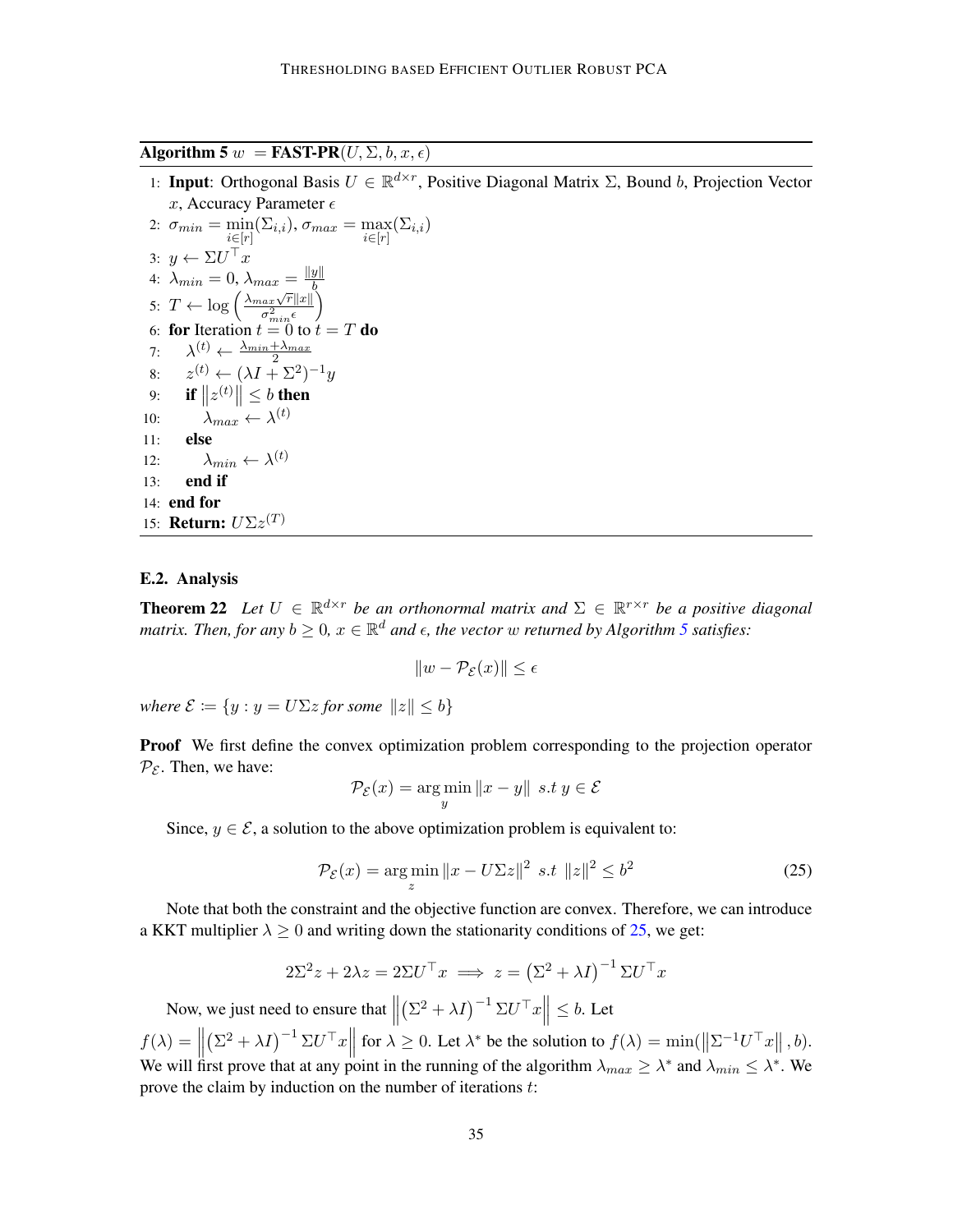**Algorithm 5** $w = \textbf{FAST-PR}(U, \Sigma, b, x, \epsilon)$

1: **Input**: Orthogonal Basis $U \in \mathbb{R}^{d \times r}$, Positive Diagonal Matrix $\Sigma$, Bound $b$, Projection Vector $x$, Accuracy Parameter $\epsilon$
2: $\sigma_{min} = \min_{i \in [r]}(\Sigma_{i,i})$, $\sigma_{max} = \max_{i \in [r]}(\Sigma_{i,i})$
3: $y \leftarrow \Sigma U^\top x$
4: $\lambda_{min} = 0$, $\lambda_{max} = \frac{\|y\|}{b}$
5: $T \leftarrow \log\left(\frac{\lambda_{max}\sqrt{r}\|x\|}{\sigma_{min}^2 \epsilon}\right)$
6: **for** Iteration $t = 0$ to $t = T$ **do**
7: $\quad \lambda^{(t)} \leftarrow \frac{\lambda_{min} + \lambda_{max}}{2}$
8: $\quad z^{(t)} \leftarrow (\lambda I + \Sigma^2)^{-1} y$
9: $\quad$ **if** $\left\|z^{(t)}\right\| \le b$ **then**
10: $\quad\quad \lambda_{max} \leftarrow \lambda^{(t)}$
11: $\quad$ **else**
12: $\quad\quad \lambda_{min} \leftarrow \lambda^{(t)}$
13: $\quad$ **end if**
14: **end for**
15: **Return:** $U\Sigma z^{(T)}$

## E.2. Analysis

**Theorem 22** *Let $U \in \mathbb{R}^{d \times r}$ be an orthonormal matrix and $\Sigma \in \mathbb{R}^{r \times r}$ be a positive diagonal matrix. Then, for any $b \ge 0$, $x \in \mathbb{R}^d$ and $\epsilon$, the vector $w$ returned by Algorithm 5 satisfies:*

$$\|w - \mathcal{P}_{\mathcal{E}}(x)\| \le \epsilon$$

*where $\mathcal{E} \coloneqq \{y : y = U\Sigma z \text{ for some } \|z\| \le b\}$*

**Proof** We first define the convex optimization problem corresponding to the projection operator $\mathcal{P}_{\mathcal{E}}$. Then, we have:

$$\mathcal{P}_{\mathcal{E}}(x) = \arg\min_{y} \|x - y\| \;\; s.t \; y \in \mathcal{E}$$

Since, $y \in \mathcal{E}$, a solution to the above optimization problem is equivalent to:

$$\mathcal{P}_{\mathcal{E}}(x) = \arg\min_{z} \|x - U\Sigma z\|^2 \;\; s.t \;\; \|z\|^2 \le b^2 \tag{25}$$

Note that both the constraint and the objective function are convex. Therefore, we can introduce a KKT multiplier $\lambda \ge 0$ and writing down the stationarity conditions of 25, we get:

$$2\Sigma^2 z + 2\lambda z = 2\Sigma U^\top x \implies z = \left(\Sigma^2 + \lambda I\right)^{-1} \Sigma U^\top x$$

Now, we just need to ensure that $\left\|\left(\Sigma^2 + \lambda I\right)^{-1} \Sigma U^\top x\right\| \le b$. Let $f(\lambda) = \left\|\left(\Sigma^2 + \lambda I\right)^{-1} \Sigma U^\top x\right\|$ for $\lambda \ge 0$. Let $\lambda^*$ be the solution to $f(\lambda) = \min(\left\|\Sigma^{-1} U^\top x\right\|, b)$. We will first prove that at any point in the running of the algorithm $\lambda_{max} \ge \lambda^*$ and $\lambda_{min} \le \lambda^*$. We prove the claim by induction on the number of iterations $t$: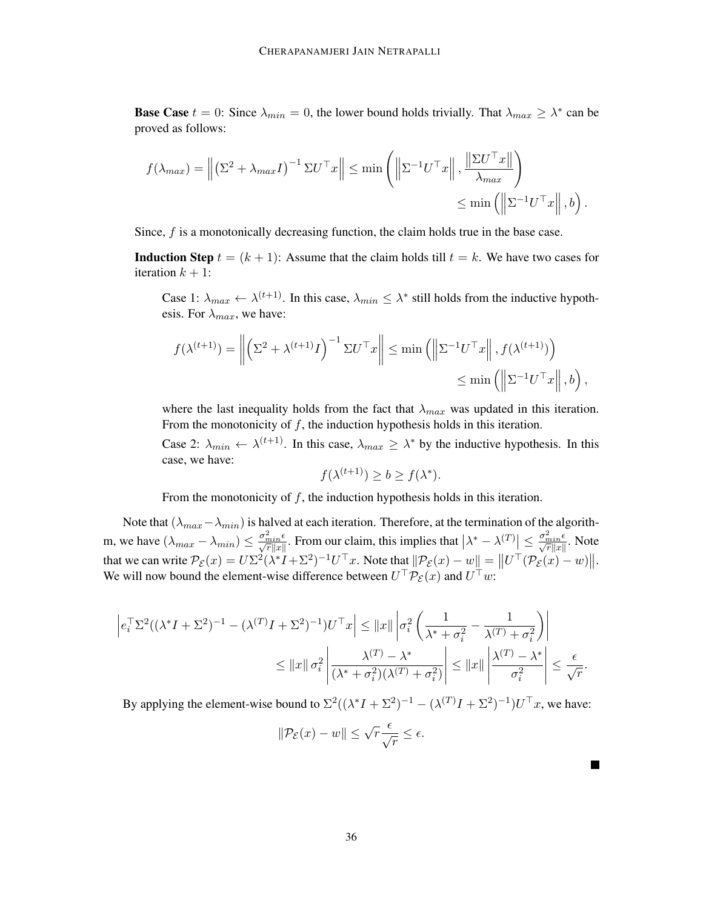**Base Case** $t = 0$: Since $\lambda_{min} = 0$, the lower bound holds trivially. That $\lambda_{max} \geq \lambda^*$ can be proved as follows:

$$f(\lambda_{max}) = \left\| \left(\Sigma^2 + \lambda_{max} I\right)^{-1} \Sigma U^\top x \right\| \leq \min\left( \left\| \Sigma^{-1} U^\top x \right\|, \frac{\left\| \Sigma U^\top x \right\|}{\lambda_{max}} \right) \leq \min\left( \left\| \Sigma^{-1} U^\top x \right\|, b \right).$$

Since, $f$ is a monotonically decreasing function, the claim holds true in the base case.

**Induction Step** $t = (k+1)$: Assume that the claim holds till $t = k$. We have two cases for iteration $k+1$:

Case 1: $\lambda_{max} \leftarrow \lambda^{(t+1)}$. In this case, $\lambda_{min} \leq \lambda^*$ still holds from the inductive hypothesis. For $\lambda_{max}$, we have:

$$f(\lambda^{(t+1)}) = \left\| \left(\Sigma^2 + \lambda^{(t+1)} I\right)^{-1} \Sigma U^\top x \right\| \leq \min\left( \left\| \Sigma^{-1} U^\top x \right\|, f(\lambda^{(t+1)}) \right) \leq \min\left( \left\| \Sigma^{-1} U^\top x \right\|, b \right),$$

where the last inequality holds from the fact that $\lambda_{max}$ was updated in this iteration. From the monotonicity of $f$, the induction hypothesis holds in this iteration.

Case 2: $\lambda_{min} \leftarrow \lambda^{(t+1)}$. In this case, $\lambda_{max} \geq \lambda^*$ by the inductive hypothesis. In this case, we have:

$$f(\lambda^{(t+1)}) \geq b \geq f(\lambda^*).$$

From the monotonicity of $f$, the induction hypothesis holds in this iteration.

Note that $(\lambda_{max} - \lambda_{min})$ is halved at each iteration. Therefore, at the termination of the algorithm, we have $(\lambda_{max} - \lambda_{min}) \leq \frac{\sigma_{min}^2 \epsilon}{\sqrt{r}\|x\|}$. From our claim, this implies that $\left|\lambda^* - \lambda^{(T)}\right| \leq \frac{\sigma_{min}^2 \epsilon}{\sqrt{r}\|x\|}$. Note that we can write $\mathcal{P}_{\mathcal{E}}(x) = U\Sigma^2(\lambda^* I + \Sigma^2)^{-1} U^\top x$. Note that $\|\mathcal{P}_{\mathcal{E}}(x) - w\| = \left\|U^\top (\mathcal{P}_{\mathcal{E}}(x) - w)\right\|$. We will now bound the element-wise difference between $U^\top \mathcal{P}_{\mathcal{E}}(x)$ and $U^\top w$:

$$\left| e_i^\top \Sigma^2 ((\lambda^* I + \Sigma^2)^{-1} - (\lambda^{(T)} I + \Sigma^2)^{-1}) U^\top x \right| \leq \|x\| \left| \sigma_i^2 \left( \frac{1}{\lambda^* + \sigma_i^2} - \frac{1}{\lambda^{(T)} + \sigma_i^2} \right) \right|$$
$$\leq \|x\| \, \sigma_i^2 \left| \frac{\lambda^{(T)} - \lambda^*}{(\lambda^* + \sigma_i^2)(\lambda^{(T)} + \sigma_i^2)} \right| \leq \|x\| \left| \frac{\lambda^{(T)} - \lambda^*}{\sigma_i^2} \right| \leq \frac{\epsilon}{\sqrt{r}}.$$

By applying the element-wise bound to $\Sigma^2((\lambda^* I + \Sigma^2)^{-1} - (\lambda^{(T)} I + \Sigma^2)^{-1}) U^\top x$, we have:

$$\|\mathcal{P}_{\mathcal{E}}(x) - w\| \leq \sqrt{r} \frac{\epsilon}{\sqrt{r}} \leq \epsilon.$$

■